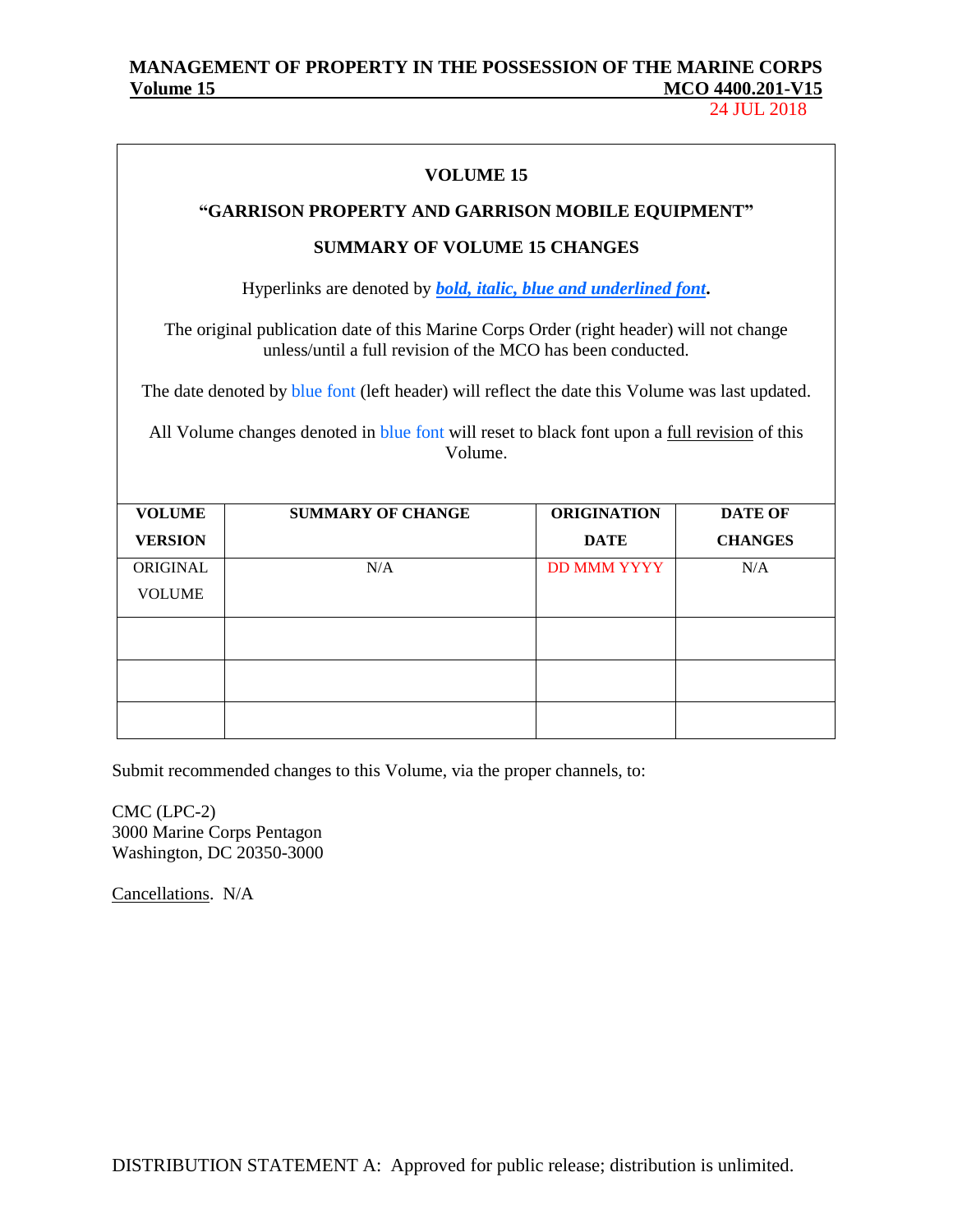# VOLUME 15

## "GARRISON PROPERTY AND GARRISON MOBILE EQUIPMENT"

## SUMMARY OF VOLUME 15 CHANGES

Hyperlinks are denoted by ***bold, italic, blue and underlined font***.

The original publication date of this Marine Corps Order (right header) will not change unless/until a full revision of the MCO has been conducted.

The date denoted by blue font (left header) will reflect the date this Volume was last updated.

All Volume changes denoted in blue font will reset to black font upon a full revision of this Volume.

| VOLUME VERSION | SUMMARY OF CHANGE | ORIGINATION DATE | DATE OF CHANGES |
|---|---|---|---|
| ORIGINAL VOLUME | N/A | DD MMM YYYY | N/A |
| | | | |
| | | | |
| | | | |

Submit recommended changes to this Volume, via the proper channels, to:

CMC (LPC-2)
3000 Marine Corps Pentagon
Washington, DC 20350-3000

Cancellations. N/A

DISTRIBUTION STATEMENT A: Approved for public release; distribution is unlimited.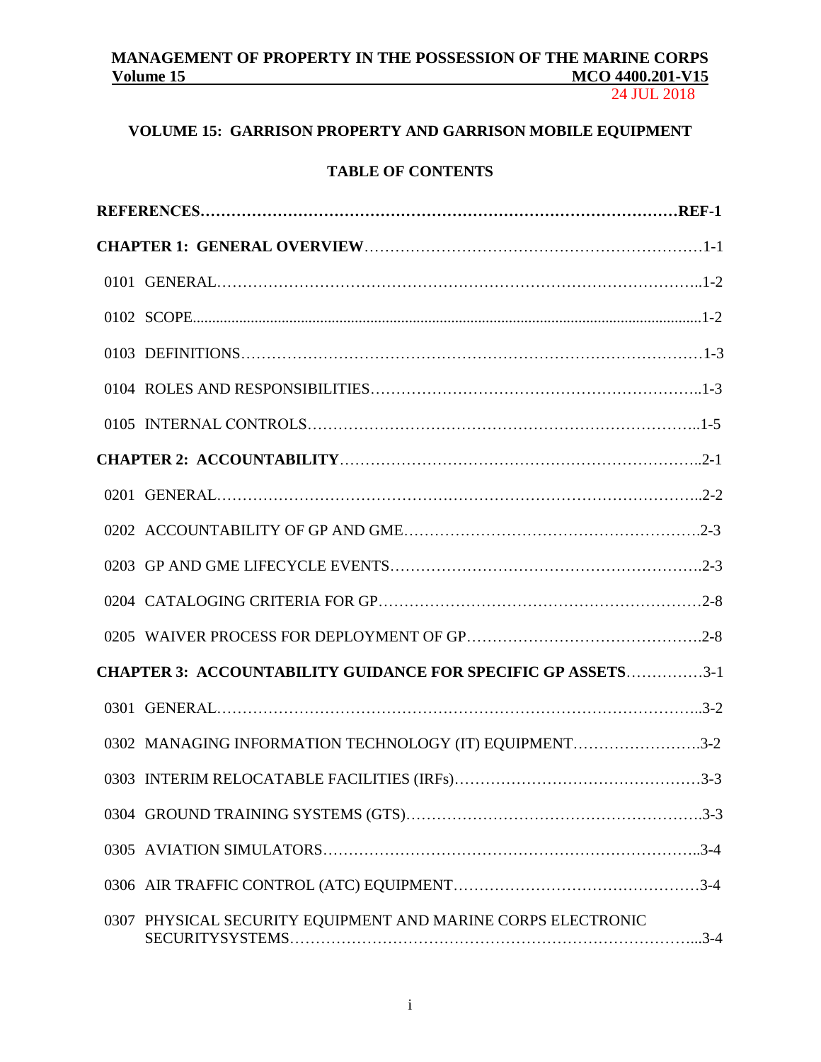## VOLUME 15: GARRISON PROPERTY AND GARRISON MOBILE EQUIPMENT

## TABLE OF CONTENTS

**REFERENCES……………………………………………………………………………REF-1**

**CHAPTER 1: GENERAL OVERVIEW**……………………………………………………………1-1

0101 GENERAL……………………………………………………………………………..1-2

0102 SCOPE.....................................................................................................................................1-2

0103 DEFINITIONS……………………………………………………………………………1-3

0104 ROLES AND RESPONSIBILITIES……………………………………………………..1-3

0105 INTERNAL CONTROLS………………………………………………………………..1-5

**CHAPTER 2: ACCOUNTABILITY**……………………………………………………………..2-1

0201 GENERAL……………………………………………………………………………..2-2

0202 ACCOUNTABILITY OF GP AND GME……………………………………………….2-3

0203 GP AND GME LIFECYCLE EVENTS………………………………………………….2-3

0204 CATALOGING CRITERIA FOR GP……………………………………………………2-8

0205 WAIVER PROCESS FOR DEPLOYMENT OF GP……………………………………….2-8

**CHAPTER 3: ACCOUNTABILITY GUIDANCE FOR SPECIFIC GP ASSETS**……………3-1

0301 GENERAL……………………………………………………………………………..3-2

0302 MANAGING INFORMATION TECHNOLOGY (IT) EQUIPMENT…………………….3-2

0303 INTERIM RELOCATABLE FACILITIES (IRFs)…………………………………………3-3

0304 GROUND TRAINING SYSTEMS (GTS)………………………………………………….3-3

0305 AVIATION SIMULATORS……………………………………………………………..3-4

0306 AIR TRAFFIC CONTROL (ATC) EQUIPMENT…………………………………………3-4

0307 PHYSICAL SECURITY EQUIPMENT AND MARINE CORPS ELECTRONIC SECURITYSYSTEMS…………………………………………………………………...3-4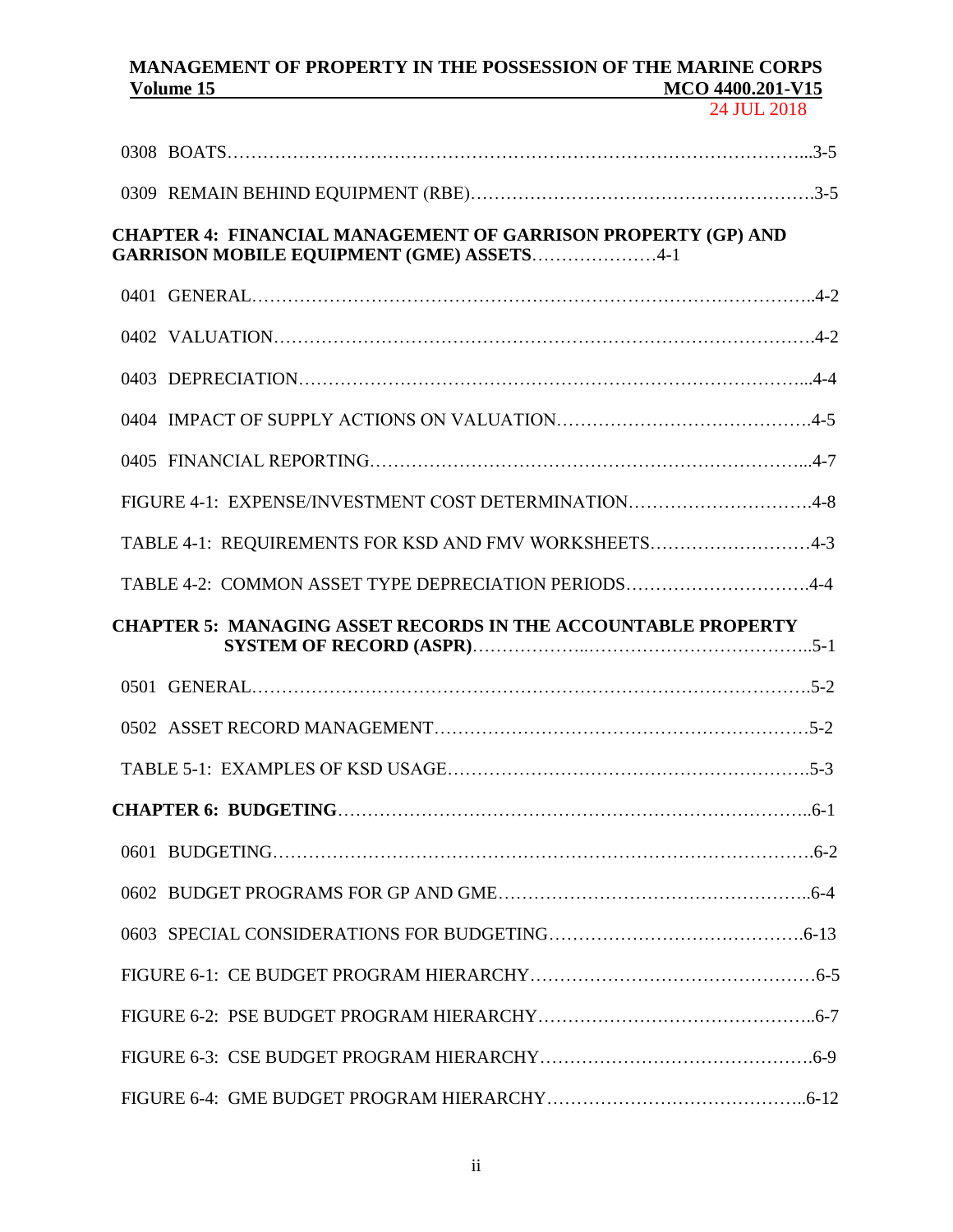0308 BOATS……………………………………………………………………………………...3-5

0309 REMAIN BEHIND EQUIPMENT (RBE)……………………………………………….3-5

**CHAPTER 4: FINANCIAL MANAGEMENT OF GARRISON PROPERTY (GP) AND GARRISON MOBILE EQUIPMENT (GME) ASSETS**…………………4-1

0401 GENERAL………………………………………………………………………………..4-2

0402 VALUATION…………………………………………………………………………….4-2

0403 DEPRECIATION………………………………………………………………………...4-4

0404 IMPACT OF SUPPLY ACTIONS ON VALUATION…………………………………….4-5

0405 FINANCIAL REPORTING……………………………………………………………...4-7

FIGURE 4-1: EXPENSE/INVESTMENT COST DETERMINATION………………………….4-8

TABLE 4-1: REQUIREMENTS FOR KSD AND FMV WORKSHEETS………………………4-3

TABLE 4-2: COMMON ASSET TYPE DEPRECIATION PERIODS………………………….4-4

**CHAPTER 5: MANAGING ASSET RECORDS IN THE ACCOUNTABLE PROPERTY SYSTEM OF RECORD (ASPR)**………………..………………………………..5-1

0501 GENERAL……………………………………………………………………………….5-2

0502 ASSET RECORD MANAGEMENT……………………………………………………5-2

TABLE 5-1: EXAMPLES OF KSD USAGE…………………………………………………….5-3

**CHAPTER 6: BUDGETING**…………………………………………………………………..6-1

0601 BUDGETING…………………………………………………………………………….6-2

0602 BUDGET PROGRAMS FOR GP AND GME…………………………………………...6-4

0603 SPECIAL CONSIDERATIONS FOR BUDGETING…………………………………….6-13

FIGURE 6-1: CE BUDGET PROGRAM HIERARCHY………………………………………6-5

FIGURE 6-2: PSE BUDGET PROGRAM HIERARCHY……………………………………..6-7

FIGURE 6-3: CSE BUDGET PROGRAM HIERARCHY……………………………………6-9

FIGURE 6-4: GME BUDGET PROGRAM HIERARCHY…………………………………..6-12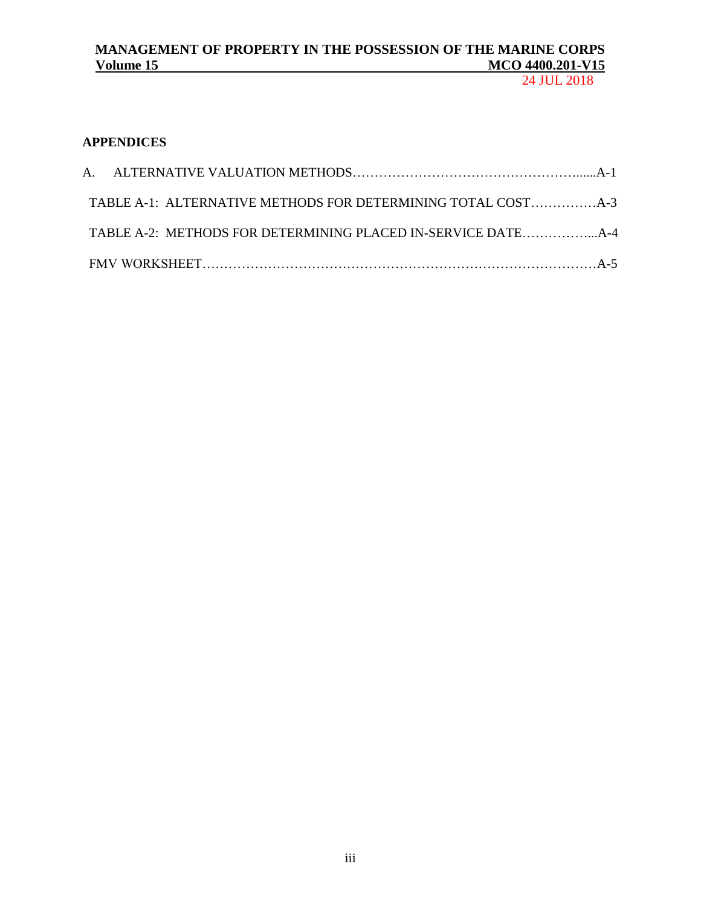## APPENDICES

A. ALTERNATIVE VALUATION METHODS…………………………………………….....A-1

TABLE A-1: ALTERNATIVE METHODS FOR DETERMINING TOTAL COST……………A-3

TABLE A-2: METHODS FOR DETERMINING PLACED IN-SERVICE DATE……………...A-4

FMV WORKSHEET……………………………………………………………………………A-5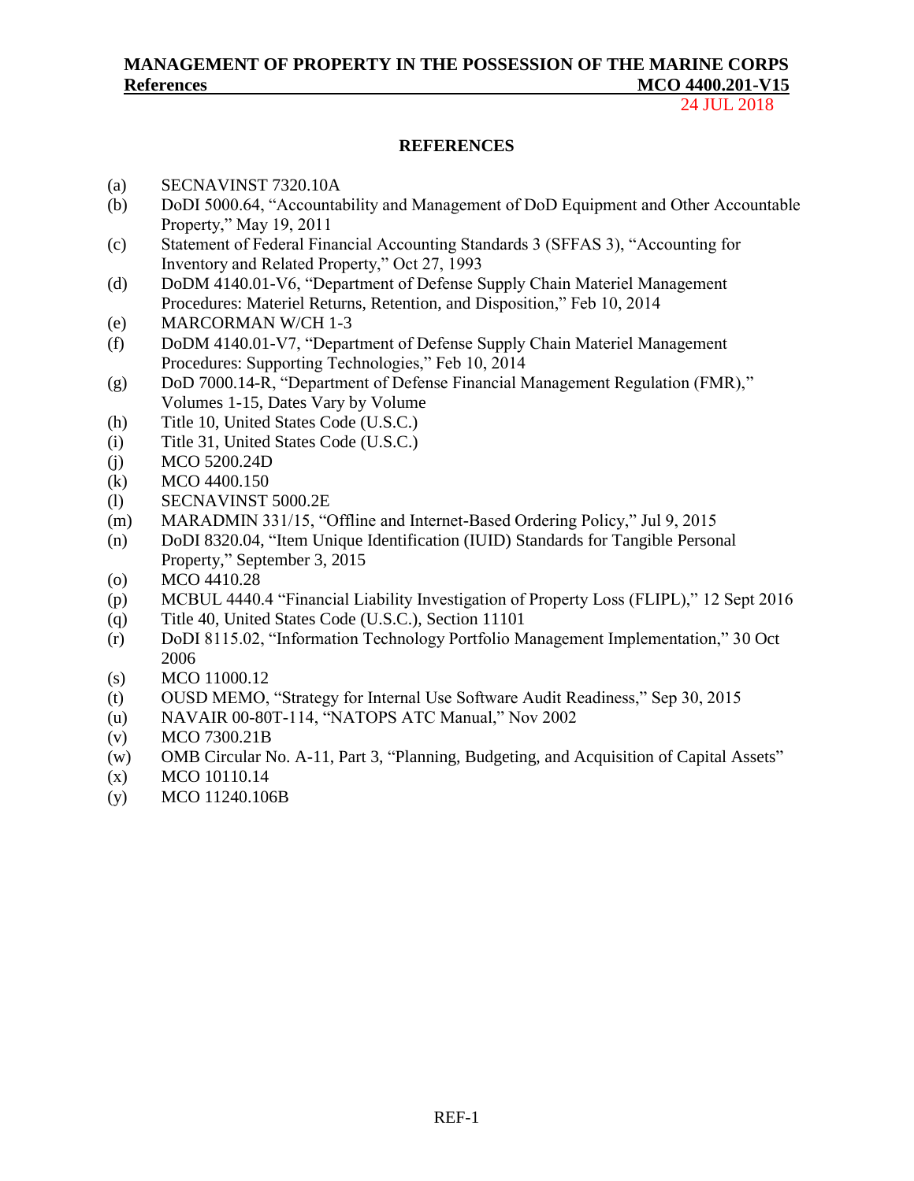## REFERENCES

(a) SECNAVINST 7320.10A

(b) DoDI 5000.64, "Accountability and Management of DoD Equipment and Other Accountable Property," May 19, 2011

(c) Statement of Federal Financial Accounting Standards 3 (SFFAS 3), "Accounting for Inventory and Related Property," Oct 27, 1993

(d) DoDM 4140.01-V6, "Department of Defense Supply Chain Materiel Management Procedures: Materiel Returns, Retention, and Disposition," Feb 10, 2014

(e) MARCORMAN W/CH 1-3

(f) DoDM 4140.01-V7, "Department of Defense Supply Chain Materiel Management Procedures: Supporting Technologies," Feb 10, 2014

(g) DoD 7000.14-R, "Department of Defense Financial Management Regulation (FMR)," Volumes 1-15, Dates Vary by Volume

(h) Title 10, United States Code (U.S.C.)

(i) Title 31, United States Code (U.S.C.)

(j) MCO 5200.24D

(k) MCO 4400.150

(l) SECNAVINST 5000.2E

(m) MARADMIN 331/15, "Offline and Internet-Based Ordering Policy," Jul 9, 2015

(n) DoDI 8320.04, "Item Unique Identification (IUID) Standards for Tangible Personal Property," September 3, 2015

(o) MCO 4410.28

(p) MCBUL 4440.4 "Financial Liability Investigation of Property Loss (FLIPL)," 12 Sept 2016

(q) Title 40, United States Code (U.S.C.), Section 11101

(r) DoDI 8115.02, "Information Technology Portfolio Management Implementation," 30 Oct 2006

(s) MCO 11000.12

(t) OUSD MEMO, "Strategy for Internal Use Software Audit Readiness," Sep 30, 2015

(u) NAVAIR 00-80T-114, "NATOPS ATC Manual," Nov 2002

(v) MCO 7300.21B

(w) OMB Circular No. A-11, Part 3, "Planning, Budgeting, and Acquisition of Capital Assets"

(x) MCO 10110.14

(y) MCO 11240.106B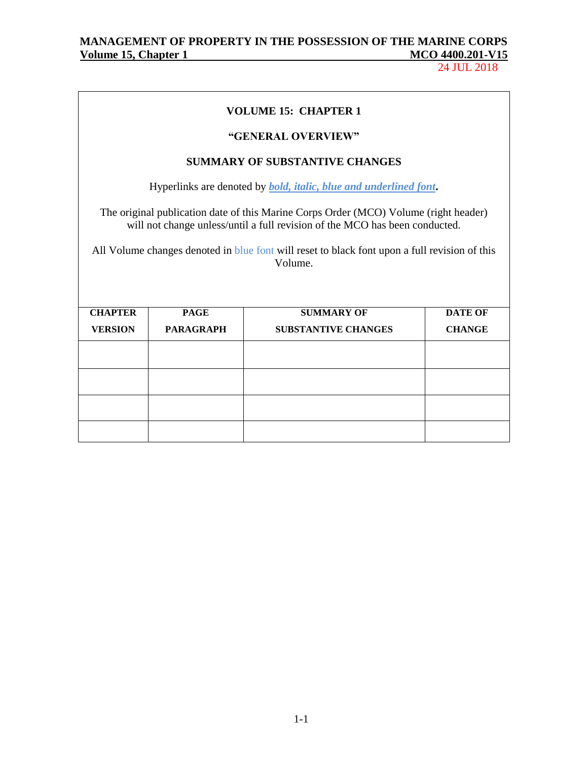**VOLUME 15: CHAPTER 1**

**"GENERAL OVERVIEW"**

**SUMMARY OF SUBSTANTIVE CHANGES**

Hyperlinks are denoted by ***bold, italic, blue and underlined font*.**

The original publication date of this Marine Corps Order (MCO) Volume (right header) will not change unless/until a full revision of the MCO has been conducted.

All Volume changes denoted in blue font will reset to black font upon a full revision of this Volume.

| CHAPTER VERSION | PAGE PARAGRAPH | SUMMARY OF SUBSTANTIVE CHANGES | DATE OF CHANGE |
|---|---|---|---|
| | | | |
| | | | |
| | | | |
| | | | |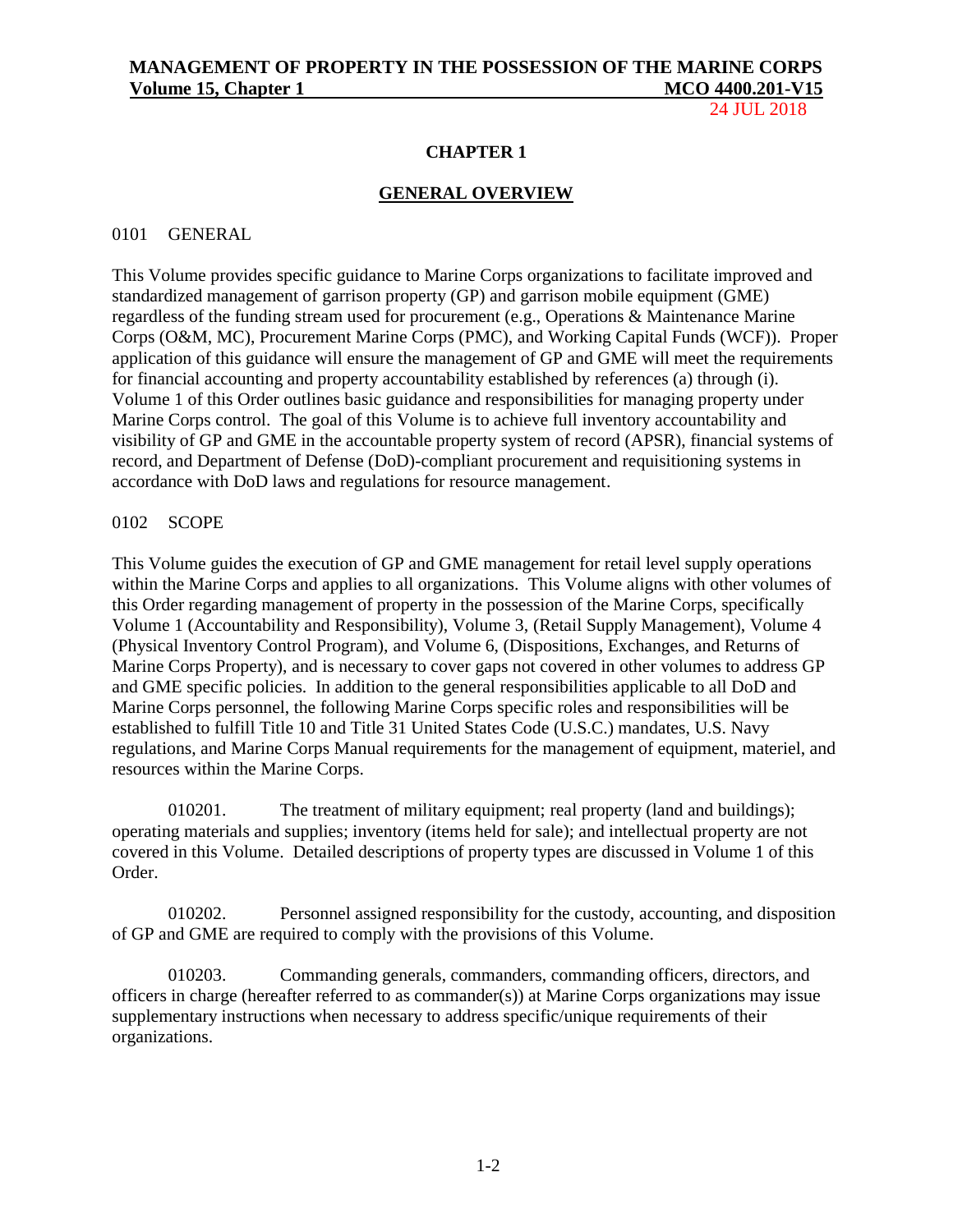# CHAPTER 1

## GENERAL OVERVIEW

0101 GENERAL

This Volume provides specific guidance to Marine Corps organizations to facilitate improved and standardized management of garrison property (GP) and garrison mobile equipment (GME) regardless of the funding stream used for procurement (e.g., Operations & Maintenance Marine Corps (O&M, MC), Procurement Marine Corps (PMC), and Working Capital Funds (WCF)). Proper application of this guidance will ensure the management of GP and GME will meet the requirements for financial accounting and property accountability established by references (a) through (i). Volume 1 of this Order outlines basic guidance and responsibilities for managing property under Marine Corps control. The goal of this Volume is to achieve full inventory accountability and visibility of GP and GME in the accountable property system of record (APSR), financial systems of record, and Department of Defense (DoD)-compliant procurement and requisitioning systems in accordance with DoD laws and regulations for resource management.

0102 SCOPE

This Volume guides the execution of GP and GME management for retail level supply operations within the Marine Corps and applies to all organizations. This Volume aligns with other volumes of this Order regarding management of property in the possession of the Marine Corps, specifically Volume 1 (Accountability and Responsibility), Volume 3, (Retail Supply Management), Volume 4 (Physical Inventory Control Program), and Volume 6, (Dispositions, Exchanges, and Returns of Marine Corps Property), and is necessary to cover gaps not covered in other volumes to address GP and GME specific policies. In addition to the general responsibilities applicable to all DoD and Marine Corps personnel, the following Marine Corps specific roles and responsibilities will be established to fulfill Title 10 and Title 31 United States Code (U.S.C.) mandates, U.S. Navy regulations, and Marine Corps Manual requirements for the management of equipment, materiel, and resources within the Marine Corps.

010201. The treatment of military equipment; real property (land and buildings); operating materials and supplies; inventory (items held for sale); and intellectual property are not covered in this Volume. Detailed descriptions of property types are discussed in Volume 1 of this Order.

010202. Personnel assigned responsibility for the custody, accounting, and disposition of GP and GME are required to comply with the provisions of this Volume.

010203. Commanding generals, commanders, commanding officers, directors, and officers in charge (hereafter referred to as commander(s)) at Marine Corps organizations may issue supplementary instructions when necessary to address specific/unique requirements of their organizations.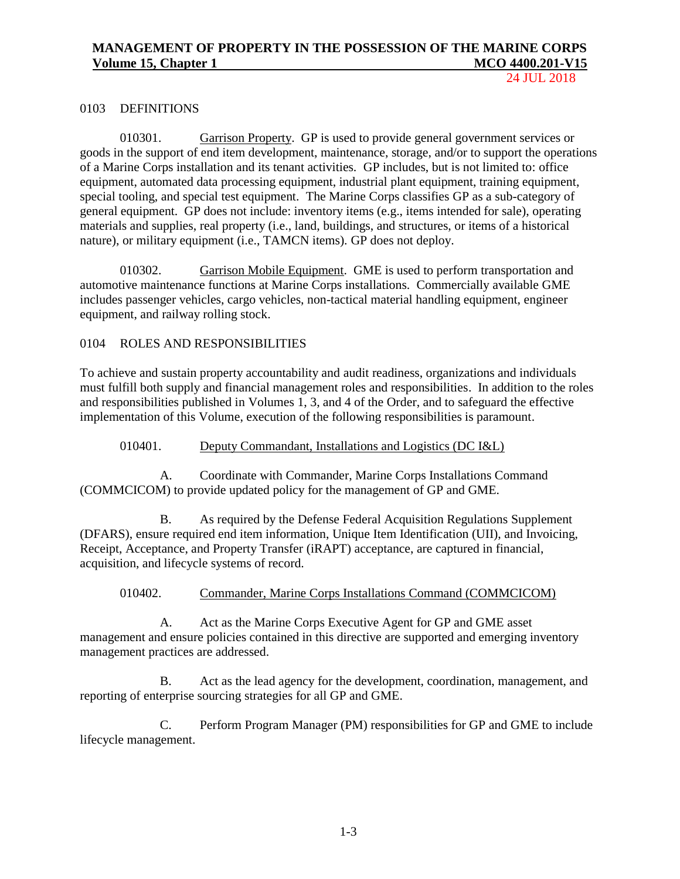## 0103 DEFINITIONS

010301. Garrison Property. GP is used to provide general government services or goods in the support of end item development, maintenance, storage, and/or to support the operations of a Marine Corps installation and its tenant activities. GP includes, but is not limited to: office equipment, automated data processing equipment, industrial plant equipment, training equipment, special tooling, and special test equipment. The Marine Corps classifies GP as a sub-category of general equipment. GP does not include: inventory items (e.g., items intended for sale), operating materials and supplies, real property (i.e., land, buildings, and structures, or items of a historical nature), or military equipment (i.e., TAMCN items). GP does not deploy.

010302. Garrison Mobile Equipment. GME is used to perform transportation and automotive maintenance functions at Marine Corps installations. Commercially available GME includes passenger vehicles, cargo vehicles, non-tactical material handling equipment, engineer equipment, and railway rolling stock.

## 0104 ROLES AND RESPONSIBILITIES

To achieve and sustain property accountability and audit readiness, organizations and individuals must fulfill both supply and financial management roles and responsibilities. In addition to the roles and responsibilities published in Volumes 1, 3, and 4 of the Order, and to safeguard the effective implementation of this Volume, execution of the following responsibilities is paramount.

010401. Deputy Commandant, Installations and Logistics (DC I&L)

A. Coordinate with Commander, Marine Corps Installations Command (COMMCICOM) to provide updated policy for the management of GP and GME.

B. As required by the Defense Federal Acquisition Regulations Supplement (DFARS), ensure required end item information, Unique Item Identification (UII), and Invoicing, Receipt, Acceptance, and Property Transfer (iRAPT) acceptance, are captured in financial, acquisition, and lifecycle systems of record.

010402. Commander, Marine Corps Installations Command (COMMCICOM)

A. Act as the Marine Corps Executive Agent for GP and GME asset management and ensure policies contained in this directive are supported and emerging inventory management practices are addressed.

B. Act as the lead agency for the development, coordination, management, and reporting of enterprise sourcing strategies for all GP and GME.

C. Perform Program Manager (PM) responsibilities for GP and GME to include lifecycle management.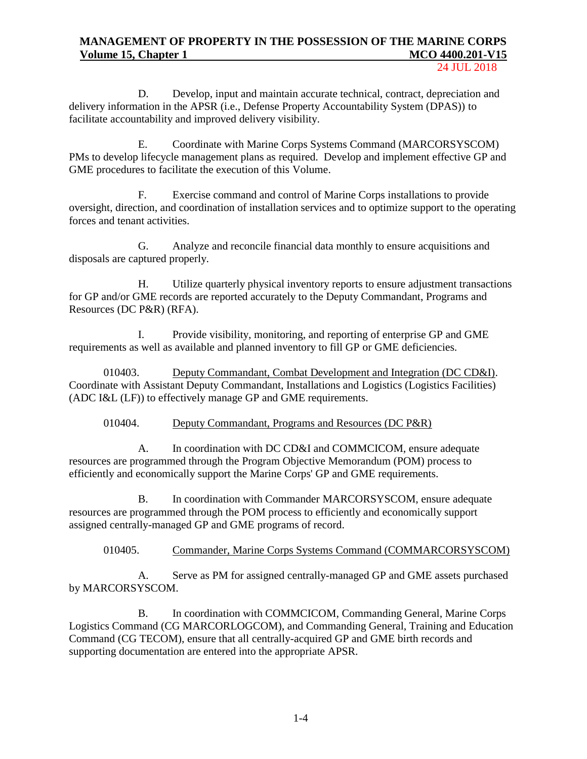D. Develop, input and maintain accurate technical, contract, depreciation and delivery information in the APSR (i.e., Defense Property Accountability System (DPAS)) to facilitate accountability and improved delivery visibility.

E. Coordinate with Marine Corps Systems Command (MARCORSYSCOM) PMs to develop lifecycle management plans as required. Develop and implement effective GP and GME procedures to facilitate the execution of this Volume.

F. Exercise command and control of Marine Corps installations to provide oversight, direction, and coordination of installation services and to optimize support to the operating forces and tenant activities.

G. Analyze and reconcile financial data monthly to ensure acquisitions and disposals are captured properly.

H. Utilize quarterly physical inventory reports to ensure adjustment transactions for GP and/or GME records are reported accurately to the Deputy Commandant, Programs and Resources (DC P&R) (RFA).

I. Provide visibility, monitoring, and reporting of enterprise GP and GME requirements as well as available and planned inventory to fill GP or GME deficiencies.

010403. Deputy Commandant, Combat Development and Integration (DC CD&I). Coordinate with Assistant Deputy Commandant, Installations and Logistics (Logistics Facilities) (ADC I&L (LF)) to effectively manage GP and GME requirements.

010404. Deputy Commandant, Programs and Resources (DC P&R)

A. In coordination with DC CD&I and COMMCICOM, ensure adequate resources are programmed through the Program Objective Memorandum (POM) process to efficiently and economically support the Marine Corps' GP and GME requirements.

B. In coordination with Commander MARCORSYSCOM, ensure adequate resources are programmed through the POM process to efficiently and economically support assigned centrally-managed GP and GME programs of record.

010405. Commander, Marine Corps Systems Command (COMMARCORSYSCOM)

A. Serve as PM for assigned centrally-managed GP and GME assets purchased by MARCORSYSCOM.

B. In coordination with COMMCICOM, Commanding General, Marine Corps Logistics Command (CG MARCORLOGCOM), and Commanding General, Training and Education Command (CG TECOM), ensure that all centrally-acquired GP and GME birth records and supporting documentation are entered into the appropriate APSR.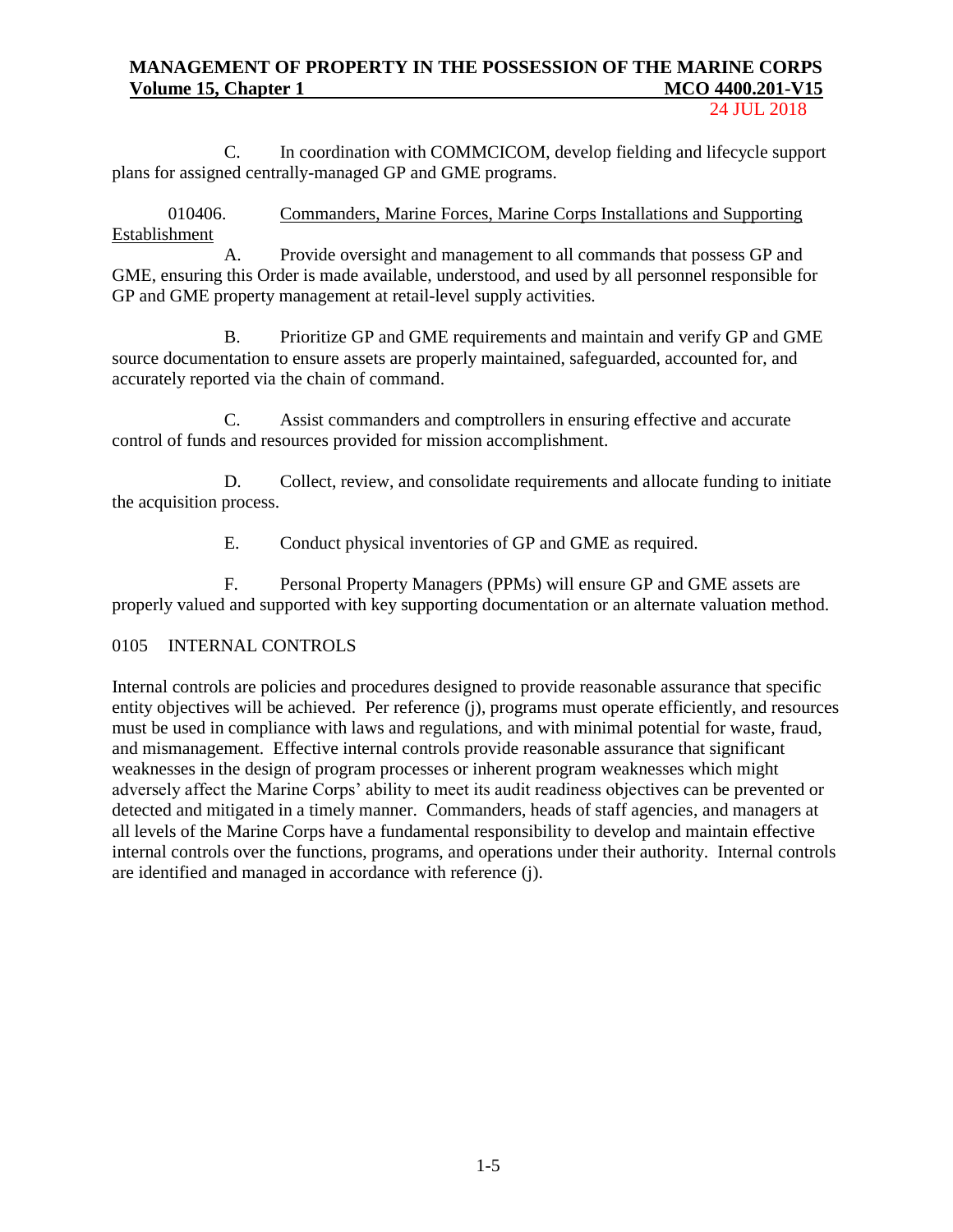C. In coordination with COMMCICOM, develop fielding and lifecycle support plans for assigned centrally-managed GP and GME programs.

010406. <u>Commanders, Marine Forces, Marine Corps Installations and Supporting Establishment</u>

A. Provide oversight and management to all commands that possess GP and GME, ensuring this Order is made available, understood, and used by all personnel responsible for GP and GME property management at retail-level supply activities.

B. Prioritize GP and GME requirements and maintain and verify GP and GME source documentation to ensure assets are properly maintained, safeguarded, accounted for, and accurately reported via the chain of command.

C. Assist commanders and comptrollers in ensuring effective and accurate control of funds and resources provided for mission accomplishment.

D. Collect, review, and consolidate requirements and allocate funding to initiate the acquisition process.

E. Conduct physical inventories of GP and GME as required.

F. Personal Property Managers (PPMs) will ensure GP and GME assets are properly valued and supported with key supporting documentation or an alternate valuation method.

## 0105 INTERNAL CONTROLS

Internal controls are policies and procedures designed to provide reasonable assurance that specific entity objectives will be achieved. Per reference (j), programs must operate efficiently, and resources must be used in compliance with laws and regulations, and with minimal potential for waste, fraud, and mismanagement. Effective internal controls provide reasonable assurance that significant weaknesses in the design of program processes or inherent program weaknesses which might adversely affect the Marine Corps' ability to meet its audit readiness objectives can be prevented or detected and mitigated in a timely manner. Commanders, heads of staff agencies, and managers at all levels of the Marine Corps have a fundamental responsibility to develop and maintain effective internal controls over the functions, programs, and operations under their authority. Internal controls are identified and managed in accordance with reference (j).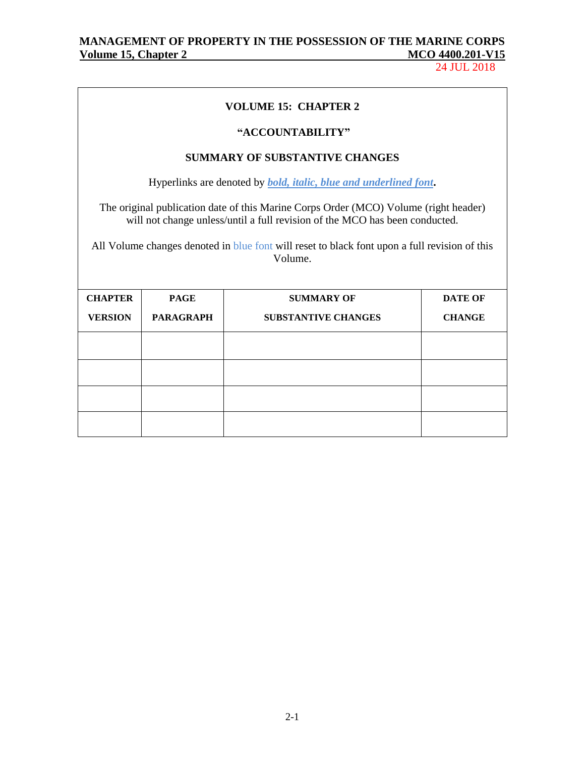**VOLUME 15: CHAPTER 2**

**"ACCOUNTABILITY"**

**SUMMARY OF SUBSTANTIVE CHANGES**

Hyperlinks are denoted by ***bold, italic, blue and underlined font*****.**

The original publication date of this Marine Corps Order (MCO) Volume (right header) will not change unless/until a full revision of the MCO has been conducted.

All Volume changes denoted in blue font will reset to black font upon a full revision of this Volume.

| CHAPTER VERSION | PAGE PARAGRAPH | SUMMARY OF SUBSTANTIVE CHANGES | DATE OF CHANGE |
|---|---|---|---|
| | | | |
| | | | |
| | | | |
| | | | |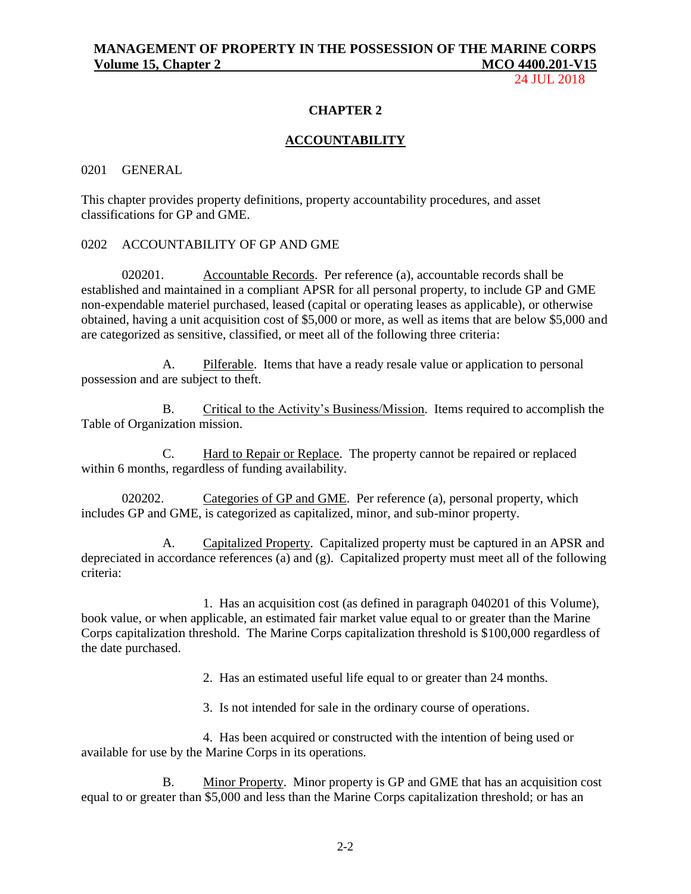## CHAPTER 2

## ACCOUNTABILITY

0201 GENERAL

This chapter provides property definitions, property accountability procedures, and asset classifications for GP and GME.

0202 ACCOUNTABILITY OF GP AND GME

020201. Accountable Records. Per reference (a), accountable records shall be established and maintained in a compliant APSR for all personal property, to include GP and GME non-expendable materiel purchased, leased (capital or operating leases as applicable), or otherwise obtained, having a unit acquisition cost of $5,000 or more, as well as items that are below $5,000 and are categorized as sensitive, classified, or meet all of the following three criteria:

A. Pilferable. Items that have a ready resale value or application to personal possession and are subject to theft.

B. Critical to the Activity's Business/Mission. Items required to accomplish the Table of Organization mission.

C. Hard to Repair or Replace. The property cannot be repaired or replaced within 6 months, regardless of funding availability.

020202. Categories of GP and GME. Per reference (a), personal property, which includes GP and GME, is categorized as capitalized, minor, and sub-minor property.

A. Capitalized Property. Capitalized property must be captured in an APSR and depreciated in accordance references (a) and (g). Capitalized property must meet all of the following criteria:

1. Has an acquisition cost (as defined in paragraph 040201 of this Volume), book value, or when applicable, an estimated fair market value equal to or greater than the Marine Corps capitalization threshold. The Marine Corps capitalization threshold is $100,000 regardless of the date purchased.

2. Has an estimated useful life equal to or greater than 24 months.

3. Is not intended for sale in the ordinary course of operations.

4. Has been acquired or constructed with the intention of being used or available for use by the Marine Corps in its operations.

B. Minor Property. Minor property is GP and GME that has an acquisition cost equal to or greater than $5,000 and less than the Marine Corps capitalization threshold; or has an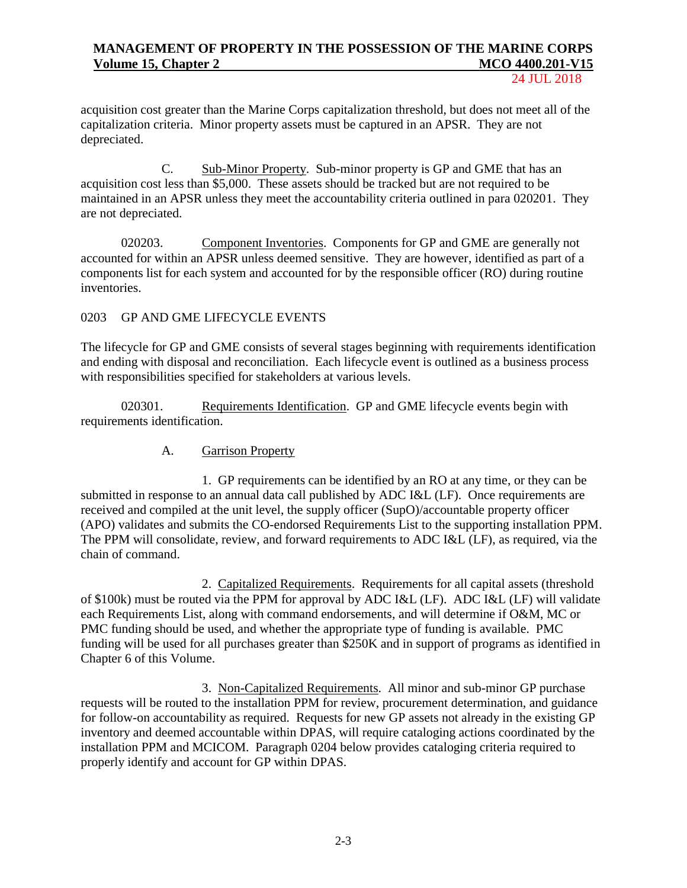acquisition cost greater than the Marine Corps capitalization threshold, but does not meet all of the capitalization criteria. Minor property assets must be captured in an APSR. They are not depreciated.

C. Sub-Minor Property. Sub-minor property is GP and GME that has an acquisition cost less than $5,000. These assets should be tracked but are not required to be maintained in an APSR unless they meet the accountability criteria outlined in para 020201. They are not depreciated.

020203. Component Inventories. Components for GP and GME are generally not accounted for within an APSR unless deemed sensitive. They are however, identified as part of a components list for each system and accounted for by the responsible officer (RO) during routine inventories.

## 0203 GP AND GME LIFECYCLE EVENTS

The lifecycle for GP and GME consists of several stages beginning with requirements identification and ending with disposal and reconciliation. Each lifecycle event is outlined as a business process with responsibilities specified for stakeholders at various levels.

020301. Requirements Identification. GP and GME lifecycle events begin with requirements identification.

A. Garrison Property

1. GP requirements can be identified by an RO at any time, or they can be submitted in response to an annual data call published by ADC I&L (LF). Once requirements are received and compiled at the unit level, the supply officer (SupO)/accountable property officer (APO) validates and submits the CO-endorsed Requirements List to the supporting installation PPM. The PPM will consolidate, review, and forward requirements to ADC I&L (LF), as required, via the chain of command.

2. Capitalized Requirements. Requirements for all capital assets (threshold of $100k) must be routed via the PPM for approval by ADC I&L (LF). ADC I&L (LF) will validate each Requirements List, along with command endorsements, and will determine if O&M, MC or PMC funding should be used, and whether the appropriate type of funding is available. PMC funding will be used for all purchases greater than $250K and in support of programs as identified in Chapter 6 of this Volume.

3. Non-Capitalized Requirements. All minor and sub-minor GP purchase requests will be routed to the installation PPM for review, procurement determination, and guidance for follow-on accountability as required. Requests for new GP assets not already in the existing GP inventory and deemed accountable within DPAS, will require cataloging actions coordinated by the installation PPM and MCICOM. Paragraph 0204 below provides cataloging criteria required to properly identify and account for GP within DPAS.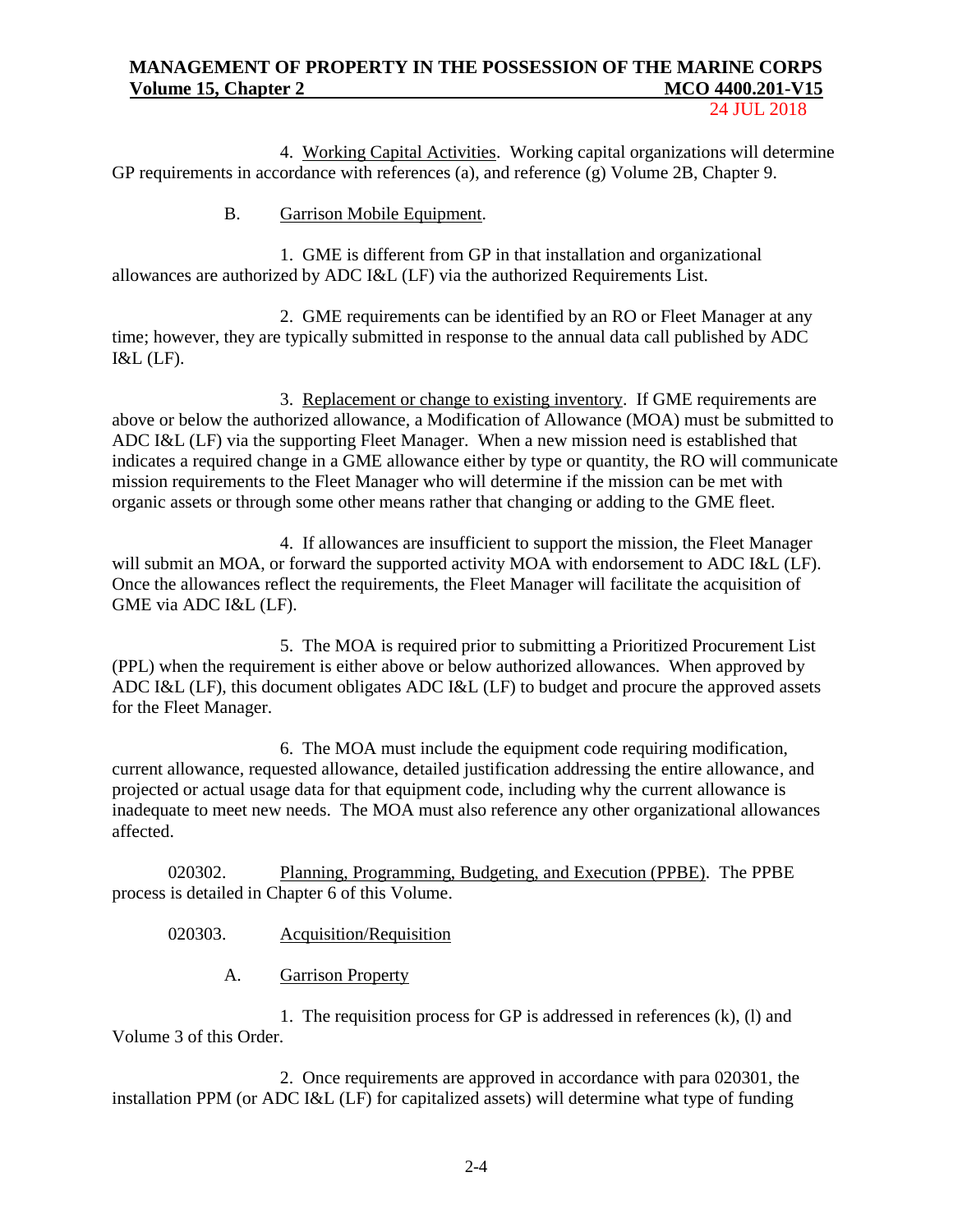4. Working Capital Activities. Working capital organizations will determine GP requirements in accordance with references (a), and reference (g) Volume 2B, Chapter 9.

B. Garrison Mobile Equipment.

1. GME is different from GP in that installation and organizational allowances are authorized by ADC I&L (LF) via the authorized Requirements List.

2. GME requirements can be identified by an RO or Fleet Manager at any time; however, they are typically submitted in response to the annual data call published by ADC I&L (LF).

3. Replacement or change to existing inventory. If GME requirements are above or below the authorized allowance, a Modification of Allowance (MOA) must be submitted to ADC I&L (LF) via the supporting Fleet Manager. When a new mission need is established that indicates a required change in a GME allowance either by type or quantity, the RO will communicate mission requirements to the Fleet Manager who will determine if the mission can be met with organic assets or through some other means rather that changing or adding to the GME fleet.

4. If allowances are insufficient to support the mission, the Fleet Manager will submit an MOA, or forward the supported activity MOA with endorsement to ADC I&L (LF). Once the allowances reflect the requirements, the Fleet Manager will facilitate the acquisition of GME via ADC I&L (LF).

5. The MOA is required prior to submitting a Prioritized Procurement List (PPL) when the requirement is either above or below authorized allowances. When approved by ADC I&L (LF), this document obligates ADC I&L (LF) to budget and procure the approved assets for the Fleet Manager.

6. The MOA must include the equipment code requiring modification, current allowance, requested allowance, detailed justification addressing the entire allowance, and projected or actual usage data for that equipment code, including why the current allowance is inadequate to meet new needs. The MOA must also reference any other organizational allowances affected.

020302. Planning, Programming, Budgeting, and Execution (PPBE). The PPBE process is detailed in Chapter 6 of this Volume.

020303. Acquisition/Requisition

A. Garrison Property

1. The requisition process for GP is addressed in references (k), (l) and Volume 3 of this Order.

2. Once requirements are approved in accordance with para 020301, the installation PPM (or ADC I&L (LF) for capitalized assets) will determine what type of funding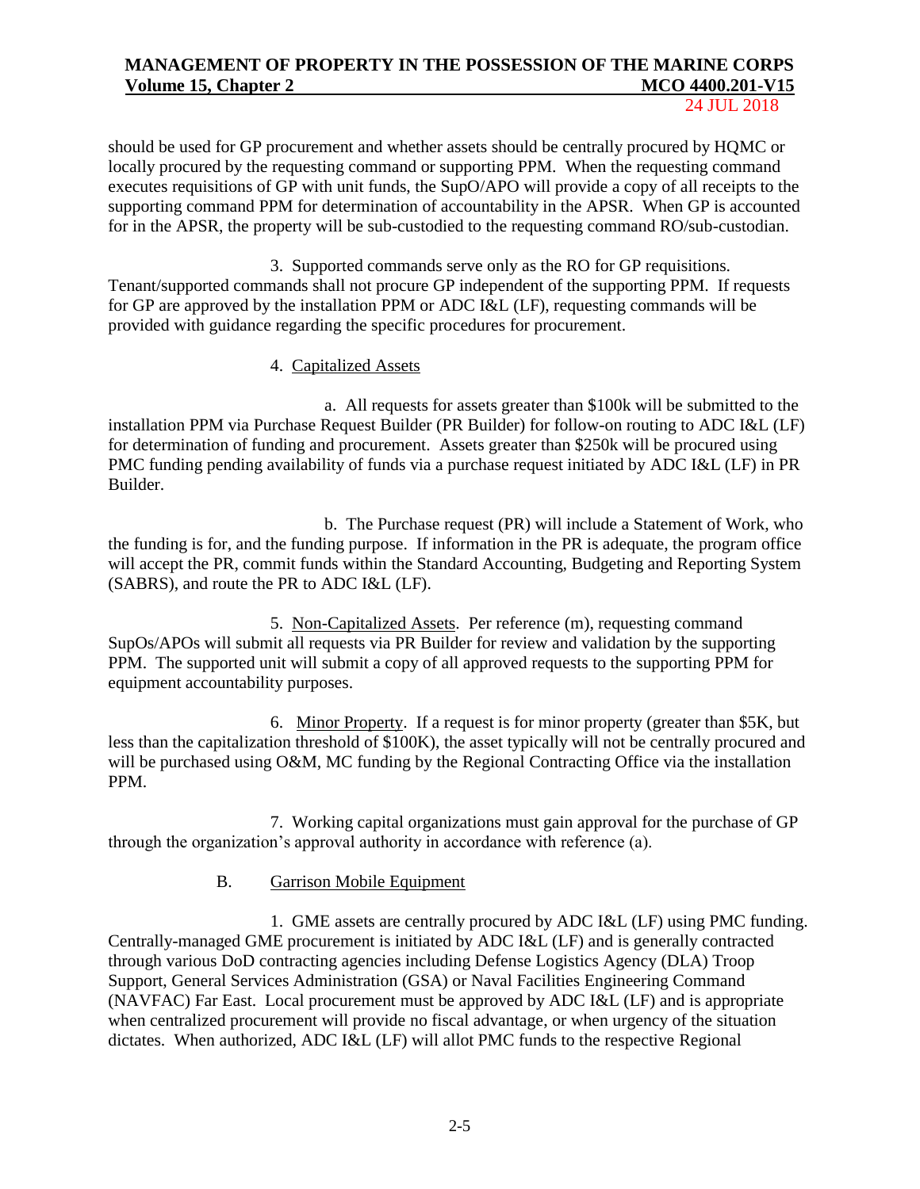should be used for GP procurement and whether assets should be centrally procured by HQMC or locally procured by the requesting command or supporting PPM. When the requesting command executes requisitions of GP with unit funds, the SupO/APO will provide a copy of all receipts to the supporting command PPM for determination of accountability in the APSR. When GP is accounted for in the APSR, the property will be sub-custodied to the requesting command RO/sub-custodian.

3. Supported commands serve only as the RO for GP requisitions. Tenant/supported commands shall not procure GP independent of the supporting PPM. If requests for GP are approved by the installation PPM or ADC I&L (LF), requesting commands will be provided with guidance regarding the specific procedures for procurement.

4. Capitalized Assets

a. All requests for assets greater than $100k will be submitted to the installation PPM via Purchase Request Builder (PR Builder) for follow-on routing to ADC I&L (LF) for determination of funding and procurement. Assets greater than $250k will be procured using PMC funding pending availability of funds via a purchase request initiated by ADC I&L (LF) in PR Builder.

b. The Purchase request (PR) will include a Statement of Work, who the funding is for, and the funding purpose. If information in the PR is adequate, the program office will accept the PR, commit funds within the Standard Accounting, Budgeting and Reporting System (SABRS), and route the PR to ADC I&L (LF).

5. Non-Capitalized Assets. Per reference (m), requesting command SupOs/APOs will submit all requests via PR Builder for review and validation by the supporting PPM. The supported unit will submit a copy of all approved requests to the supporting PPM for equipment accountability purposes.

6. Minor Property. If a request is for minor property (greater than $5K, but less than the capitalization threshold of $100K), the asset typically will not be centrally procured and will be purchased using O&M, MC funding by the Regional Contracting Office via the installation PPM.

7. Working capital organizations must gain approval for the purchase of GP through the organization's approval authority in accordance with reference (a).

B. Garrison Mobile Equipment

1. GME assets are centrally procured by ADC I&L (LF) using PMC funding. Centrally-managed GME procurement is initiated by ADC I&L (LF) and is generally contracted through various DoD contracting agencies including Defense Logistics Agency (DLA) Troop Support, General Services Administration (GSA) or Naval Facilities Engineering Command (NAVFAC) Far East. Local procurement must be approved by ADC I&L (LF) and is appropriate when centralized procurement will provide no fiscal advantage, or when urgency of the situation dictates. When authorized, ADC I&L (LF) will allot PMC funds to the respective Regional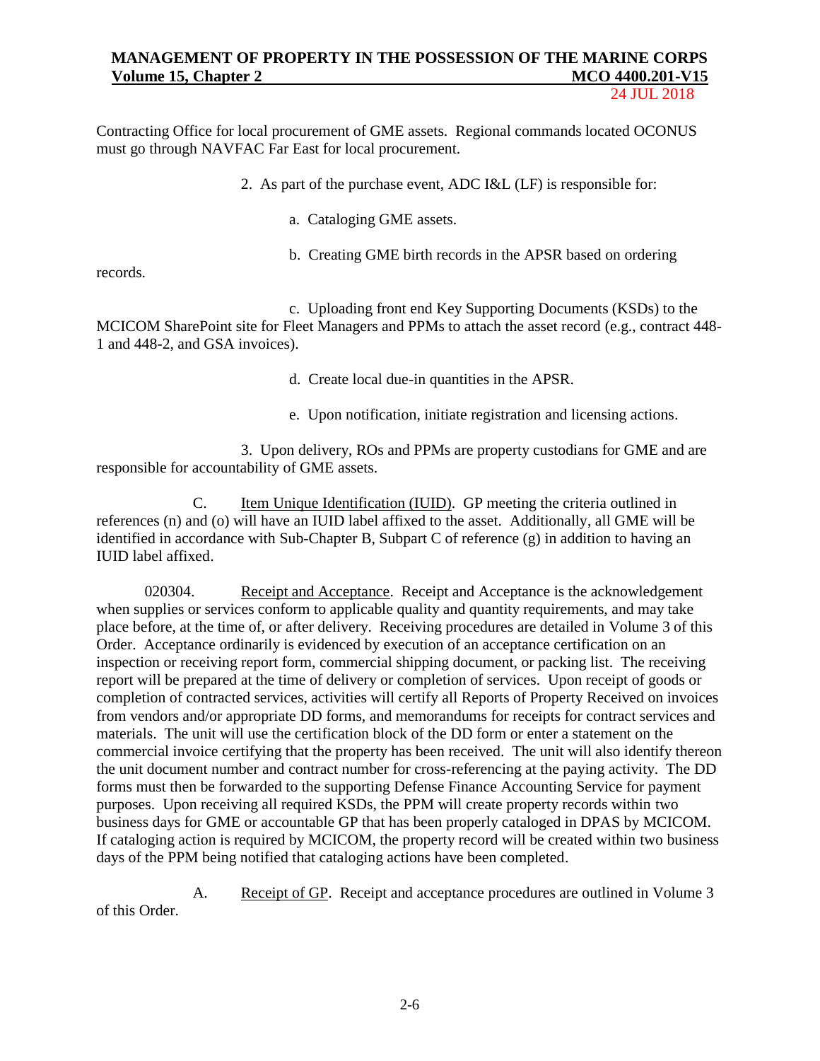Contracting Office for local procurement of GME assets. Regional commands located OCONUS must go through NAVFAC Far East for local procurement.

2. As part of the purchase event, ADC I&L (LF) is responsible for:

a. Cataloging GME assets.

b. Creating GME birth records in the APSR based on ordering records.

c. Uploading front end Key Supporting Documents (KSDs) to the MCICOM SharePoint site for Fleet Managers and PPMs to attach the asset record (e.g., contract 448-1 and 448-2, and GSA invoices).

d. Create local due-in quantities in the APSR.

e. Upon notification, initiate registration and licensing actions.

3. Upon delivery, ROs and PPMs are property custodians for GME and are responsible for accountability of GME assets.

C. Item Unique Identification (IUID). GP meeting the criteria outlined in references (n) and (o) will have an IUID label affixed to the asset. Additionally, all GME will be identified in accordance with Sub-Chapter B, Subpart C of reference (g) in addition to having an IUID label affixed.

020304. Receipt and Acceptance. Receipt and Acceptance is the acknowledgement when supplies or services conform to applicable quality and quantity requirements, and may take place before, at the time of, or after delivery. Receiving procedures are detailed in Volume 3 of this Order. Acceptance ordinarily is evidenced by execution of an acceptance certification on an inspection or receiving report form, commercial shipping document, or packing list. The receiving report will be prepared at the time of delivery or completion of services. Upon receipt of goods or completion of contracted services, activities will certify all Reports of Property Received on invoices from vendors and/or appropriate DD forms, and memorandums for receipts for contract services and materials. The unit will use the certification block of the DD form or enter a statement on the commercial invoice certifying that the property has been received. The unit will also identify thereon the unit document number and contract number for cross-referencing at the paying activity. The DD forms must then be forwarded to the supporting Defense Finance Accounting Service for payment purposes. Upon receiving all required KSDs, the PPM will create property records within two business days for GME or accountable GP that has been properly cataloged in DPAS by MCICOM. If cataloging action is required by MCICOM, the property record will be created within two business days of the PPM being notified that cataloging actions have been completed.

A. Receipt of GP. Receipt and acceptance procedures are outlined in Volume 3 of this Order.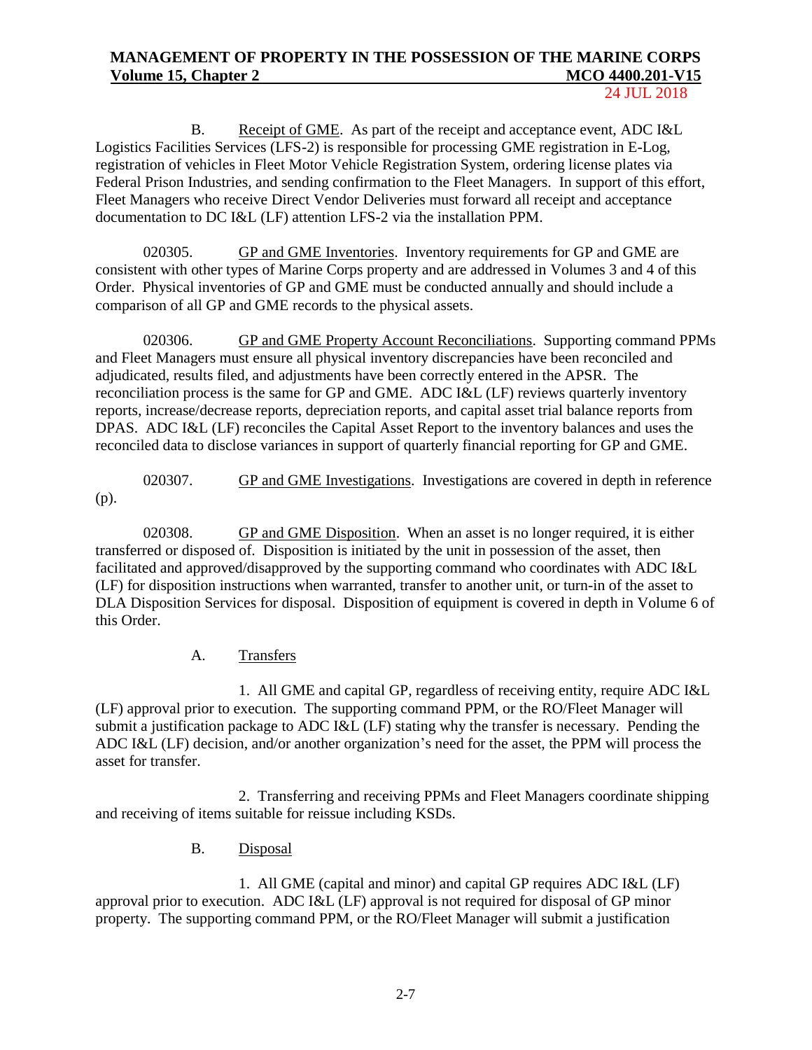B. Receipt of GME. As part of the receipt and acceptance event, ADC I&L Logistics Facilities Services (LFS-2) is responsible for processing GME registration in E-Log, registration of vehicles in Fleet Motor Vehicle Registration System, ordering license plates via Federal Prison Industries, and sending confirmation to the Fleet Managers. In support of this effort, Fleet Managers who receive Direct Vendor Deliveries must forward all receipt and acceptance documentation to DC I&L (LF) attention LFS-2 via the installation PPM.

020305. GP and GME Inventories. Inventory requirements for GP and GME are consistent with other types of Marine Corps property and are addressed in Volumes 3 and 4 of this Order. Physical inventories of GP and GME must be conducted annually and should include a comparison of all GP and GME records to the physical assets.

020306. GP and GME Property Account Reconciliations. Supporting command PPMs and Fleet Managers must ensure all physical inventory discrepancies have been reconciled and adjudicated, results filed, and adjustments have been correctly entered in the APSR. The reconciliation process is the same for GP and GME. ADC I&L (LF) reviews quarterly inventory reports, increase/decrease reports, depreciation reports, and capital asset trial balance reports from DPAS. ADC I&L (LF) reconciles the Capital Asset Report to the inventory balances and uses the reconciled data to disclose variances in support of quarterly financial reporting for GP and GME.

020307. GP and GME Investigations. Investigations are covered in depth in reference (p).

020308. GP and GME Disposition. When an asset is no longer required, it is either transferred or disposed of. Disposition is initiated by the unit in possession of the asset, then facilitated and approved/disapproved by the supporting command who coordinates with ADC I&L (LF) for disposition instructions when warranted, transfer to another unit, or turn-in of the asset to DLA Disposition Services for disposal. Disposition of equipment is covered in depth in Volume 6 of this Order.

A. Transfers

1. All GME and capital GP, regardless of receiving entity, require ADC I&L (LF) approval prior to execution. The supporting command PPM, or the RO/Fleet Manager will submit a justification package to ADC I&L (LF) stating why the transfer is necessary. Pending the ADC I&L (LF) decision, and/or another organization's need for the asset, the PPM will process the asset for transfer.

2. Transferring and receiving PPMs and Fleet Managers coordinate shipping and receiving of items suitable for reissue including KSDs.

B. Disposal

1. All GME (capital and minor) and capital GP requires ADC I&L (LF) approval prior to execution. ADC I&L (LF) approval is not required for disposal of GP minor property. The supporting command PPM, or the RO/Fleet Manager will submit a justification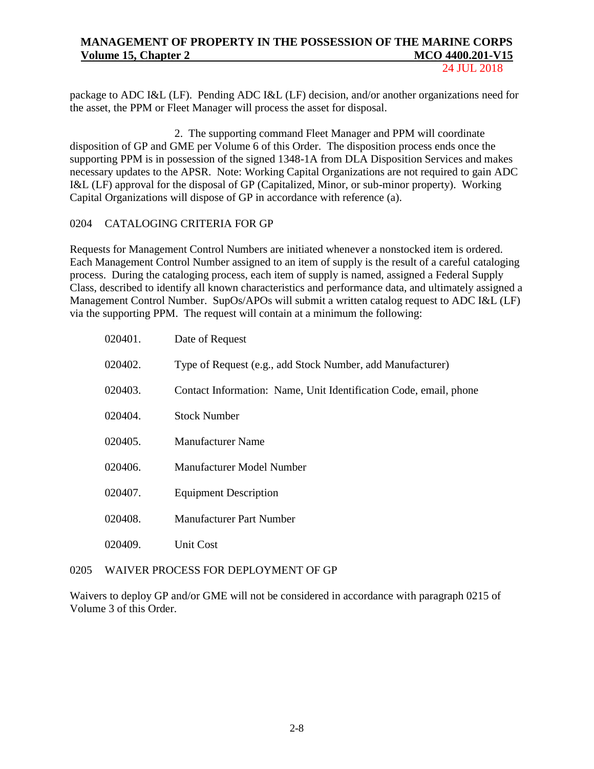package to ADC I&L (LF). Pending ADC I&L (LF) decision, and/or another organizations need for the asset, the PPM or Fleet Manager will process the asset for disposal.

2. The supporting command Fleet Manager and PPM will coordinate disposition of GP and GME per Volume 6 of this Order. The disposition process ends once the supporting PPM is in possession of the signed 1348-1A from DLA Disposition Services and makes necessary updates to the APSR. Note: Working Capital Organizations are not required to gain ADC I&L (LF) approval for the disposal of GP (Capitalized, Minor, or sub-minor property). Working Capital Organizations will dispose of GP in accordance with reference (a).

## 0204 CATALOGING CRITERIA FOR GP

Requests for Management Control Numbers are initiated whenever a nonstocked item is ordered. Each Management Control Number assigned to an item of supply is the result of a careful cataloging process. During the cataloging process, each item of supply is named, assigned a Federal Supply Class, described to identify all known characteristics and performance data, and ultimately assigned a Management Control Number. SupOs/APOs will submit a written catalog request to ADC I&L (LF) via the supporting PPM. The request will contain at a minimum the following:

020401. Date of Request

020402. Type of Request (e.g., add Stock Number, add Manufacturer)

020403. Contact Information: Name, Unit Identification Code, email, phone

020404. Stock Number

020405. Manufacturer Name

020406. Manufacturer Model Number

020407. Equipment Description

020408. Manufacturer Part Number

020409. Unit Cost

## 0205 WAIVER PROCESS FOR DEPLOYMENT OF GP

Waivers to deploy GP and/or GME will not be considered in accordance with paragraph 0215 of Volume 3 of this Order.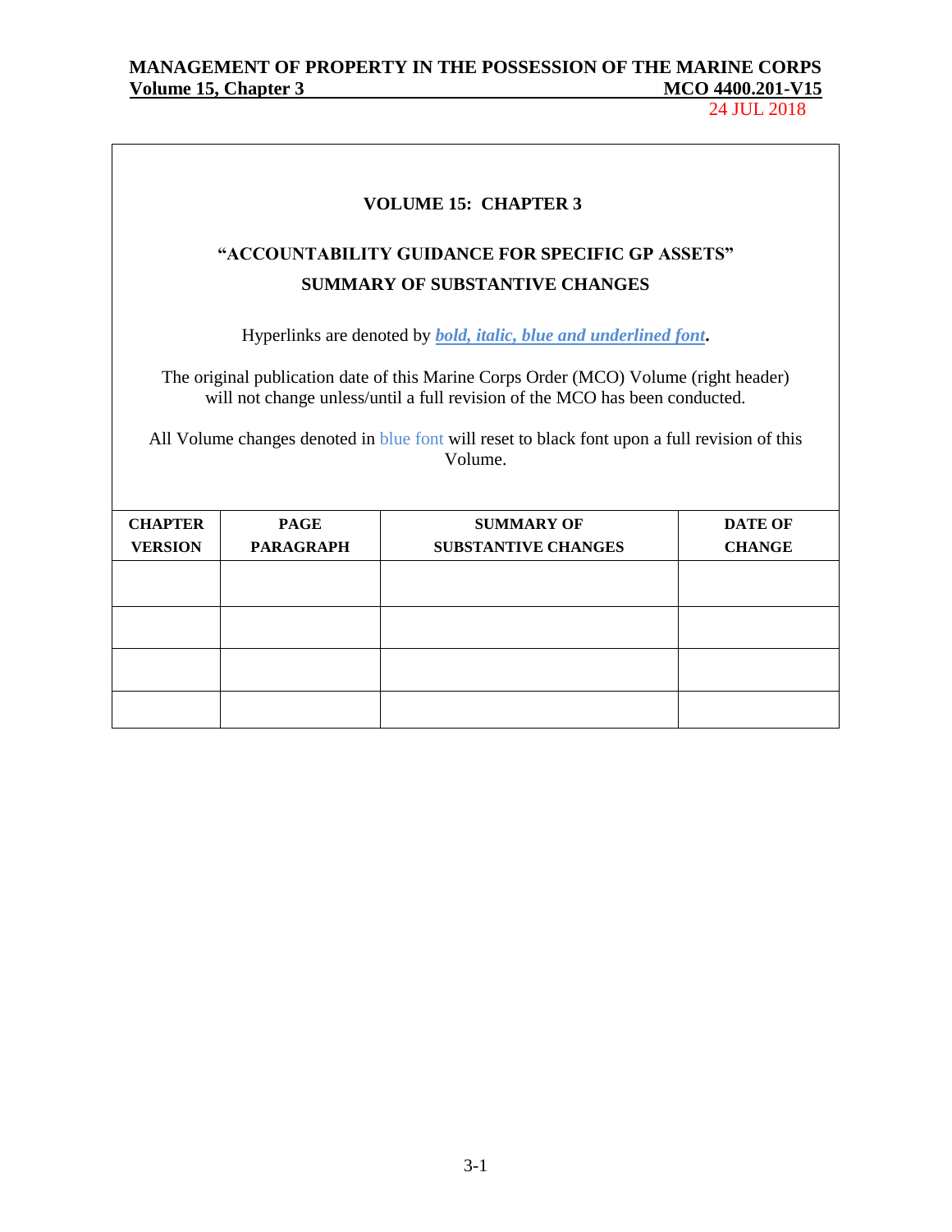## VOLUME 15: CHAPTER 3

## "ACCOUNTABILITY GUIDANCE FOR SPECIFIC GP ASSETS"

## SUMMARY OF SUBSTANTIVE CHANGES

Hyperlinks are denoted by ***bold, italic, blue and underlined font***.

The original publication date of this Marine Corps Order (MCO) Volume (right header) will not change unless/until a full revision of the MCO has been conducted.

All Volume changes denoted in blue font will reset to black font upon a full revision of this Volume.

| CHAPTER VERSION | PAGE PARAGRAPH | SUMMARY OF SUBSTANTIVE CHANGES | DATE OF CHANGE |
|---|---|---|---|
| | | | |
| | | | |
| | | | |
| | | | |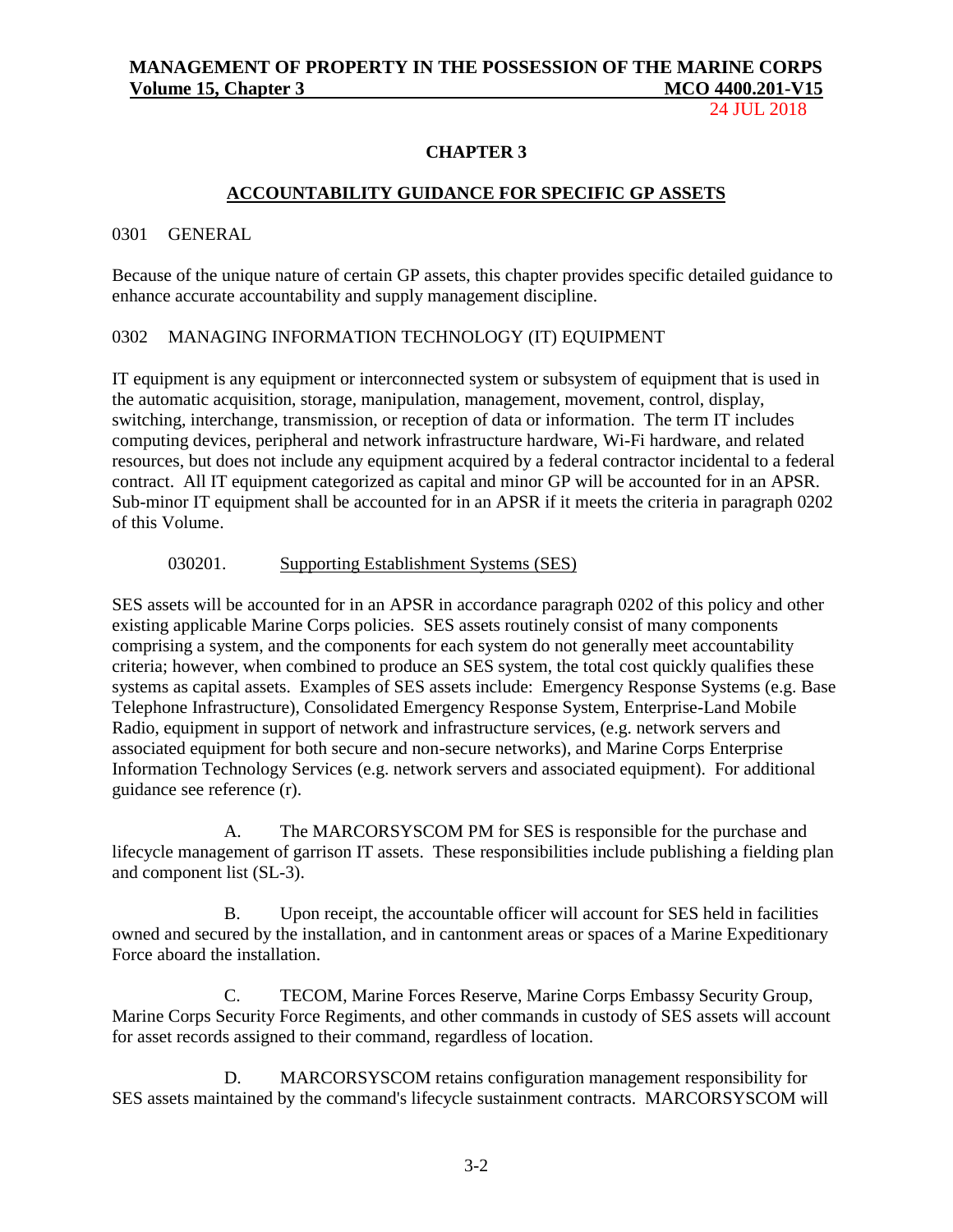## CHAPTER 3

## ACCOUNTABILITY GUIDANCE FOR SPECIFIC GP ASSETS

### 0301 GENERAL

Because of the unique nature of certain GP assets, this chapter provides specific detailed guidance to enhance accurate accountability and supply management discipline.

### 0302 MANAGING INFORMATION TECHNOLOGY (IT) EQUIPMENT

IT equipment is any equipment or interconnected system or subsystem of equipment that is used in the automatic acquisition, storage, manipulation, management, movement, control, display, switching, interchange, transmission, or reception of data or information. The term IT includes computing devices, peripheral and network infrastructure hardware, Wi-Fi hardware, and related resources, but does not include any equipment acquired by a federal contractor incidental to a federal contract. All IT equipment categorized as capital and minor GP will be accounted for in an APSR. Sub-minor IT equipment shall be accounted for in an APSR if it meets the criteria in paragraph 0202 of this Volume.

#### 030201. Supporting Establishment Systems (SES)

SES assets will be accounted for in an APSR in accordance paragraph 0202 of this policy and other existing applicable Marine Corps policies. SES assets routinely consist of many components comprising a system, and the components for each system do not generally meet accountability criteria; however, when combined to produce an SES system, the total cost quickly qualifies these systems as capital assets. Examples of SES assets include: Emergency Response Systems (e.g. Base Telephone Infrastructure), Consolidated Emergency Response System, Enterprise-Land Mobile Radio, equipment in support of network and infrastructure services, (e.g. network servers and associated equipment for both secure and non-secure networks), and Marine Corps Enterprise Information Technology Services (e.g. network servers and associated equipment). For additional guidance see reference (r).

A. The MARCORSYSCOM PM for SES is responsible for the purchase and lifecycle management of garrison IT assets. These responsibilities include publishing a fielding plan and component list (SL-3).

B. Upon receipt, the accountable officer will account for SES held in facilities owned and secured by the installation, and in cantonment areas or spaces of a Marine Expeditionary Force aboard the installation.

C. TECOM, Marine Forces Reserve, Marine Corps Embassy Security Group, Marine Corps Security Force Regiments, and other commands in custody of SES assets will account for asset records assigned to their command, regardless of location.

D. MARCORSYSCOM retains configuration management responsibility for SES assets maintained by the command's lifecycle sustainment contracts. MARCORSYSCOM will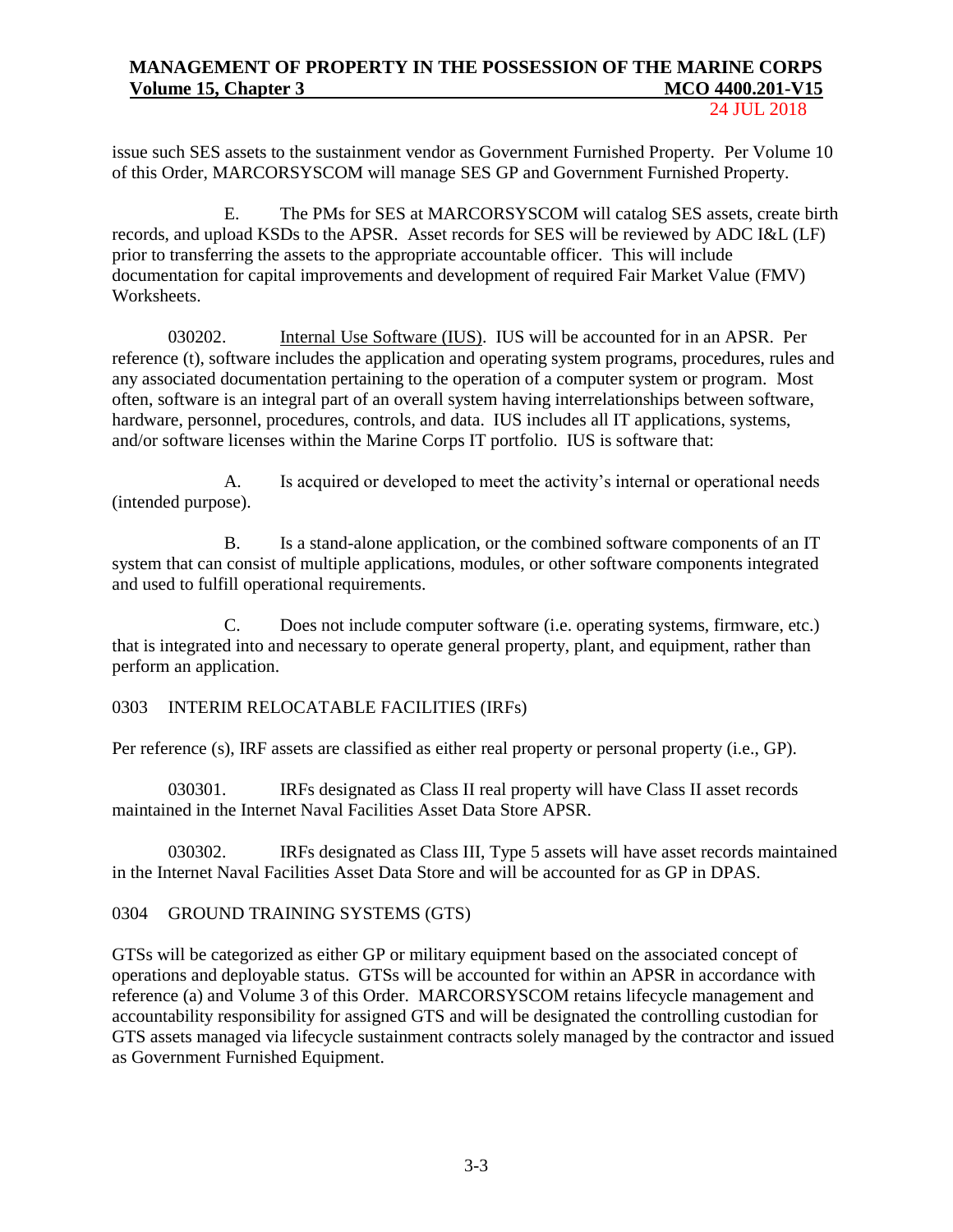issue such SES assets to the sustainment vendor as Government Furnished Property. Per Volume 10 of this Order, MARCORSYSCOM will manage SES GP and Government Furnished Property.

E. The PMs for SES at MARCORSYSCOM will catalog SES assets, create birth records, and upload KSDs to the APSR. Asset records for SES will be reviewed by ADC I&L (LF) prior to transferring the assets to the appropriate accountable officer. This will include documentation for capital improvements and development of required Fair Market Value (FMV) Worksheets.

030202. Internal Use Software (IUS). IUS will be accounted for in an APSR. Per reference (t), software includes the application and operating system programs, procedures, rules and any associated documentation pertaining to the operation of a computer system or program. Most often, software is an integral part of an overall system having interrelationships between software, hardware, personnel, procedures, controls, and data. IUS includes all IT applications, systems, and/or software licenses within the Marine Corps IT portfolio. IUS is software that:

A. Is acquired or developed to meet the activity's internal or operational needs (intended purpose).

B. Is a stand-alone application, or the combined software components of an IT system that can consist of multiple applications, modules, or other software components integrated and used to fulfill operational requirements.

C. Does not include computer software (i.e. operating systems, firmware, etc.) that is integrated into and necessary to operate general property, plant, and equipment, rather than perform an application.

## 0303 INTERIM RELOCATABLE FACILITIES (IRFs)

Per reference (s), IRF assets are classified as either real property or personal property (i.e., GP).

030301. IRFs designated as Class II real property will have Class II asset records maintained in the Internet Naval Facilities Asset Data Store APSR.

030302. IRFs designated as Class III, Type 5 assets will have asset records maintained in the Internet Naval Facilities Asset Data Store and will be accounted for as GP in DPAS.

## 0304 GROUND TRAINING SYSTEMS (GTS)

GTSs will be categorized as either GP or military equipment based on the associated concept of operations and deployable status. GTSs will be accounted for within an APSR in accordance with reference (a) and Volume 3 of this Order. MARCORSYSCOM retains lifecycle management and accountability responsibility for assigned GTS and will be designated the controlling custodian for GTS assets managed via lifecycle sustainment contracts solely managed by the contractor and issued as Government Furnished Equipment.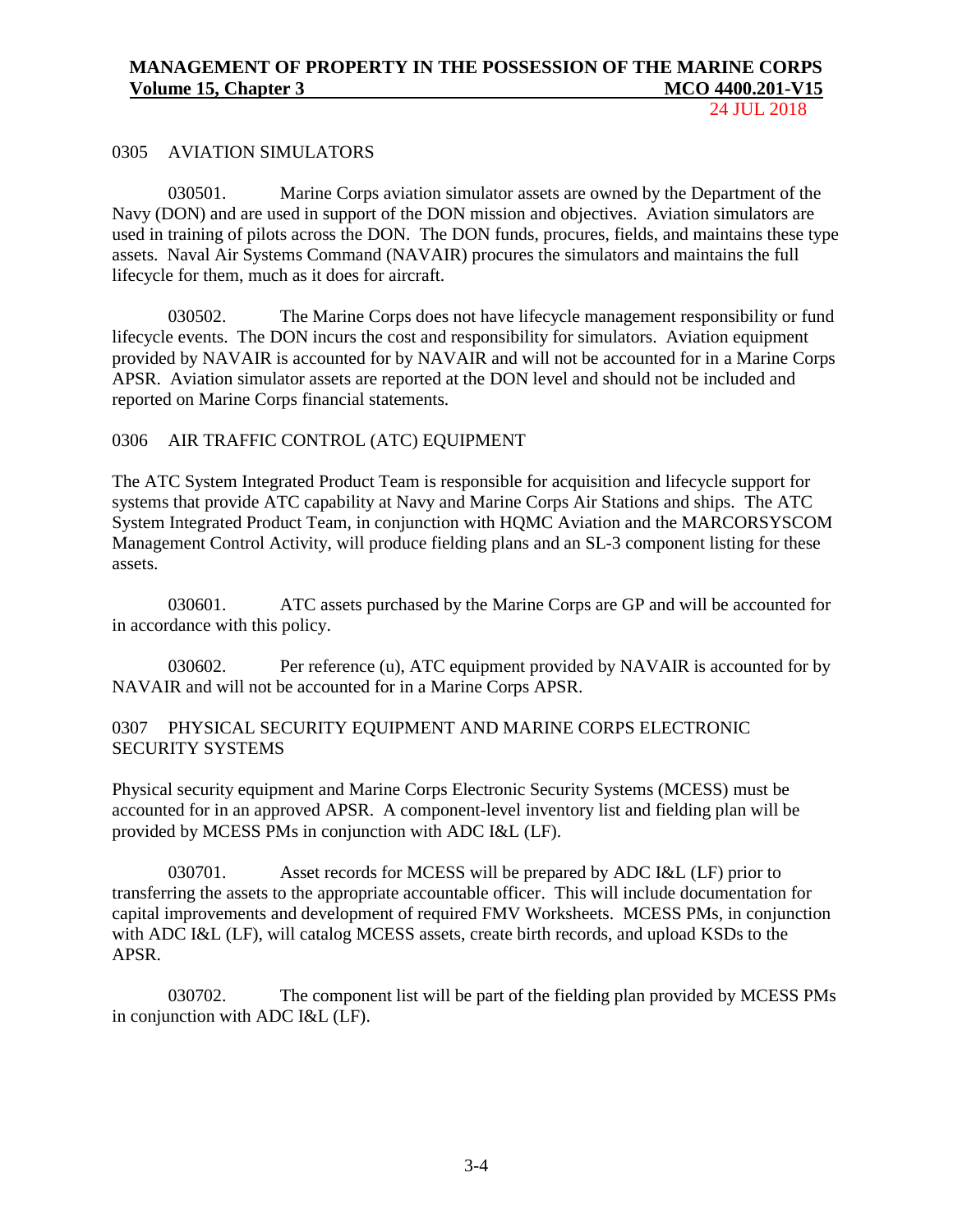## 0305 AVIATION SIMULATORS

030501. Marine Corps aviation simulator assets are owned by the Department of the Navy (DON) and are used in support of the DON mission and objectives. Aviation simulators are used in training of pilots across the DON. The DON funds, procures, fields, and maintains these type assets. Naval Air Systems Command (NAVAIR) procures the simulators and maintains the full lifecycle for them, much as it does for aircraft.

030502. The Marine Corps does not have lifecycle management responsibility or fund lifecycle events. The DON incurs the cost and responsibility for simulators. Aviation equipment provided by NAVAIR is accounted for by NAVAIR and will not be accounted for in a Marine Corps APSR. Aviation simulator assets are reported at the DON level and should not be included and reported on Marine Corps financial statements.

## 0306 AIR TRAFFIC CONTROL (ATC) EQUIPMENT

The ATC System Integrated Product Team is responsible for acquisition and lifecycle support for systems that provide ATC capability at Navy and Marine Corps Air Stations and ships. The ATC System Integrated Product Team, in conjunction with HQMC Aviation and the MARCORSYSCOM Management Control Activity, will produce fielding plans and an SL-3 component listing for these assets.

030601. ATC assets purchased by the Marine Corps are GP and will be accounted for in accordance with this policy.

030602. Per reference (u), ATC equipment provided by NAVAIR is accounted for by NAVAIR and will not be accounted for in a Marine Corps APSR.

## 0307 PHYSICAL SECURITY EQUIPMENT AND MARINE CORPS ELECTRONIC SECURITY SYSTEMS

Physical security equipment and Marine Corps Electronic Security Systems (MCESS) must be accounted for in an approved APSR. A component-level inventory list and fielding plan will be provided by MCESS PMs in conjunction with ADC I&L (LF).

030701. Asset records for MCESS will be prepared by ADC I&L (LF) prior to transferring the assets to the appropriate accountable officer. This will include documentation for capital improvements and development of required FMV Worksheets. MCESS PMs, in conjunction with ADC I&L (LF), will catalog MCESS assets, create birth records, and upload KSDs to the APSR.

030702. The component list will be part of the fielding plan provided by MCESS PMs in conjunction with ADC I&L (LF).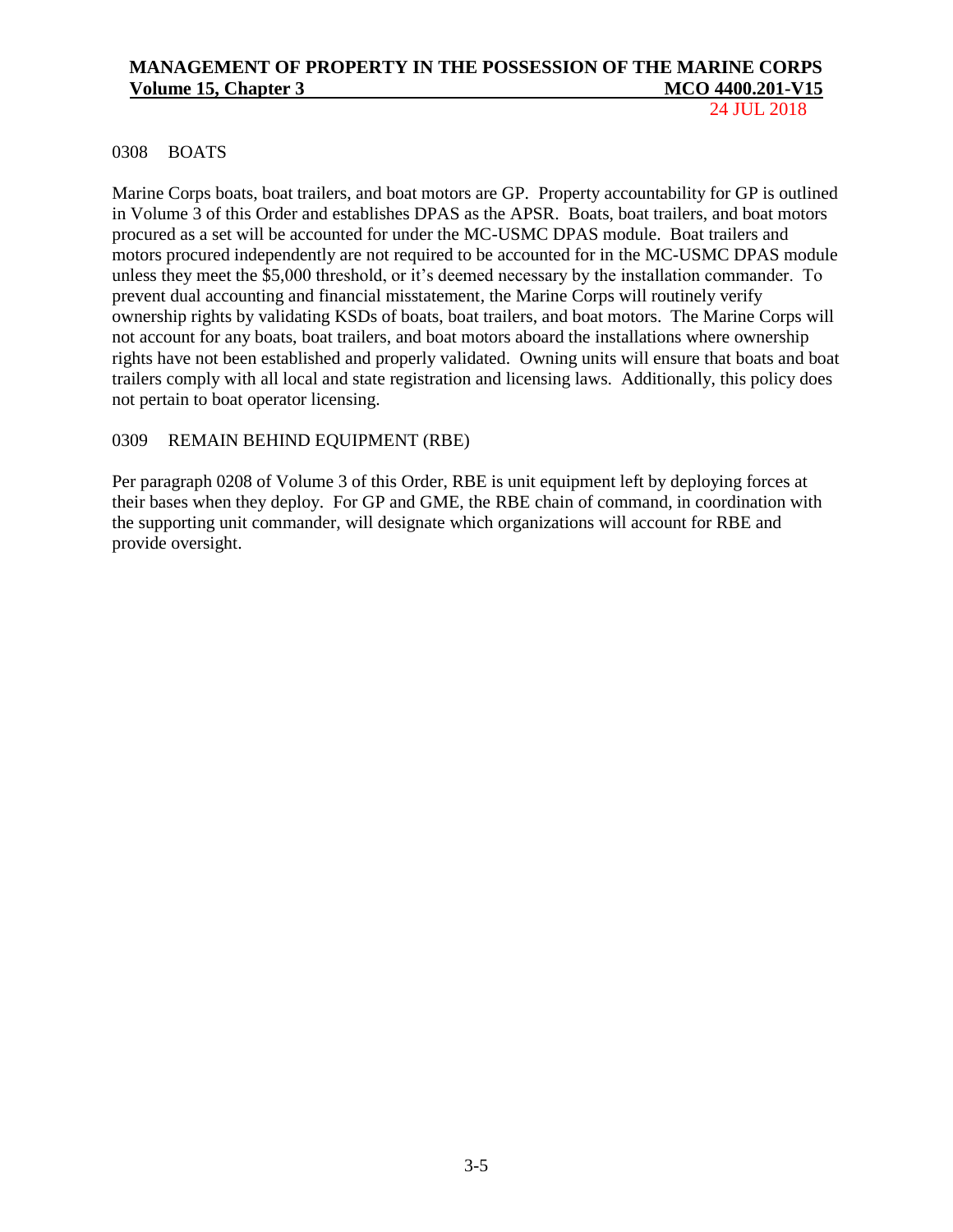## 0308 BOATS

Marine Corps boats, boat trailers, and boat motors are GP. Property accountability for GP is outlined in Volume 3 of this Order and establishes DPAS as the APSR. Boats, boat trailers, and boat motors procured as a set will be accounted for under the MC-USMC DPAS module. Boat trailers and motors procured independently are not required to be accounted for in the MC-USMC DPAS module unless they meet the $5,000 threshold, or it's deemed necessary by the installation commander. To prevent dual accounting and financial misstatement, the Marine Corps will routinely verify ownership rights by validating KSDs of boats, boat trailers, and boat motors. The Marine Corps will not account for any boats, boat trailers, and boat motors aboard the installations where ownership rights have not been established and properly validated. Owning units will ensure that boats and boat trailers comply with all local and state registration and licensing laws. Additionally, this policy does not pertain to boat operator licensing.

## 0309 REMAIN BEHIND EQUIPMENT (RBE)

Per paragraph 0208 of Volume 3 of this Order, RBE is unit equipment left by deploying forces at their bases when they deploy. For GP and GME, the RBE chain of command, in coordination with the supporting unit commander, will designate which organizations will account for RBE and provide oversight.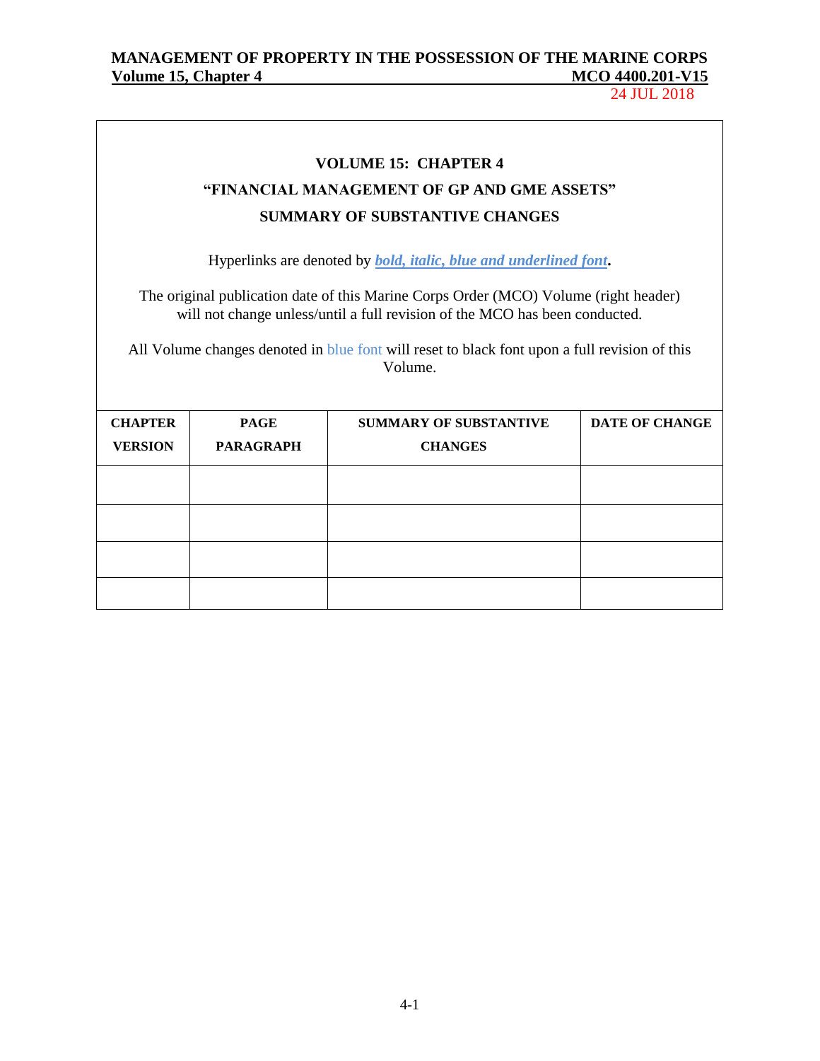**VOLUME 15: CHAPTER 4**

**"FINANCIAL MANAGEMENT OF GP AND GME ASSETS"**

**SUMMARY OF SUBSTANTIVE CHANGES**

Hyperlinks are denoted by ***bold, italic, blue and underlined font***.

The original publication date of this Marine Corps Order (MCO) Volume (right header) will not change unless/until a full revision of the MCO has been conducted.

All Volume changes denoted in blue font will reset to black font upon a full revision of this Volume.

| CHAPTER VERSION | PAGE PARAGRAPH | SUMMARY OF SUBSTANTIVE CHANGES | DATE OF CHANGE |
|---|---|---|---|
| | | | |
| | | | |
| | | | |
| | | | |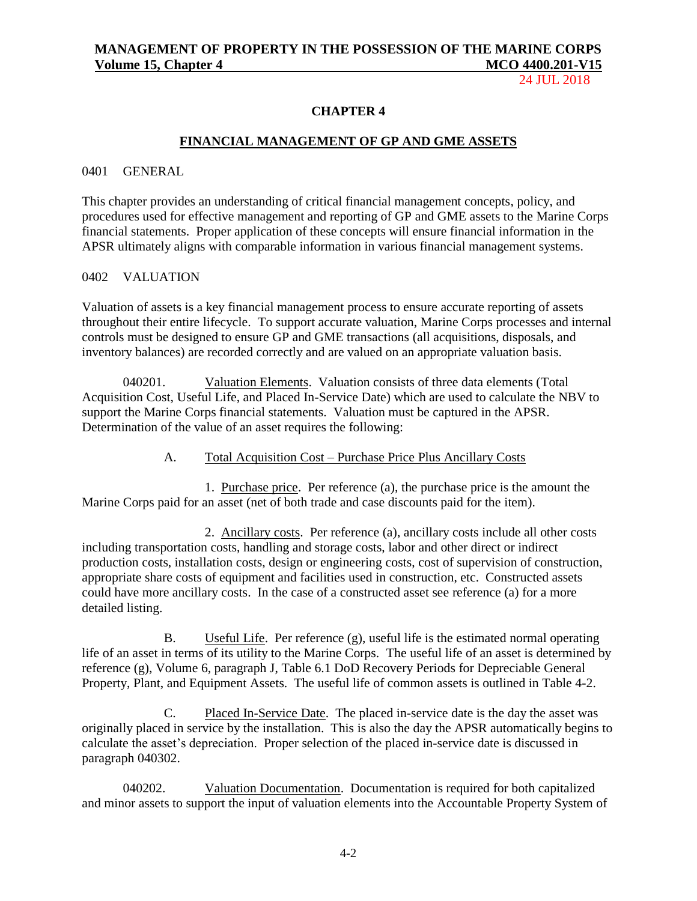## CHAPTER 4

## FINANCIAL MANAGEMENT OF GP AND GME ASSETS

### 0401 GENERAL

This chapter provides an understanding of critical financial management concepts, policy, and procedures used for effective management and reporting of GP and GME assets to the Marine Corps financial statements. Proper application of these concepts will ensure financial information in the APSR ultimately aligns with comparable information in various financial management systems.

### 0402 VALUATION

Valuation of assets is a key financial management process to ensure accurate reporting of assets throughout their entire lifecycle. To support accurate valuation, Marine Corps processes and internal controls must be designed to ensure GP and GME transactions (all acquisitions, disposals, and inventory balances) are recorded correctly and are valued on an appropriate valuation basis.

040201. Valuation Elements. Valuation consists of three data elements (Total Acquisition Cost, Useful Life, and Placed In-Service Date) which are used to calculate the NBV to support the Marine Corps financial statements. Valuation must be captured in the APSR. Determination of the value of an asset requires the following:

A. Total Acquisition Cost – Purchase Price Plus Ancillary Costs

1. Purchase price. Per reference (a), the purchase price is the amount the Marine Corps paid for an asset (net of both trade and case discounts paid for the item).

2. Ancillary costs. Per reference (a), ancillary costs include all other costs including transportation costs, handling and storage costs, labor and other direct or indirect production costs, installation costs, design or engineering costs, cost of supervision of construction, appropriate share costs of equipment and facilities used in construction, etc. Constructed assets could have more ancillary costs. In the case of a constructed asset see reference (a) for a more detailed listing.

B. Useful Life. Per reference (g), useful life is the estimated normal operating life of an asset in terms of its utility to the Marine Corps. The useful life of an asset is determined by reference (g), Volume 6, paragraph J, Table 6.1 DoD Recovery Periods for Depreciable General Property, Plant, and Equipment Assets. The useful life of common assets is outlined in Table 4-2.

C. Placed In-Service Date. The placed in-service date is the day the asset was originally placed in service by the installation. This is also the day the APSR automatically begins to calculate the asset's depreciation. Proper selection of the placed in-service date is discussed in paragraph 040302.

040202. Valuation Documentation. Documentation is required for both capitalized and minor assets to support the input of valuation elements into the Accountable Property System of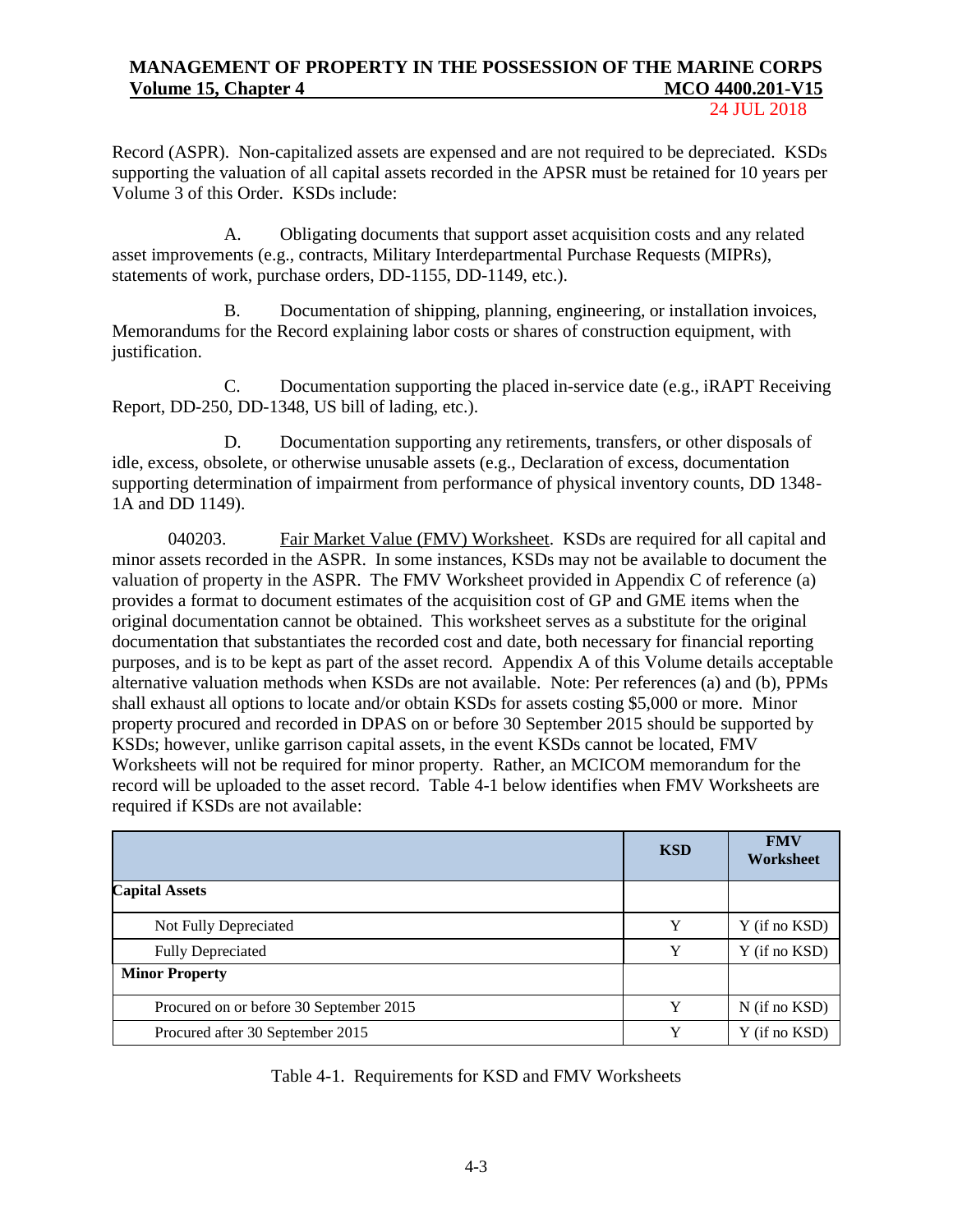Record (ASPR). Non-capitalized assets are expensed and are not required to be depreciated. KSDs supporting the valuation of all capital assets recorded in the APSR must be retained for 10 years per Volume 3 of this Order. KSDs include:

A. Obligating documents that support asset acquisition costs and any related asset improvements (e.g., contracts, Military Interdepartmental Purchase Requests (MIPRs), statements of work, purchase orders, DD-1155, DD-1149, etc.).

B. Documentation of shipping, planning, engineering, or installation invoices, Memorandums for the Record explaining labor costs or shares of construction equipment, with justification.

C. Documentation supporting the placed in-service date (e.g., iRAPT Receiving Report, DD-250, DD-1348, US bill of lading, etc.).

D. Documentation supporting any retirements, transfers, or other disposals of idle, excess, obsolete, or otherwise unusable assets (e.g., Declaration of excess, documentation supporting determination of impairment from performance of physical inventory counts, DD 1348-1A and DD 1149).

040203. Fair Market Value (FMV) Worksheet. KSDs are required for all capital and minor assets recorded in the ASPR. In some instances, KSDs may not be available to document the valuation of property in the ASPR. The FMV Worksheet provided in Appendix C of reference (a) provides a format to document estimates of the acquisition cost of GP and GME items when the original documentation cannot be obtained. This worksheet serves as a substitute for the original documentation that substantiates the recorded cost and date, both necessary for financial reporting purposes, and is to be kept as part of the asset record. Appendix A of this Volume details acceptable alternative valuation methods when KSDs are not available. Note: Per references (a) and (b), PPMs shall exhaust all options to locate and/or obtain KSDs for assets costing $5,000 or more. Minor property procured and recorded in DPAS on or before 30 September 2015 should be supported by KSDs; however, unlike garrison capital assets, in the event KSDs cannot be located, FMV Worksheets will not be required for minor property. Rather, an MCICOM memorandum for the record will be uploaded to the asset record. Table 4-1 below identifies when FMV Worksheets are required if KSDs are not available:

| | KSD | FMV Worksheet |
|---|---|---|
| **Capital Assets** | | |
| Not Fully Depreciated | Y | Y (if no KSD) |
| Fully Depreciated | Y | Y (if no KSD) |
| **Minor Property** | | |
| Procured on or before 30 September 2015 | Y | N (if no KSD) |
| Procured after 30 September 2015 | Y | Y (if no KSD) |

Table 4-1. Requirements for KSD and FMV Worksheets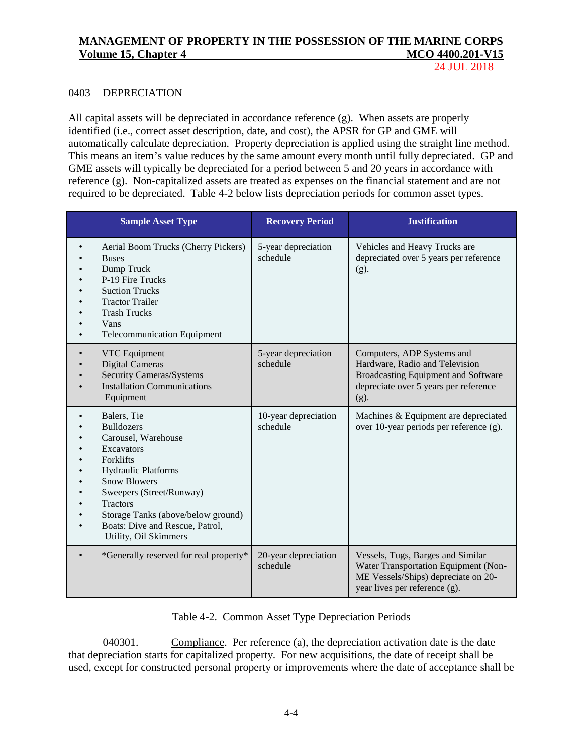0403 DEPRECIATION

All capital assets will be depreciated in accordance reference (g). When assets are properly identified (i.e., correct asset description, date, and cost), the APSR for GP and GME will automatically calculate depreciation. Property depreciation is applied using the straight line method. This means an item's value reduces by the same amount every month until fully depreciated. GP and GME assets will typically be depreciated for a period between 5 and 20 years in accordance with reference (g). Non-capitalized assets are treated as expenses on the financial statement and are not required to be depreciated. Table 4-2 below lists depreciation periods for common asset types.

| Sample Asset Type | Recovery Period | Justification |
|---|---|---|
| • Aerial Boom Trucks (Cherry Pickers)<br>• Buses<br>• Dump Truck<br>• P-19 Fire Trucks<br>• Suction Trucks<br>• Tractor Trailer<br>• Trash Trucks<br>• Vans<br>• Telecommunication Equipment | 5-year depreciation schedule | Vehicles and Heavy Trucks are depreciated over 5 years per reference (g). |
| • VTC Equipment<br>• Digital Cameras<br>• Security Cameras/Systems<br>• Installation Communications Equipment | 5-year depreciation schedule | Computers, ADP Systems and Hardware, Radio and Television Broadcasting Equipment and Software depreciate over 5 years per reference (g). |
| • Balers, Tie<br>• Bulldozers<br>• Carousel, Warehouse<br>• Excavators<br>• Forklifts<br>• Hydraulic Platforms<br>• Snow Blowers<br>• Sweepers (Street/Runway)<br>• Tractors<br>• Storage Tanks (above/below ground)<br>• Boats: Dive and Rescue, Patrol, Utility, Oil Skimmers | 10-year depreciation schedule | Machines & Equipment are depreciated over 10-year periods per reference (g). |
| • *Generally reserved for real property* | 20-year depreciation schedule | Vessels, Tugs, Barges and Similar Water Transportation Equipment (Non-ME Vessels/Ships) depreciate on 20-year lives per reference (g). |

Table 4-2. Common Asset Type Depreciation Periods

040301. Compliance. Per reference (a), the depreciation activation date is the date that depreciation starts for capitalized property. For new acquisitions, the date of receipt shall be used, except for constructed personal property or improvements where the date of acceptance shall be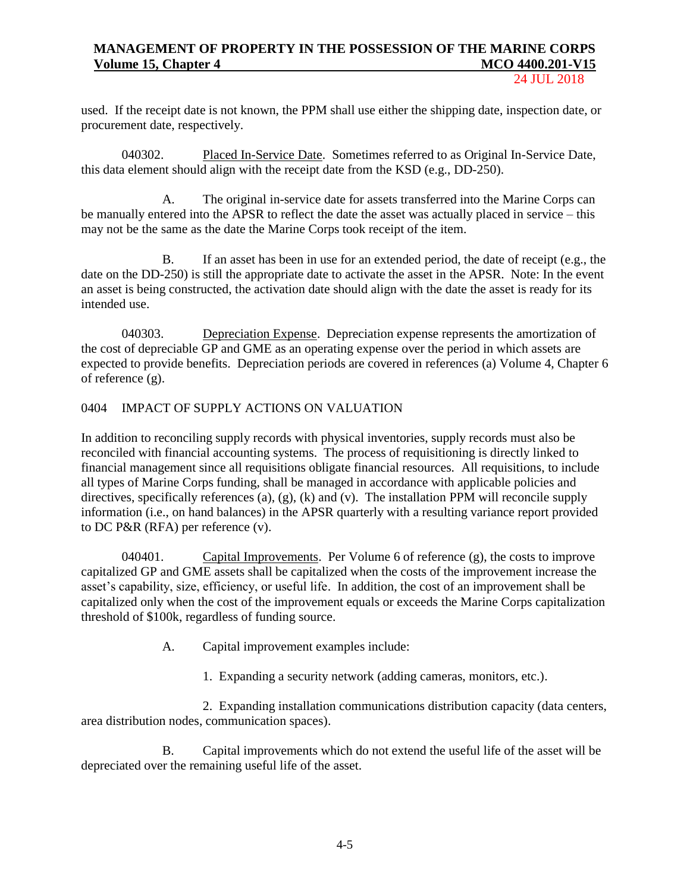used. If the receipt date is not known, the PPM shall use either the shipping date, inspection date, or procurement date, respectively.

040302. Placed In-Service Date. Sometimes referred to as Original In-Service Date, this data element should align with the receipt date from the KSD (e.g., DD-250).

A. The original in-service date for assets transferred into the Marine Corps can be manually entered into the APSR to reflect the date the asset was actually placed in service – this may not be the same as the date the Marine Corps took receipt of the item.

B. If an asset has been in use for an extended period, the date of receipt (e.g., the date on the DD-250) is still the appropriate date to activate the asset in the APSR. Note: In the event an asset is being constructed, the activation date should align with the date the asset is ready for its intended use.

040303. Depreciation Expense. Depreciation expense represents the amortization of the cost of depreciable GP and GME as an operating expense over the period in which assets are expected to provide benefits. Depreciation periods are covered in references (a) Volume 4, Chapter 6 of reference (g).

## 0404 IMPACT OF SUPPLY ACTIONS ON VALUATION

In addition to reconciling supply records with physical inventories, supply records must also be reconciled with financial accounting systems. The process of requisitioning is directly linked to financial management since all requisitions obligate financial resources. All requisitions, to include all types of Marine Corps funding, shall be managed in accordance with applicable policies and directives, specifically references (a), (g), (k) and (v). The installation PPM will reconcile supply information (i.e., on hand balances) in the APSR quarterly with a resulting variance report provided to DC P&R (RFA) per reference (v).

040401. Capital Improvements. Per Volume 6 of reference (g), the costs to improve capitalized GP and GME assets shall be capitalized when the costs of the improvement increase the asset's capability, size, efficiency, or useful life. In addition, the cost of an improvement shall be capitalized only when the cost of the improvement equals or exceeds the Marine Corps capitalization threshold of $100k, regardless of funding source.

A. Capital improvement examples include:

1. Expanding a security network (adding cameras, monitors, etc.).

2. Expanding installation communications distribution capacity (data centers, area distribution nodes, communication spaces).

B. Capital improvements which do not extend the useful life of the asset will be depreciated over the remaining useful life of the asset.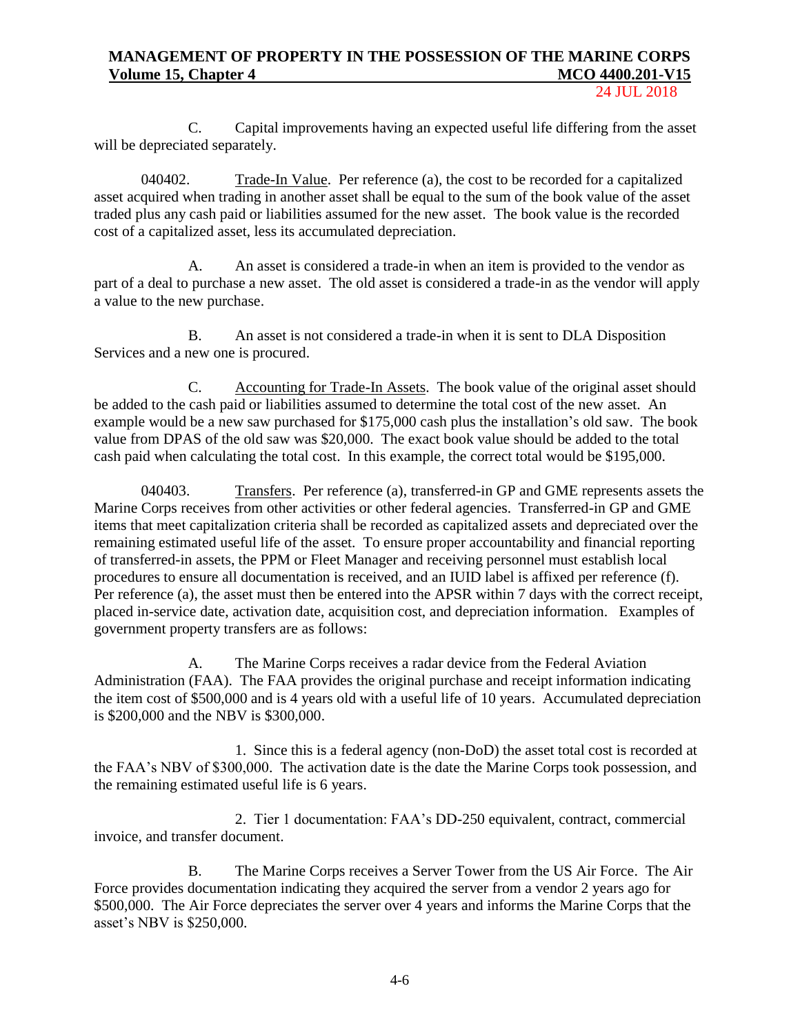C. Capital improvements having an expected useful life differing from the asset will be depreciated separately.

040402. Trade-In Value. Per reference (a), the cost to be recorded for a capitalized asset acquired when trading in another asset shall be equal to the sum of the book value of the asset traded plus any cash paid or liabilities assumed for the new asset. The book value is the recorded cost of a capitalized asset, less its accumulated depreciation.

A. An asset is considered a trade-in when an item is provided to the vendor as part of a deal to purchase a new asset. The old asset is considered a trade-in as the vendor will apply a value to the new purchase.

B. An asset is not considered a trade-in when it is sent to DLA Disposition Services and a new one is procured.

C. Accounting for Trade-In Assets. The book value of the original asset should be added to the cash paid or liabilities assumed to determine the total cost of the new asset. An example would be a new saw purchased for $175,000 cash plus the installation's old saw. The book value from DPAS of the old saw was $20,000. The exact book value should be added to the total cash paid when calculating the total cost. In this example, the correct total would be $195,000.

040403. Transfers. Per reference (a), transferred-in GP and GME represents assets the Marine Corps receives from other activities or other federal agencies. Transferred-in GP and GME items that meet capitalization criteria shall be recorded as capitalized assets and depreciated over the remaining estimated useful life of the asset. To ensure proper accountability and financial reporting of transferred-in assets, the PPM or Fleet Manager and receiving personnel must establish local procedures to ensure all documentation is received, and an IUID label is affixed per reference (f). Per reference (a), the asset must then be entered into the APSR within 7 days with the correct receipt, placed in-service date, activation date, acquisition cost, and depreciation information. Examples of government property transfers are as follows:

A. The Marine Corps receives a radar device from the Federal Aviation Administration (FAA). The FAA provides the original purchase and receipt information indicating the item cost of $500,000 and is 4 years old with a useful life of 10 years. Accumulated depreciation is $200,000 and the NBV is $300,000.

1. Since this is a federal agency (non-DoD) the asset total cost is recorded at the FAA's NBV of $300,000. The activation date is the date the Marine Corps took possession, and the remaining estimated useful life is 6 years.

2. Tier 1 documentation: FAA's DD-250 equivalent, contract, commercial invoice, and transfer document.

B. The Marine Corps receives a Server Tower from the US Air Force. The Air Force provides documentation indicating they acquired the server from a vendor 2 years ago for $500,000. The Air Force depreciates the server over 4 years and informs the Marine Corps that the asset's NBV is $250,000.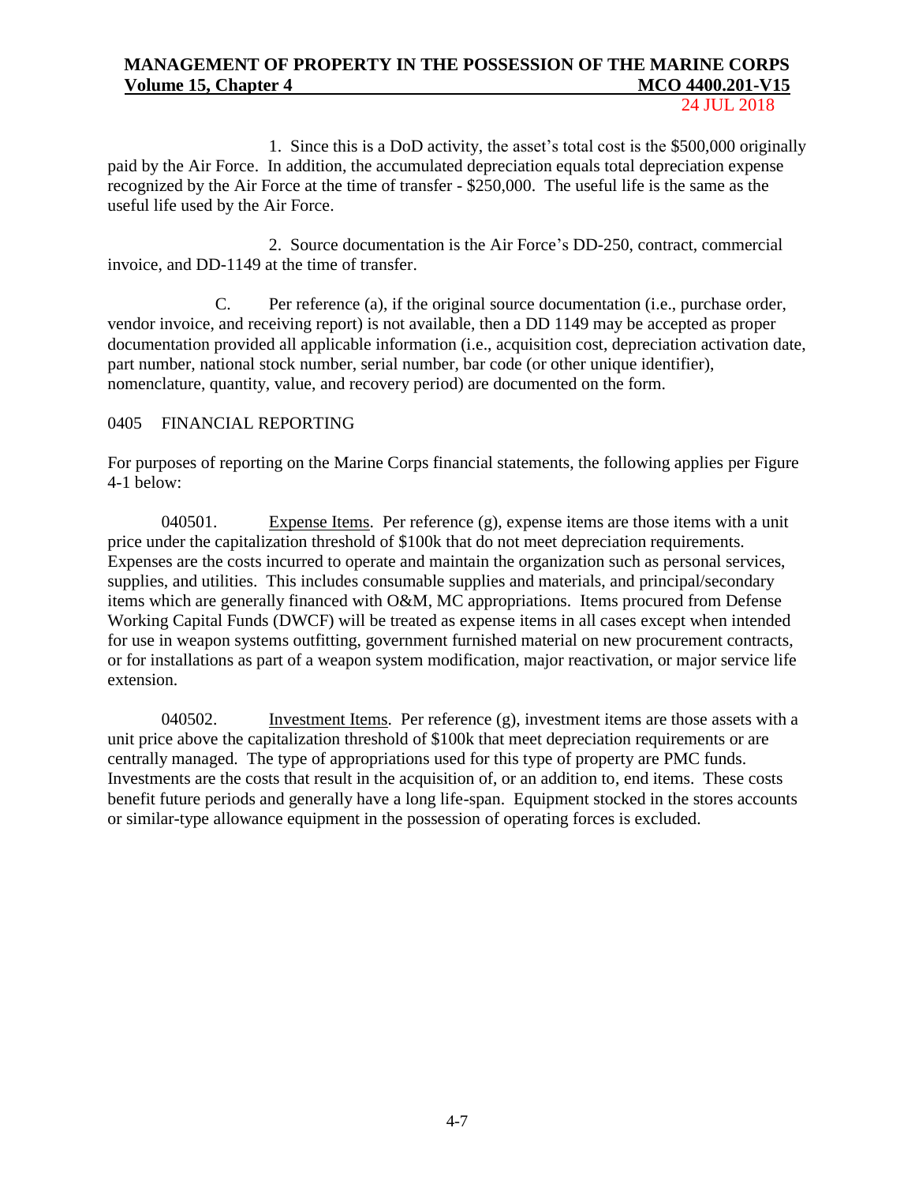1. Since this is a DoD activity, the asset's total cost is the $500,000 originally paid by the Air Force. In addition, the accumulated depreciation equals total depreciation expense recognized by the Air Force at the time of transfer - $250,000. The useful life is the same as the useful life used by the Air Force.

2. Source documentation is the Air Force's DD-250, contract, commercial invoice, and DD-1149 at the time of transfer.

C. Per reference (a), if the original source documentation (i.e., purchase order, vendor invoice, and receiving report) is not available, then a DD 1149 may be accepted as proper documentation provided all applicable information (i.e., acquisition cost, depreciation activation date, part number, national stock number, serial number, bar code (or other unique identifier), nomenclature, quantity, value, and recovery period) are documented on the form.

## 0405 FINANCIAL REPORTING

For purposes of reporting on the Marine Corps financial statements, the following applies per Figure 4-1 below:

040501. Expense Items. Per reference (g), expense items are those items with a unit price under the capitalization threshold of $100k that do not meet depreciation requirements. Expenses are the costs incurred to operate and maintain the organization such as personal services, supplies, and utilities. This includes consumable supplies and materials, and principal/secondary items which are generally financed with O&M, MC appropriations. Items procured from Defense Working Capital Funds (DWCF) will be treated as expense items in all cases except when intended for use in weapon systems outfitting, government furnished material on new procurement contracts, or for installations as part of a weapon system modification, major reactivation, or major service life extension.

040502. Investment Items. Per reference (g), investment items are those assets with a unit price above the capitalization threshold of $100k that meet depreciation requirements or are centrally managed. The type of appropriations used for this type of property are PMC funds. Investments are the costs that result in the acquisition of, or an addition to, end items. These costs benefit future periods and generally have a long life-span. Equipment stocked in the stores accounts or similar-type allowance equipment in the possession of operating forces is excluded.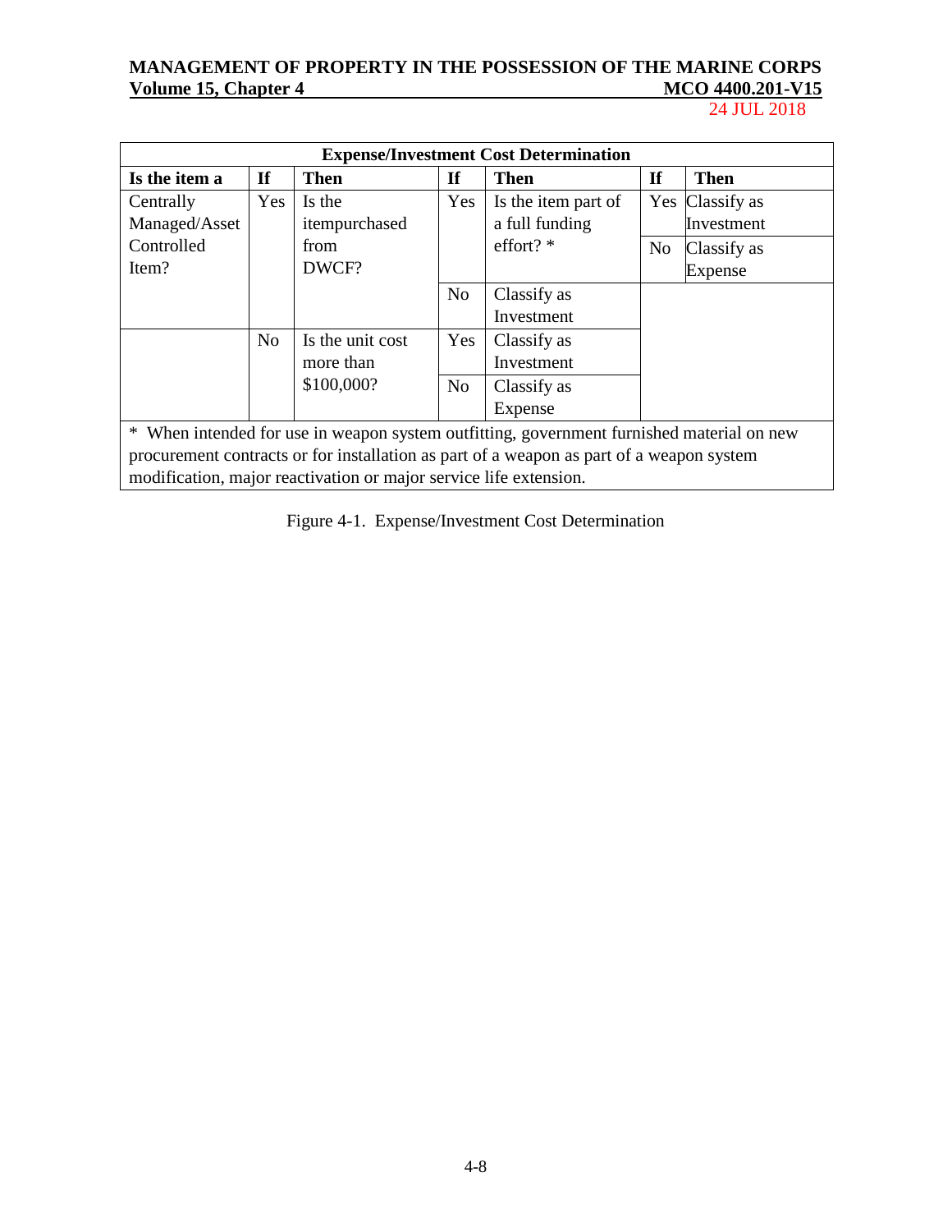| Expense/Investment Cost Determination | | | | | | | |
|---|---|---|---|---|---|---|---|
| **Is the item a** | **If** | **Then** | **If** | **Then** | **If** | **Then** |
| Centrally Managed/Asset Controlled Item? | Yes | Is the itempurchased from DWCF? | Yes | Is the item part of a full funding effort? * | Yes | Classify as Investment |
| | | | | | No | Classify as Expense |
| | | | No | Classify as Investment | | |
| | No | Is the unit cost more than $100,000? | Yes | Classify as Investment | | |
| | | | No | Classify as Expense | | |

* When intended for use in weapon system outfitting, government furnished material on new procurement contracts or for installation as part of a weapon as part of a weapon system modification, major reactivation or major service life extension.

Figure 4-1. Expense/Investment Cost Determination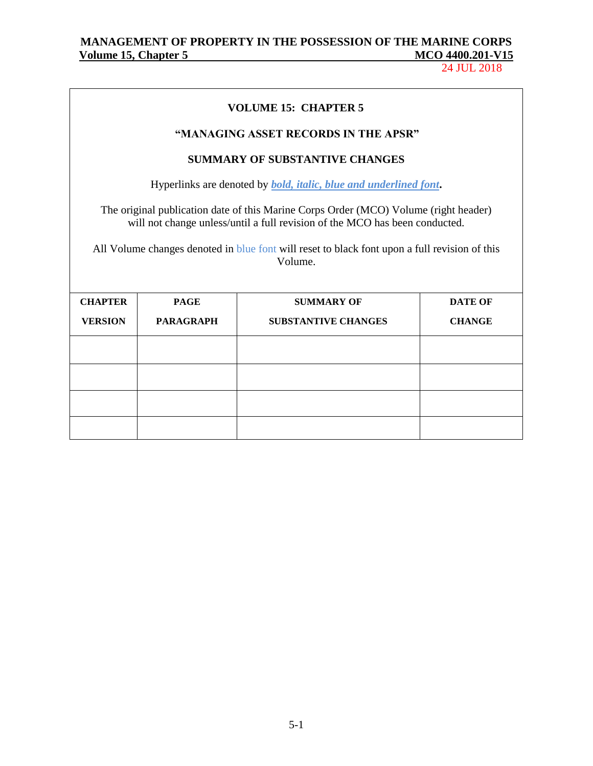**VOLUME 15: CHAPTER 5**

**"MANAGING ASSET RECORDS IN THE APSR"**

**SUMMARY OF SUBSTANTIVE CHANGES**

Hyperlinks are denoted by ***bold, italic, blue and underlined font***.

The original publication date of this Marine Corps Order (MCO) Volume (right header) will not change unless/until a full revision of the MCO has been conducted.

All Volume changes denoted in blue font will reset to black font upon a full revision of this Volume.

| CHAPTER VERSION | PAGE PARAGRAPH | SUMMARY OF SUBSTANTIVE CHANGES | DATE OF CHANGE |
|---|---|---|---|
| | | | |
| | | | |
| | | | |
| | | | |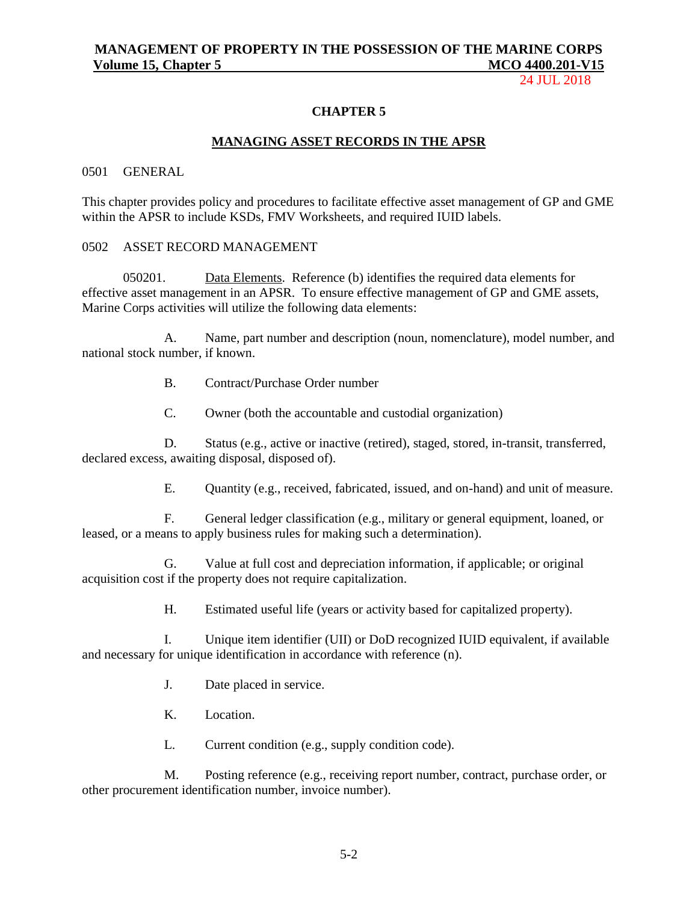# CHAPTER 5

## MANAGING ASSET RECORDS IN THE APSR

### 0501 GENERAL

This chapter provides policy and procedures to facilitate effective asset management of GP and GME within the APSR to include KSDs, FMV Worksheets, and required IUID labels.

### 0502 ASSET RECORD MANAGEMENT

050201. Data Elements. Reference (b) identifies the required data elements for effective asset management in an APSR. To ensure effective management of GP and GME assets, Marine Corps activities will utilize the following data elements:

A. Name, part number and description (noun, nomenclature), model number, and national stock number, if known.

B. Contract/Purchase Order number

C. Owner (both the accountable and custodial organization)

D. Status (e.g., active or inactive (retired), staged, stored, in-transit, transferred, declared excess, awaiting disposal, disposed of).

E. Quantity (e.g., received, fabricated, issued, and on-hand) and unit of measure.

F. General ledger classification (e.g., military or general equipment, loaned, or leased, or a means to apply business rules for making such a determination).

G. Value at full cost and depreciation information, if applicable; or original acquisition cost if the property does not require capitalization.

H. Estimated useful life (years or activity based for capitalized property).

I. Unique item identifier (UII) or DoD recognized IUID equivalent, if available and necessary for unique identification in accordance with reference (n).

J. Date placed in service.

K. Location.

L. Current condition (e.g., supply condition code).

M. Posting reference (e.g., receiving report number, contract, purchase order, or other procurement identification number, invoice number).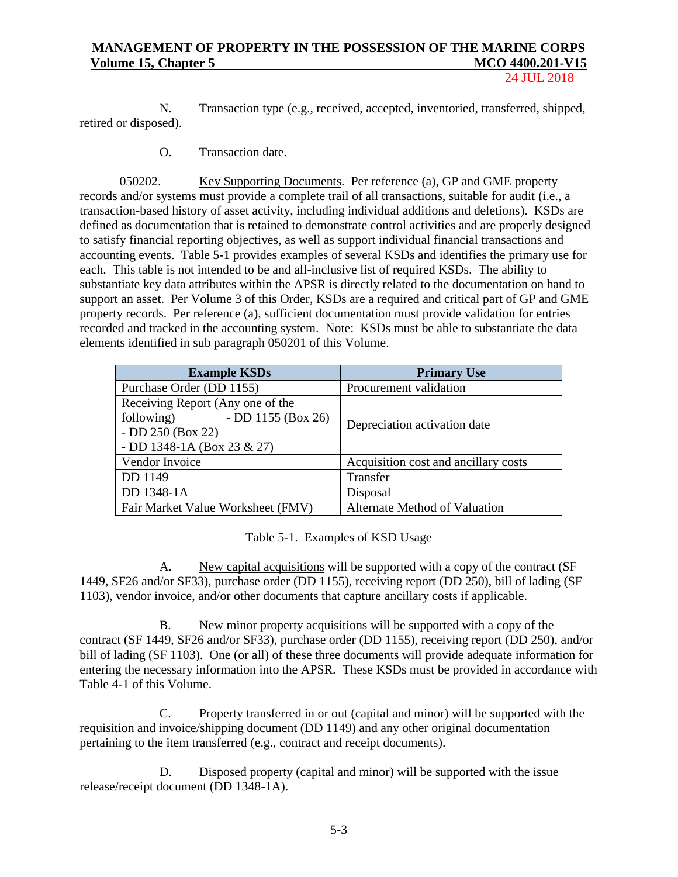N. Transaction type (e.g., received, accepted, inventoried, transferred, shipped, retired or disposed).

O. Transaction date.

050202. Key Supporting Documents. Per reference (a), GP and GME property records and/or systems must provide a complete trail of all transactions, suitable for audit (i.e., a transaction-based history of asset activity, including individual additions and deletions). KSDs are defined as documentation that is retained to demonstrate control activities and are properly designed to satisfy financial reporting objectives, as well as support individual financial transactions and accounting events. Table 5-1 provides examples of several KSDs and identifies the primary use for each. This table is not intended to be and all-inclusive list of required KSDs. The ability to substantiate key data attributes within the APSR is directly related to the documentation on hand to support an asset. Per Volume 3 of this Order, KSDs are a required and critical part of GP and GME property records. Per reference (a), sufficient documentation must provide validation for entries recorded and tracked in the accounting system. Note: KSDs must be able to substantiate the data elements identified in sub paragraph 050201 of this Volume.

| Example KSDs | Primary Use |
|---|---|
| Purchase Order (DD 1155) | Procurement validation |
| Receiving Report (Any one of the following) - DD 1155 (Box 26) - DD 250 (Box 22) - DD 1348-1A (Box 23 & 27) | Depreciation activation date |
| Vendor Invoice | Acquisition cost and ancillary costs |
| DD 1149 | Transfer |
| DD 1348-1A | Disposal |
| Fair Market Value Worksheet (FMV) | Alternate Method of Valuation |

Table 5-1. Examples of KSD Usage

A. New capital acquisitions will be supported with a copy of the contract (SF 1449, SF26 and/or SF33), purchase order (DD 1155), receiving report (DD 250), bill of lading (SF 1103), vendor invoice, and/or other documents that capture ancillary costs if applicable.

B. New minor property acquisitions will be supported with a copy of the contract (SF 1449, SF26 and/or SF33), purchase order (DD 1155), receiving report (DD 250), and/or bill of lading (SF 1103). One (or all) of these three documents will provide adequate information for entering the necessary information into the APSR. These KSDs must be provided in accordance with Table 4-1 of this Volume.

C. Property transferred in or out (capital and minor) will be supported with the requisition and invoice/shipping document (DD 1149) and any other original documentation pertaining to the item transferred (e.g., contract and receipt documents).

D. Disposed property (capital and minor) will be supported with the issue release/receipt document (DD 1348-1A).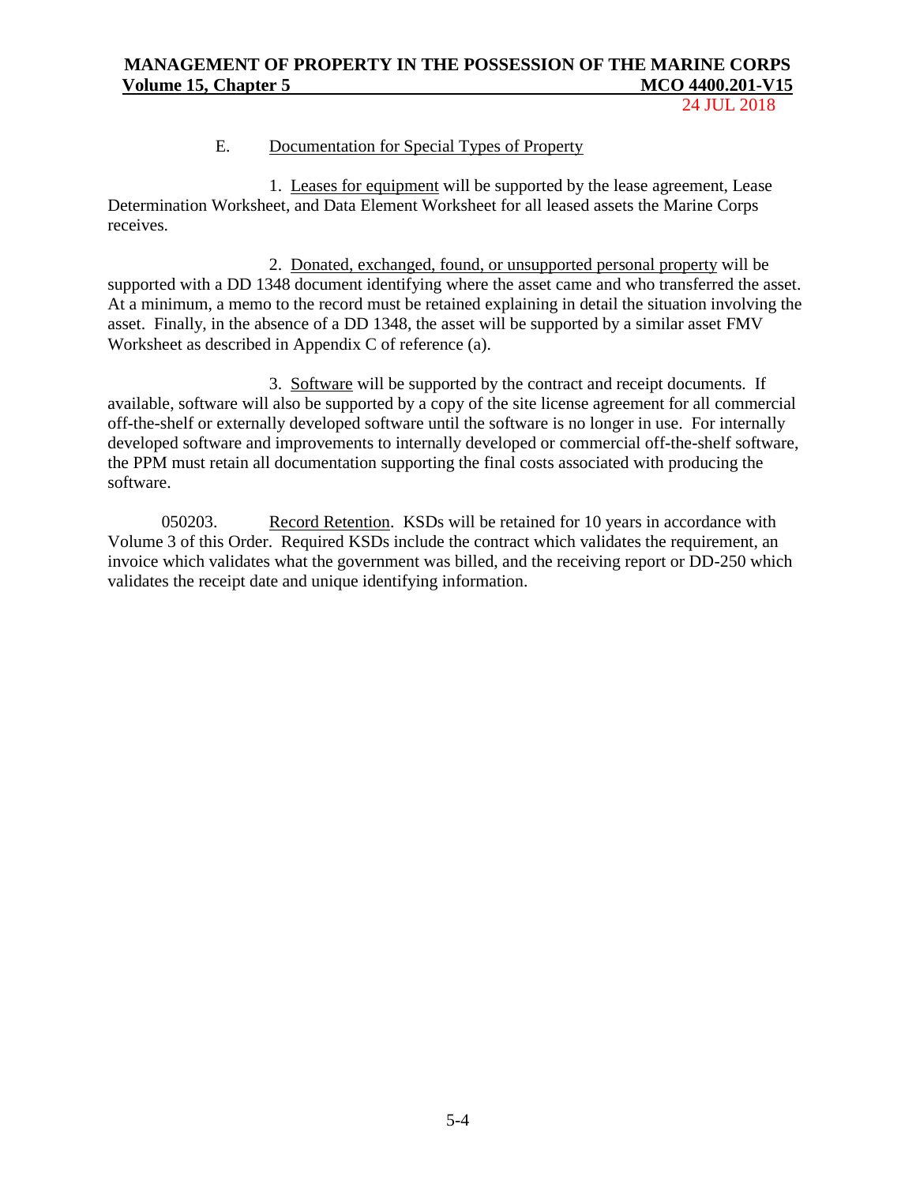E. Documentation for Special Types of Property

1. Leases for equipment will be supported by the lease agreement, Lease Determination Worksheet, and Data Element Worksheet for all leased assets the Marine Corps receives.

2. Donated, exchanged, found, or unsupported personal property will be supported with a DD 1348 document identifying where the asset came and who transferred the asset. At a minimum, a memo to the record must be retained explaining in detail the situation involving the asset. Finally, in the absence of a DD 1348, the asset will be supported by a similar asset FMV Worksheet as described in Appendix C of reference (a).

3. Software will be supported by the contract and receipt documents. If available, software will also be supported by a copy of the site license agreement for all commercial off-the-shelf or externally developed software until the software is no longer in use. For internally developed software and improvements to internally developed or commercial off-the-shelf software, the PPM must retain all documentation supporting the final costs associated with producing the software.

050203. Record Retention. KSDs will be retained for 10 years in accordance with Volume 3 of this Order. Required KSDs include the contract which validates the requirement, an invoice which validates what the government was billed, and the receiving report or DD-250 which validates the receipt date and unique identifying information.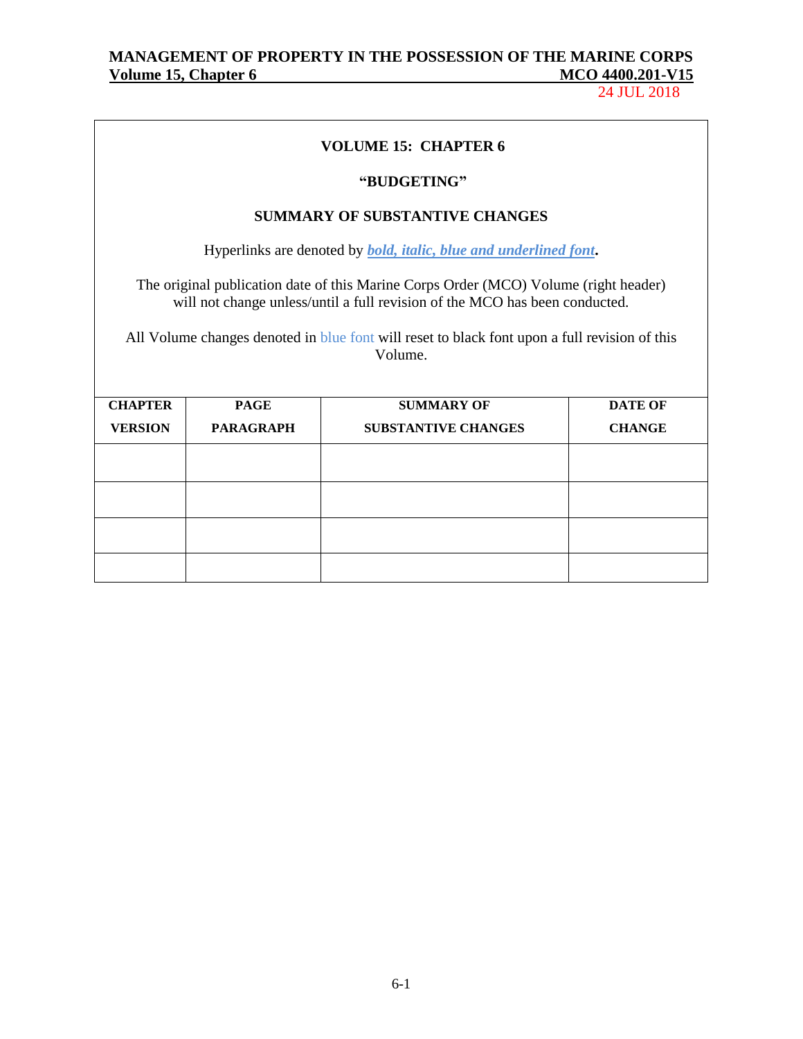## VOLUME 15: CHAPTER 6

### "BUDGETING"

### SUMMARY OF SUBSTANTIVE CHANGES

Hyperlinks are denoted by ***bold, italic, blue and underlined font***.

The original publication date of this Marine Corps Order (MCO) Volume (right header) will not change unless/until a full revision of the MCO has been conducted.

All Volume changes denoted in blue font will reset to black font upon a full revision of this Volume.

| CHAPTER VERSION | PAGE PARAGRAPH | SUMMARY OF SUBSTANTIVE CHANGES | DATE OF CHANGE |
|---|---|---|---|
| | | | |
| | | | |
| | | | |
| | | | |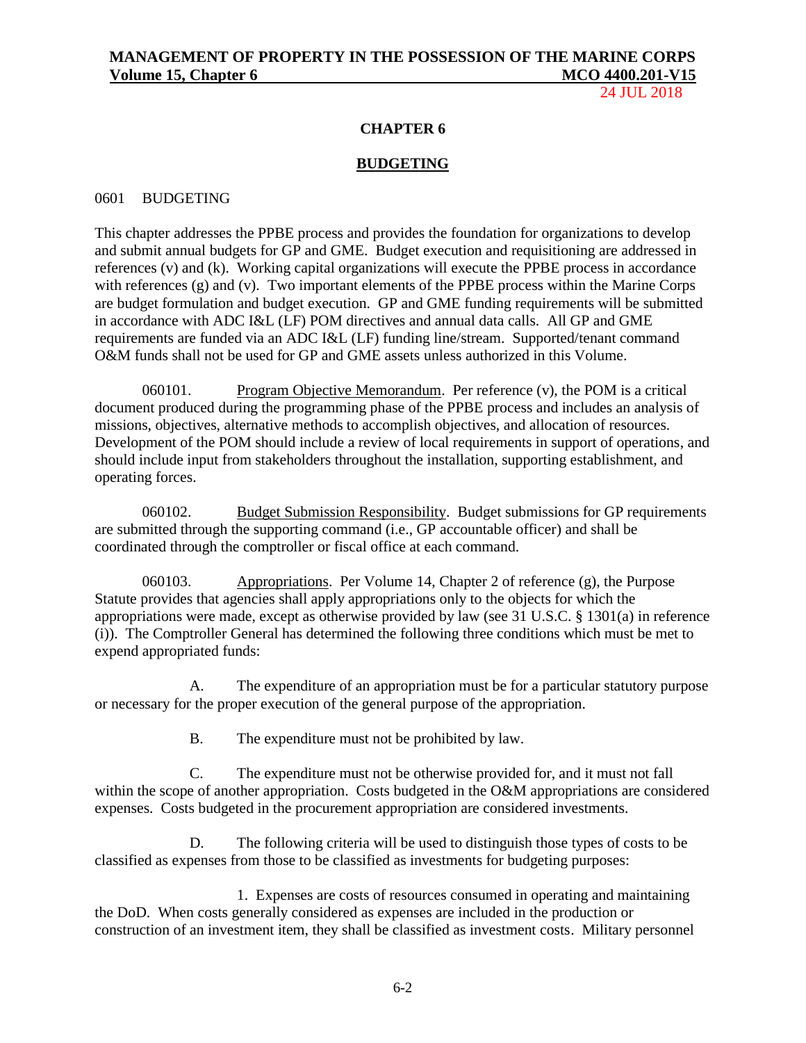## CHAPTER 6

## BUDGETING

0601 BUDGETING

This chapter addresses the PPBE process and provides the foundation for organizations to develop and submit annual budgets for GP and GME. Budget execution and requisitioning are addressed in references (v) and (k). Working capital organizations will execute the PPBE process in accordance with references (g) and (v). Two important elements of the PPBE process within the Marine Corps are budget formulation and budget execution. GP and GME funding requirements will be submitted in accordance with ADC I&L (LF) POM directives and annual data calls. All GP and GME requirements are funded via an ADC I&L (LF) funding line/stream. Supported/tenant command O&M funds shall not be used for GP and GME assets unless authorized in this Volume.

060101. Program Objective Memorandum. Per reference (v), the POM is a critical document produced during the programming phase of the PPBE process and includes an analysis of missions, objectives, alternative methods to accomplish objectives, and allocation of resources. Development of the POM should include a review of local requirements in support of operations, and should include input from stakeholders throughout the installation, supporting establishment, and operating forces.

060102. Budget Submission Responsibility. Budget submissions for GP requirements are submitted through the supporting command (i.e., GP accountable officer) and shall be coordinated through the comptroller or fiscal office at each command.

060103. Appropriations. Per Volume 14, Chapter 2 of reference (g), the Purpose Statute provides that agencies shall apply appropriations only to the objects for which the appropriations were made, except as otherwise provided by law (see 31 U.S.C. § 1301(a) in reference (i)). The Comptroller General has determined the following three conditions which must be met to expend appropriated funds:

A. The expenditure of an appropriation must be for a particular statutory purpose or necessary for the proper execution of the general purpose of the appropriation.

B. The expenditure must not be prohibited by law.

C. The expenditure must not be otherwise provided for, and it must not fall within the scope of another appropriation. Costs budgeted in the O&M appropriations are considered expenses. Costs budgeted in the procurement appropriation are considered investments.

D. The following criteria will be used to distinguish those types of costs to be classified as expenses from those to be classified as investments for budgeting purposes:

1. Expenses are costs of resources consumed in operating and maintaining the DoD. When costs generally considered as expenses are included in the production or construction of an investment item, they shall be classified as investment costs. Military personnel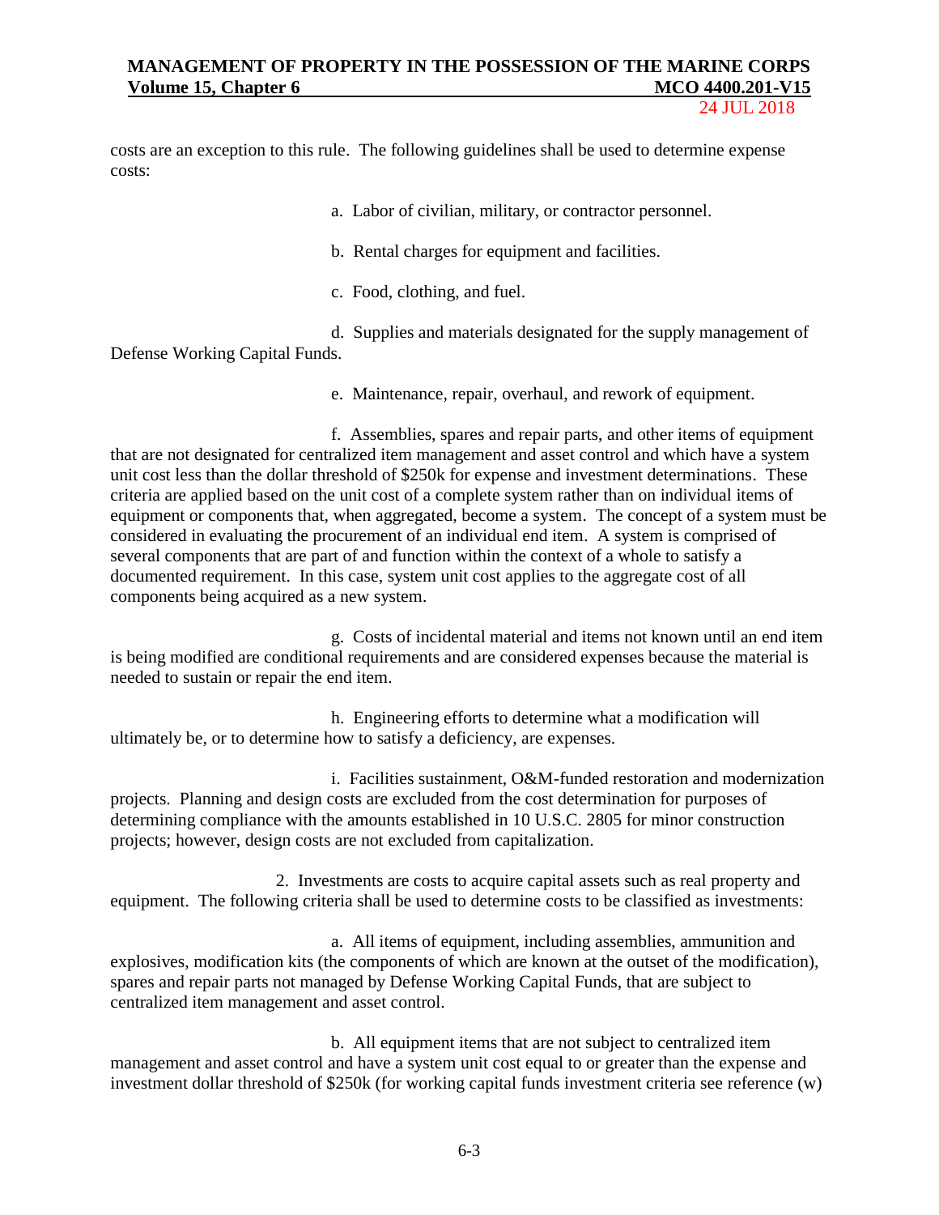costs are an exception to this rule. The following guidelines shall be used to determine expense costs:

a. Labor of civilian, military, or contractor personnel.

b. Rental charges for equipment and facilities.

c. Food, clothing, and fuel.

d. Supplies and materials designated for the supply management of Defense Working Capital Funds.

e. Maintenance, repair, overhaul, and rework of equipment.

f. Assemblies, spares and repair parts, and other items of equipment that are not designated for centralized item management and asset control and which have a system unit cost less than the dollar threshold of $250k for expense and investment determinations. These criteria are applied based on the unit cost of a complete system rather than on individual items of equipment or components that, when aggregated, become a system. The concept of a system must be considered in evaluating the procurement of an individual end item. A system is comprised of several components that are part of and function within the context of a whole to satisfy a documented requirement. In this case, system unit cost applies to the aggregate cost of all components being acquired as a new system.

g. Costs of incidental material and items not known until an end item is being modified are conditional requirements and are considered expenses because the material is needed to sustain or repair the end item.

h. Engineering efforts to determine what a modification will ultimately be, or to determine how to satisfy a deficiency, are expenses.

i. Facilities sustainment, O&M-funded restoration and modernization projects. Planning and design costs are excluded from the cost determination for purposes of determining compliance with the amounts established in 10 U.S.C. 2805 for minor construction projects; however, design costs are not excluded from capitalization.

2. Investments are costs to acquire capital assets such as real property and equipment. The following criteria shall be used to determine costs to be classified as investments:

a. All items of equipment, including assemblies, ammunition and explosives, modification kits (the components of which are known at the outset of the modification), spares and repair parts not managed by Defense Working Capital Funds, that are subject to centralized item management and asset control.

b. All equipment items that are not subject to centralized item management and asset control and have a system unit cost equal to or greater than the expense and investment dollar threshold of $250k (for working capital funds investment criteria see reference (w)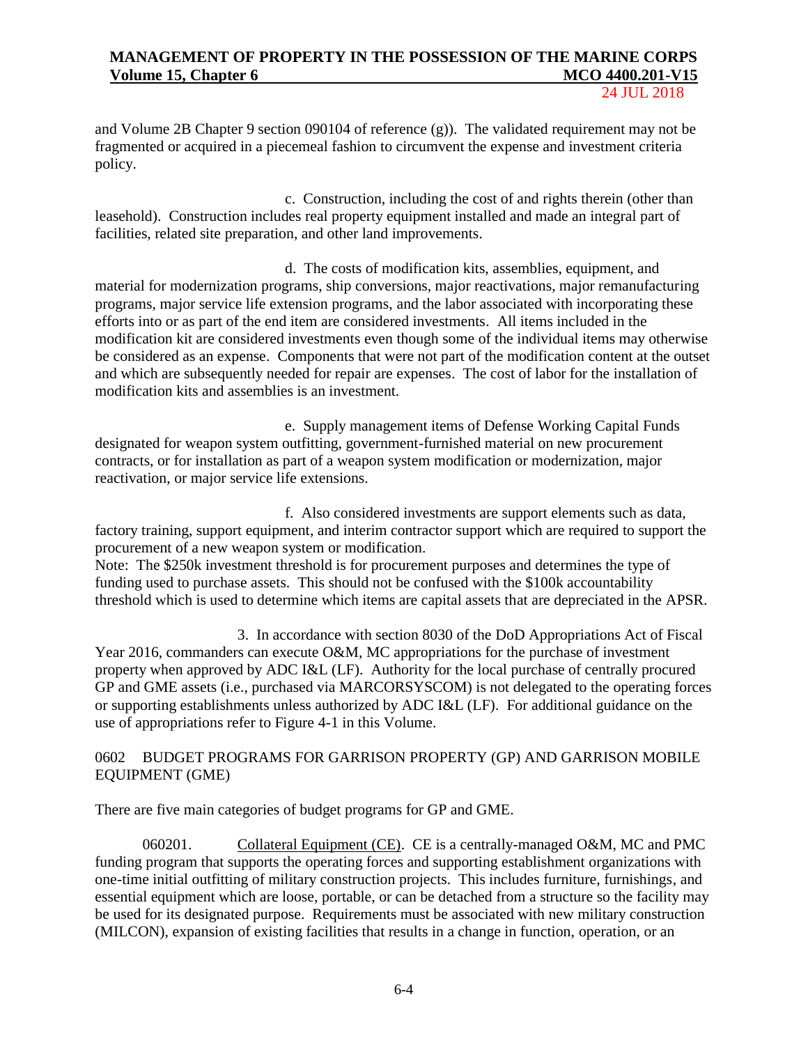and Volume 2B Chapter 9 section 090104 of reference (g)). The validated requirement may not be fragmented or acquired in a piecemeal fashion to circumvent the expense and investment criteria policy.

c. Construction, including the cost of and rights therein (other than leasehold). Construction includes real property equipment installed and made an integral part of facilities, related site preparation, and other land improvements.

d. The costs of modification kits, assemblies, equipment, and material for modernization programs, ship conversions, major reactivations, major remanufacturing programs, major service life extension programs, and the labor associated with incorporating these efforts into or as part of the end item are considered investments. All items included in the modification kit are considered investments even though some of the individual items may otherwise be considered as an expense. Components that were not part of the modification content at the outset and which are subsequently needed for repair are expenses. The cost of labor for the installation of modification kits and assemblies is an investment.

e. Supply management items of Defense Working Capital Funds designated for weapon system outfitting, government-furnished material on new procurement contracts, or for installation as part of a weapon system modification or modernization, major reactivation, or major service life extensions.

f. Also considered investments are support elements such as data, factory training, support equipment, and interim contractor support which are required to support the procurement of a new weapon system or modification.

Note: The $250k investment threshold is for procurement purposes and determines the type of funding used to purchase assets. This should not be confused with the $100k accountability threshold which is used to determine which items are capital assets that are depreciated in the APSR.

3. In accordance with section 8030 of the DoD Appropriations Act of Fiscal Year 2016, commanders can execute O&M, MC appropriations for the purchase of investment property when approved by ADC I&L (LF). Authority for the local purchase of centrally procured GP and GME assets (i.e., purchased via MARCORSYSCOM) is not delegated to the operating forces or supporting establishments unless authorized by ADC I&L (LF). For additional guidance on the use of appropriations refer to Figure 4-1 in this Volume.

## 0602 BUDGET PROGRAMS FOR GARRISON PROPERTY (GP) AND GARRISON MOBILE EQUIPMENT (GME)

There are five main categories of budget programs for GP and GME.

060201. Collateral Equipment (CE). CE is a centrally-managed O&M, MC and PMC funding program that supports the operating forces and supporting establishment organizations with one-time initial outfitting of military construction projects. This includes furniture, furnishings, and essential equipment which are loose, portable, or can be detached from a structure so the facility may be used for its designated purpose. Requirements must be associated with new military construction (MILCON), expansion of existing facilities that results in a change in function, operation, or an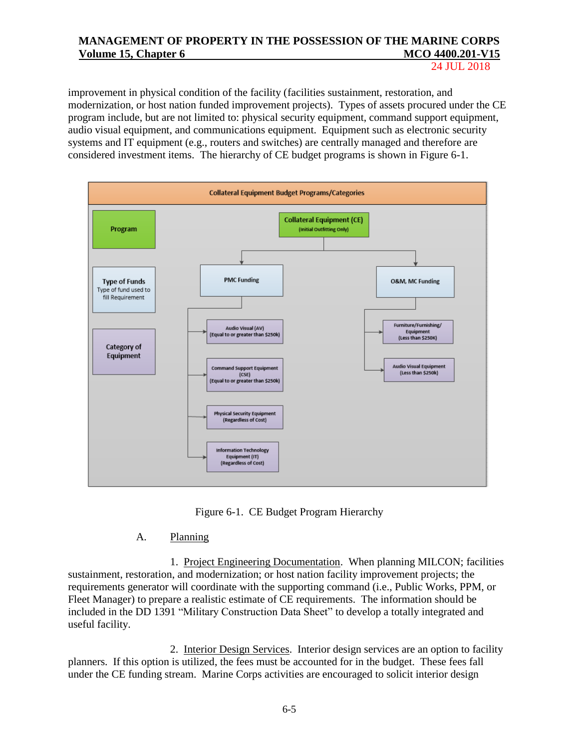improvement in physical condition of the facility (facilities sustainment, restoration, and modernization, or host nation funded improvement projects). Types of assets procured under the CE program include, but are not limited to: physical security equipment, command support equipment, audio visual equipment, and communications equipment. Equipment such as electronic security systems and IT equipment (e.g., routers and switches) are centrally managed and therefore are considered investment items. The hierarchy of CE budget programs is shown in Figure 6-1.

**Collateral Equipment Budget Programs/Categories**

- **Program:** Collateral Equipment (CE) (Initial Outfitting Only)
- **Type of Funds** (Type of fund used to fill Requirement):
  - PMC Funding
  - O&M, MC Funding
- **Category of Equipment:**
  - PMC Funding:
    - Audio Visual (AV) (Equal to or greater than $250k)
    - Command Support Equipment (CSE) (Equal to or greater than $250k)
    - Physical Security Equipment (Regardless of Cost)
    - Information Technology Equipment (IT) (Regardless of Cost)
  - O&M, MC Funding:
    - Furniture/Furnishing/ Equipment (Less than $250K)
    - Audio Visual Equipment (Less than $250k)

Figure 6-1. CE Budget Program Hierarchy

A. Planning

1. Project Engineering Documentation. When planning MILCON; facilities sustainment, restoration, and modernization; or host nation facility improvement projects; the requirements generator will coordinate with the supporting command (i.e., Public Works, PPM, or Fleet Manager) to prepare a realistic estimate of CE requirements. The information should be included in the DD 1391 "Military Construction Data Sheet" to develop a totally integrated and useful facility.

2. Interior Design Services. Interior design services are an option to facility planners. If this option is utilized, the fees must be accounted for in the budget. These fees fall under the CE funding stream. Marine Corps activities are encouraged to solicit interior design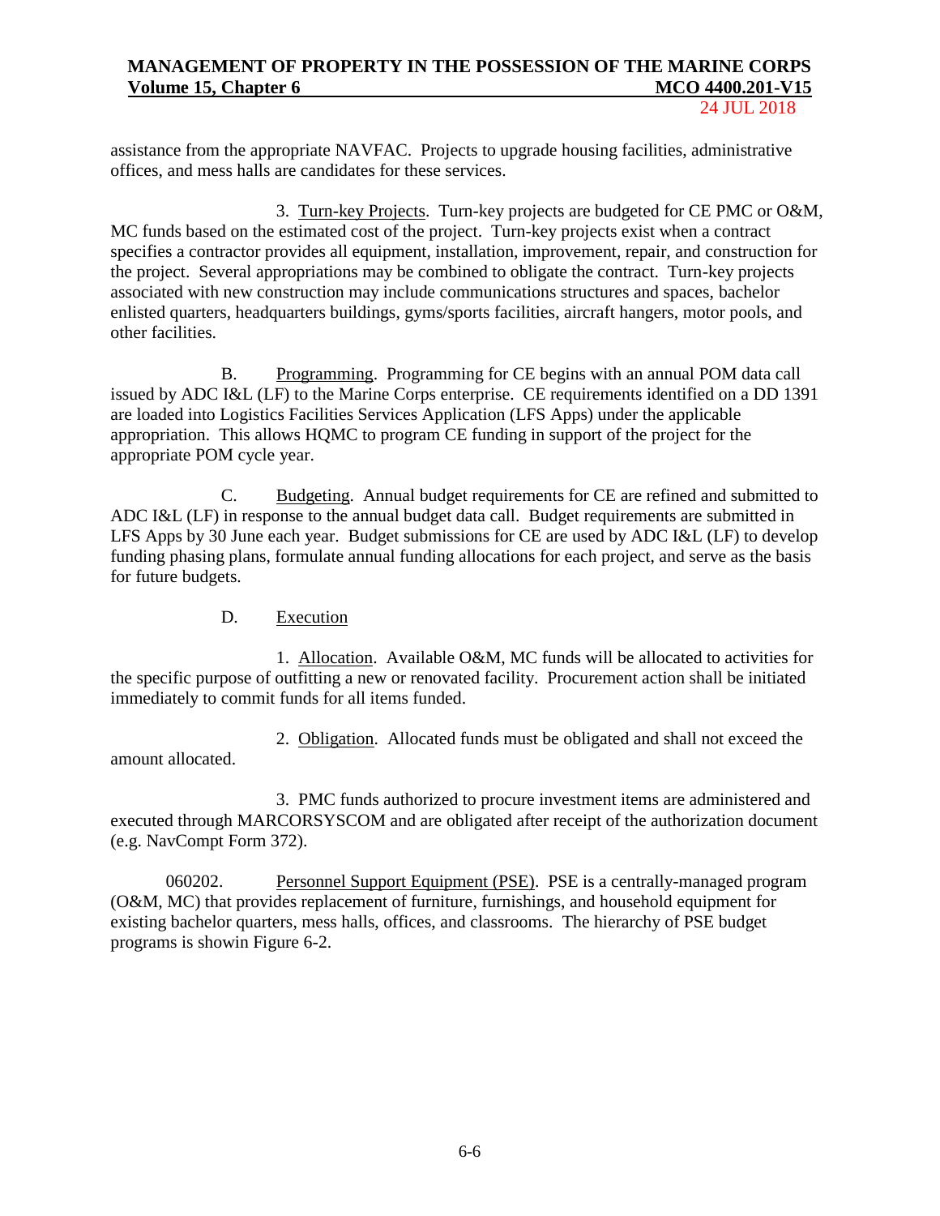assistance from the appropriate NAVFAC. Projects to upgrade housing facilities, administrative offices, and mess halls are candidates for these services.

3. Turn-key Projects. Turn-key projects are budgeted for CE PMC or O&M, MC funds based on the estimated cost of the project. Turn-key projects exist when a contract specifies a contractor provides all equipment, installation, improvement, repair, and construction for the project. Several appropriations may be combined to obligate the contract. Turn-key projects associated with new construction may include communications structures and spaces, bachelor enlisted quarters, headquarters buildings, gyms/sports facilities, aircraft hangers, motor pools, and other facilities.

B. Programming. Programming for CE begins with an annual POM data call issued by ADC I&L (LF) to the Marine Corps enterprise. CE requirements identified on a DD 1391 are loaded into Logistics Facilities Services Application (LFS Apps) under the applicable appropriation. This allows HQMC to program CE funding in support of the project for the appropriate POM cycle year.

C. Budgeting. Annual budget requirements for CE are refined and submitted to ADC I&L (LF) in response to the annual budget data call. Budget requirements are submitted in LFS Apps by 30 June each year. Budget submissions for CE are used by ADC I&L (LF) to develop funding phasing plans, formulate annual funding allocations for each project, and serve as the basis for future budgets.

D. Execution

1. Allocation. Available O&M, MC funds will be allocated to activities for the specific purpose of outfitting a new or renovated facility. Procurement action shall be initiated immediately to commit funds for all items funded.

2. Obligation. Allocated funds must be obligated and shall not exceed the amount allocated.

3. PMC funds authorized to procure investment items are administered and executed through MARCORSYSCOM and are obligated after receipt of the authorization document (e.g. NavCompt Form 372).

060202. Personnel Support Equipment (PSE). PSE is a centrally-managed program (O&M, MC) that provides replacement of furniture, furnishings, and household equipment for existing bachelor quarters, mess halls, offices, and classrooms. The hierarchy of PSE budget programs is showin Figure 6-2.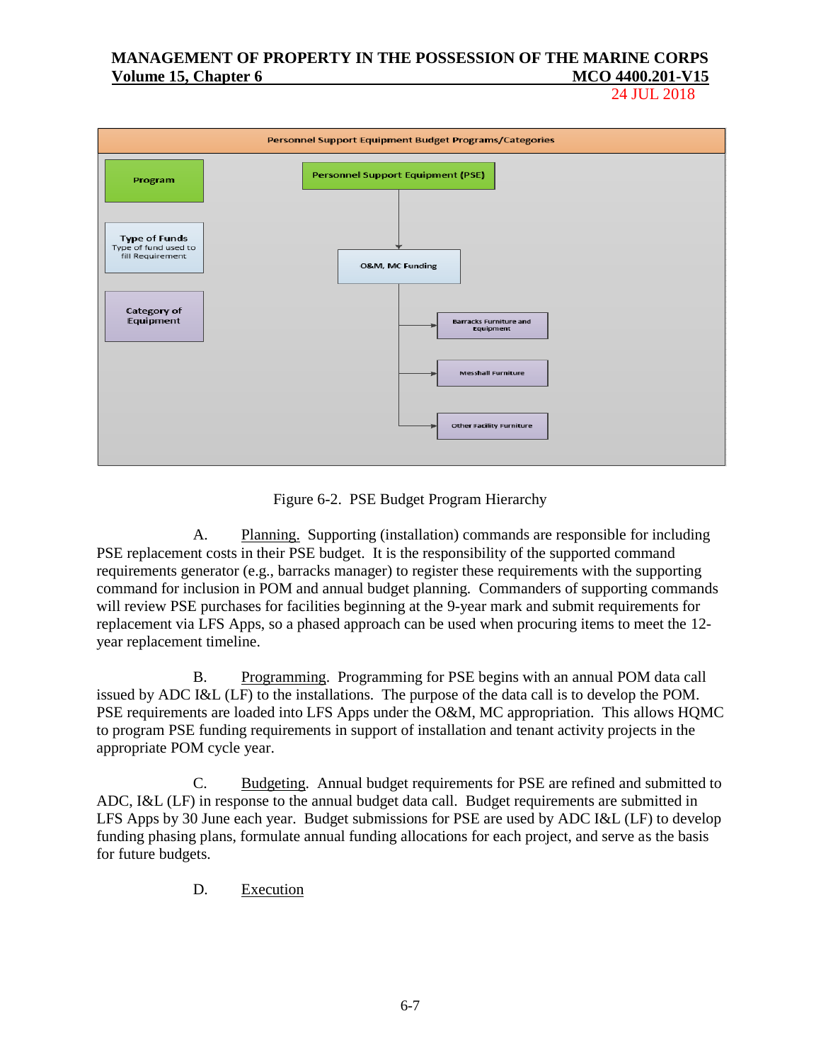**Personnel Support Equipment Budget Programs/Categories**

| Legend | |
|---|---|
| Program | Personnel Support Equipment (PSE) |
| Type of Funds (Type of fund used to fill Requirement) | O&M, MC Funding |
| Category of Equipment | Barracks Furniture and Equipment |
| | Messhall Furniture |
| | Other Facility Furniture |

Figure 6-2. PSE Budget Program Hierarchy

A. Planning. Supporting (installation) commands are responsible for including PSE replacement costs in their PSE budget. It is the responsibility of the supported command requirements generator (e.g., barracks manager) to register these requirements with the supporting command for inclusion in POM and annual budget planning. Commanders of supporting commands will review PSE purchases for facilities beginning at the 9-year mark and submit requirements for replacement via LFS Apps, so a phased approach can be used when procuring items to meet the 12-year replacement timeline.

B. Programming. Programming for PSE begins with an annual POM data call issued by ADC I&L (LF) to the installations. The purpose of the data call is to develop the POM. PSE requirements are loaded into LFS Apps under the O&M, MC appropriation. This allows HQMC to program PSE funding requirements in support of installation and tenant activity projects in the appropriate POM cycle year.

C. Budgeting. Annual budget requirements for PSE are refined and submitted to ADC, I&L (LF) in response to the annual budget data call. Budget requirements are submitted in LFS Apps by 30 June each year. Budget submissions for PSE are used by ADC I&L (LF) to develop funding phasing plans, formulate annual funding allocations for each project, and serve as the basis for future budgets.

D. Execution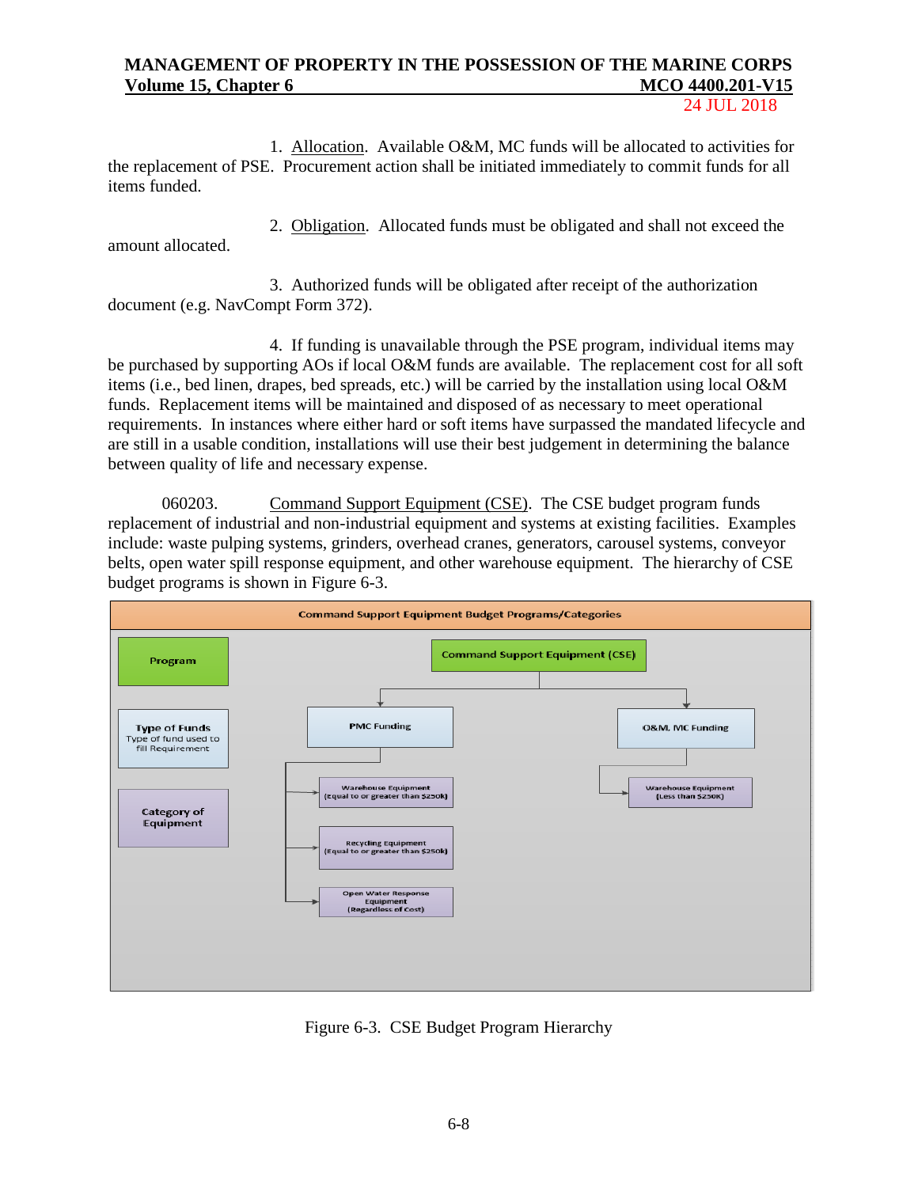1. Allocation. Available O&M, MC funds will be allocated to activities for the replacement of PSE. Procurement action shall be initiated immediately to commit funds for all items funded.

2. Obligation. Allocated funds must be obligated and shall not exceed the amount allocated.

3. Authorized funds will be obligated after receipt of the authorization document (e.g. NavCompt Form 372).

4. If funding is unavailable through the PSE program, individual items may be purchased by supporting AOs if local O&M funds are available. The replacement cost for all soft items (i.e., bed linen, drapes, bed spreads, etc.) will be carried by the installation using local O&M funds. Replacement items will be maintained and disposed of as necessary to meet operational requirements. In instances where either hard or soft items have surpassed the mandated lifecycle and are still in a usable condition, installations will use their best judgement in determining the balance between quality of life and necessary expense.

060203. Command Support Equipment (CSE). The CSE budget program funds replacement of industrial and non-industrial equipment and systems at existing facilities. Examples include: waste pulping systems, grinders, overhead cranes, generators, carousel systems, conveyor belts, open water spill response equipment, and other warehouse equipment. The hierarchy of CSE budget programs is shown in Figure 6-3.

**Command Support Equipment Budget Programs/Categories**

| Level | PMC Funding Branch | O&M, MC Funding Branch |
|---|---|---|
| Program | Command Support Equipment (CSE) | Command Support Equipment (CSE) |
| Type of Funds (Type of fund used to fill Requirement) | PMC Funding | O&M, MC Funding |
| Category of Equipment | Warehouse Equipment (Equal to or greater than $250k) | Warehouse Equipment (Less than $250K) |
| Category of Equipment | Recycling Equipment (Equal to or greater than $250k) | |
| Category of Equipment | Open Water Response Equipment (Regardless of Cost) | |

Figure 6-3. CSE Budget Program Hierarchy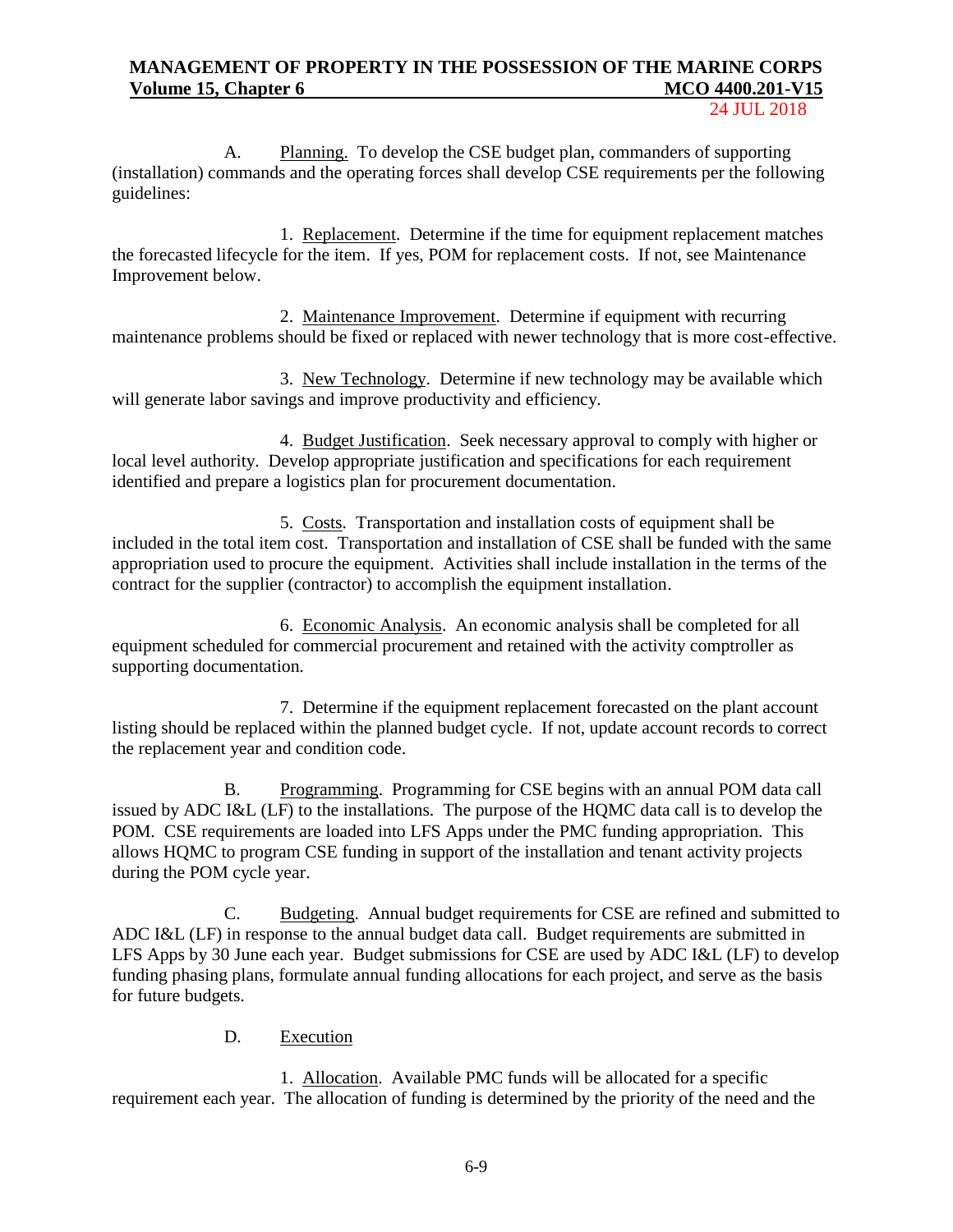A. Planning. To develop the CSE budget plan, commanders of supporting (installation) commands and the operating forces shall develop CSE requirements per the following guidelines:

1. Replacement. Determine if the time for equipment replacement matches the forecasted lifecycle for the item. If yes, POM for replacement costs. If not, see Maintenance Improvement below.

2. Maintenance Improvement. Determine if equipment with recurring maintenance problems should be fixed or replaced with newer technology that is more cost-effective.

3. New Technology. Determine if new technology may be available which will generate labor savings and improve productivity and efficiency.

4. Budget Justification. Seek necessary approval to comply with higher or local level authority. Develop appropriate justification and specifications for each requirement identified and prepare a logistics plan for procurement documentation.

5. Costs. Transportation and installation costs of equipment shall be included in the total item cost. Transportation and installation of CSE shall be funded with the same appropriation used to procure the equipment. Activities shall include installation in the terms of the contract for the supplier (contractor) to accomplish the equipment installation.

6. Economic Analysis. An economic analysis shall be completed for all equipment scheduled for commercial procurement and retained with the activity comptroller as supporting documentation.

7. Determine if the equipment replacement forecasted on the plant account listing should be replaced within the planned budget cycle. If not, update account records to correct the replacement year and condition code.

B. Programming. Programming for CSE begins with an annual POM data call issued by ADC I&L (LF) to the installations. The purpose of the HQMC data call is to develop the POM. CSE requirements are loaded into LFS Apps under the PMC funding appropriation. This allows HQMC to program CSE funding in support of the installation and tenant activity projects during the POM cycle year.

C. Budgeting. Annual budget requirements for CSE are refined and submitted to ADC I&L (LF) in response to the annual budget data call. Budget requirements are submitted in LFS Apps by 30 June each year. Budget submissions for CSE are used by ADC I&L (LF) to develop funding phasing plans, formulate annual funding allocations for each project, and serve as the basis for future budgets.

D. Execution

1. Allocation. Available PMC funds will be allocated for a specific requirement each year. The allocation of funding is determined by the priority of the need and the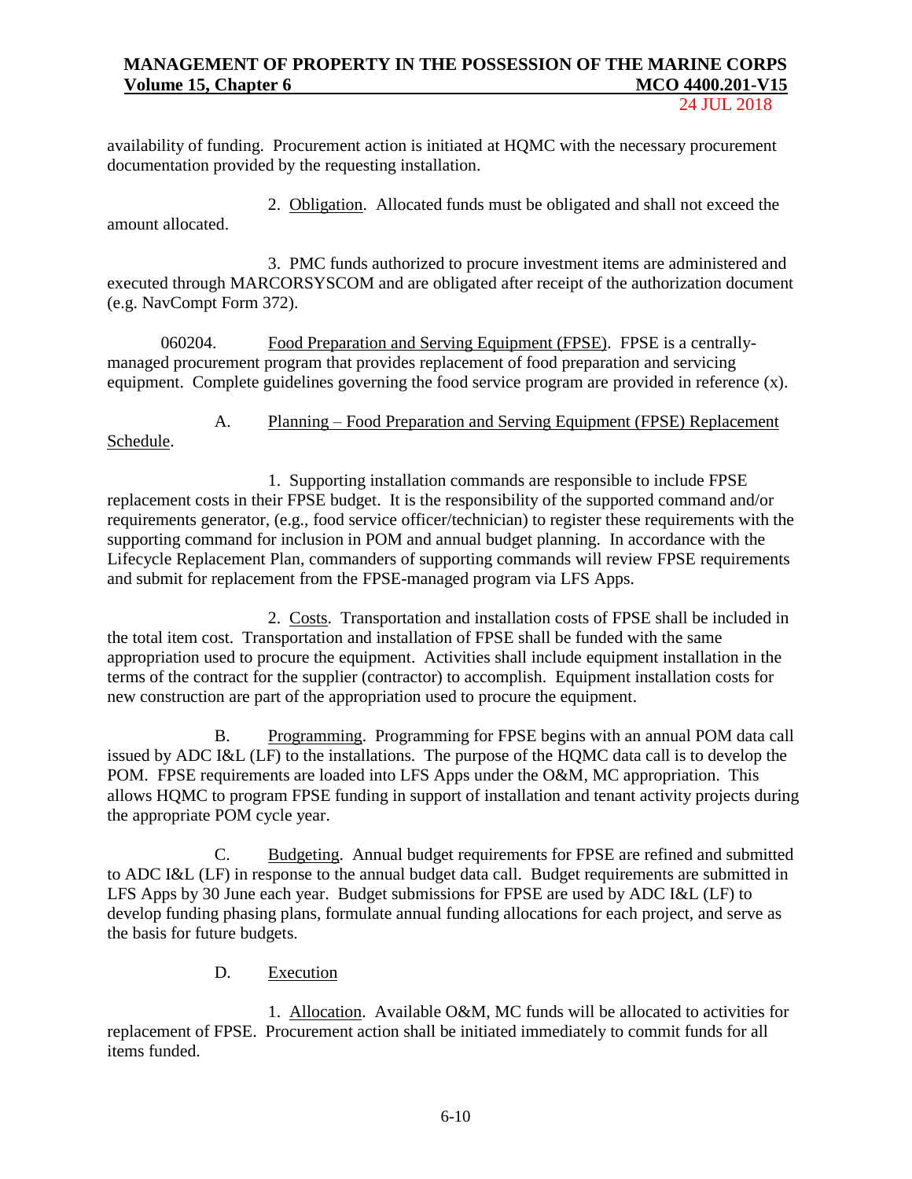availability of funding. Procurement action is initiated at HQMC with the necessary procurement documentation provided by the requesting installation.

2. Obligation. Allocated funds must be obligated and shall not exceed the amount allocated.

3. PMC funds authorized to procure investment items are administered and executed through MARCORSYSCOM and are obligated after receipt of the authorization document (e.g. NavCompt Form 372).

060204. Food Preparation and Serving Equipment (FPSE). FPSE is a centrally-managed procurement program that provides replacement of food preparation and servicing equipment. Complete guidelines governing the food service program are provided in reference (x).

A. Planning – Food Preparation and Serving Equipment (FPSE) Replacement Schedule.

1. Supporting installation commands are responsible to include FPSE replacement costs in their FPSE budget. It is the responsibility of the supported command and/or requirements generator, (e.g., food service officer/technician) to register these requirements with the supporting command for inclusion in POM and annual budget planning. In accordance with the Lifecycle Replacement Plan, commanders of supporting commands will review FPSE requirements and submit for replacement from the FPSE-managed program via LFS Apps.

2. Costs. Transportation and installation costs of FPSE shall be included in the total item cost. Transportation and installation of FPSE shall be funded with the same appropriation used to procure the equipment. Activities shall include equipment installation in the terms of the contract for the supplier (contractor) to accomplish. Equipment installation costs for new construction are part of the appropriation used to procure the equipment.

B. Programming. Programming for FPSE begins with an annual POM data call issued by ADC I&L (LF) to the installations. The purpose of the HQMC data call is to develop the POM. FPSE requirements are loaded into LFS Apps under the O&M, MC appropriation. This allows HQMC to program FPSE funding in support of installation and tenant activity projects during the appropriate POM cycle year.

C. Budgeting. Annual budget requirements for FPSE are refined and submitted to ADC I&L (LF) in response to the annual budget data call. Budget requirements are submitted in LFS Apps by 30 June each year. Budget submissions for FPSE are used by ADC I&L (LF) to develop funding phasing plans, formulate annual funding allocations for each project, and serve as the basis for future budgets.

D. Execution

1. Allocation. Available O&M, MC funds will be allocated to activities for replacement of FPSE. Procurement action shall be initiated immediately to commit funds for all items funded.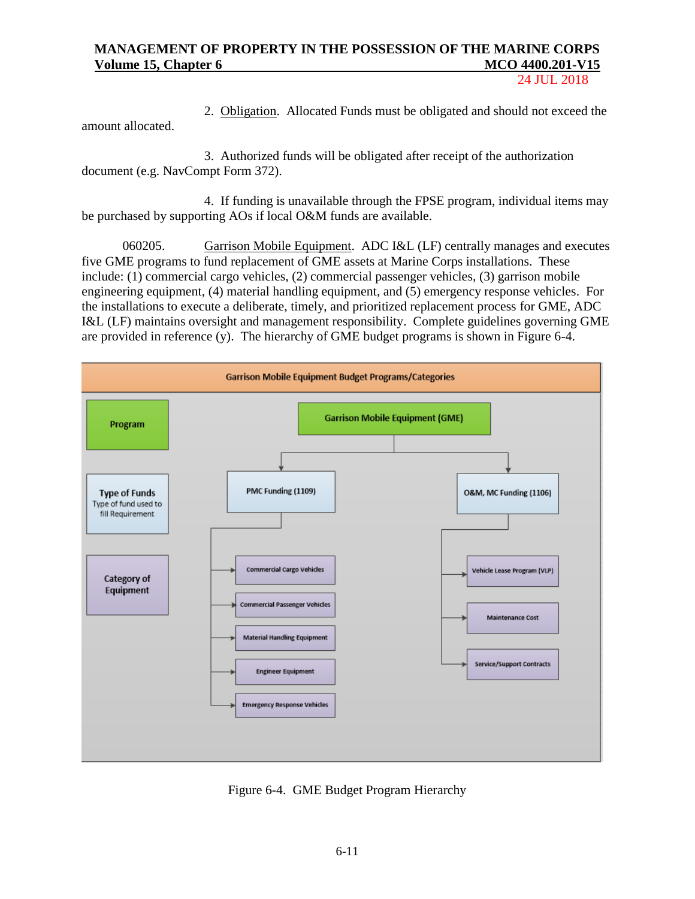2. Obligation. Allocated Funds must be obligated and should not exceed the amount allocated.

3. Authorized funds will be obligated after receipt of the authorization document (e.g. NavCompt Form 372).

4. If funding is unavailable through the FPSE program, individual items may be purchased by supporting AOs if local O&M funds are available.

060205. Garrison Mobile Equipment. ADC I&L (LF) centrally manages and executes five GME programs to fund replacement of GME assets at Marine Corps installations. These include: (1) commercial cargo vehicles, (2) commercial passenger vehicles, (3) garrison mobile engineering equipment, (4) material handling equipment, and (5) emergency response vehicles. For the installations to execute a deliberate, timely, and prioritized replacement process for GME, ADC I&L (LF) maintains oversight and management responsibility. Complete guidelines governing GME are provided in reference (y). The hierarchy of GME budget programs is shown in Figure 6-4.

**Garrison Mobile Equipment Budget Programs/Categories**

| Level | | |
|---|---|---|
| Program | Garrison Mobile Equipment (GME) | |
| Type of Funds (Type of fund used to fill Requirement) | PMC Funding (1109) | O&M, MC Funding (1106) |
| Category of Equipment | Commercial Cargo Vehicles | Vehicle Lease Program (VLP) |
| | Commercial Passenger Vehicles | Maintenance Cost |
| | Material Handling Equipment | Service/Support Contracts |
| | Engineer Equipment | |
| | Emergency Response Vehicles | |

Figure 6-4. GME Budget Program Hierarchy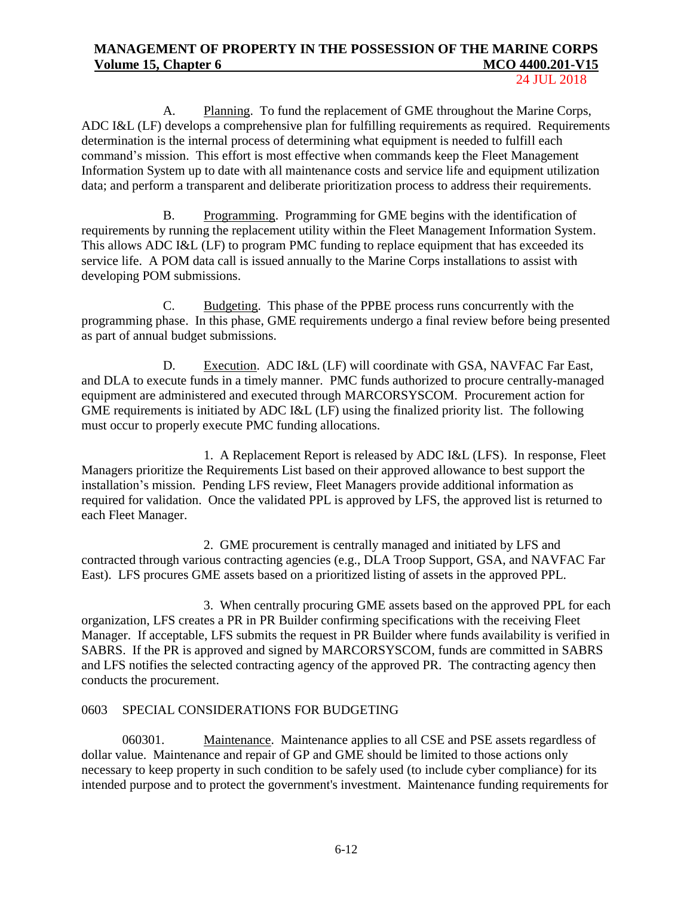A. Planning. To fund the replacement of GME throughout the Marine Corps, ADC I&L (LF) develops a comprehensive plan for fulfilling requirements as required. Requirements determination is the internal process of determining what equipment is needed to fulfill each command's mission. This effort is most effective when commands keep the Fleet Management Information System up to date with all maintenance costs and service life and equipment utilization data; and perform a transparent and deliberate prioritization process to address their requirements.

B. Programming. Programming for GME begins with the identification of requirements by running the replacement utility within the Fleet Management Information System. This allows ADC I&L (LF) to program PMC funding to replace equipment that has exceeded its service life. A POM data call is issued annually to the Marine Corps installations to assist with developing POM submissions.

C. Budgeting. This phase of the PPBE process runs concurrently with the programming phase. In this phase, GME requirements undergo a final review before being presented as part of annual budget submissions.

D. Execution. ADC I&L (LF) will coordinate with GSA, NAVFAC Far East, and DLA to execute funds in a timely manner. PMC funds authorized to procure centrally-managed equipment are administered and executed through MARCORSYSCOM. Procurement action for GME requirements is initiated by ADC I&L (LF) using the finalized priority list. The following must occur to properly execute PMC funding allocations.

1. A Replacement Report is released by ADC I&L (LFS). In response, Fleet Managers prioritize the Requirements List based on their approved allowance to best support the installation's mission. Pending LFS review, Fleet Managers provide additional information as required for validation. Once the validated PPL is approved by LFS, the approved list is returned to each Fleet Manager.

2. GME procurement is centrally managed and initiated by LFS and contracted through various contracting agencies (e.g., DLA Troop Support, GSA, and NAVFAC Far East). LFS procures GME assets based on a prioritized listing of assets in the approved PPL.

3. When centrally procuring GME assets based on the approved PPL for each organization, LFS creates a PR in PR Builder confirming specifications with the receiving Fleet Manager. If acceptable, LFS submits the request in PR Builder where funds availability is verified in SABRS. If the PR is approved and signed by MARCORSYSCOM, funds are committed in SABRS and LFS notifies the selected contracting agency of the approved PR. The contracting agency then conducts the procurement.

## 0603 SPECIAL CONSIDERATIONS FOR BUDGETING

060301. Maintenance. Maintenance applies to all CSE and PSE assets regardless of dollar value. Maintenance and repair of GP and GME should be limited to those actions only necessary to keep property in such condition to be safely used (to include cyber compliance) for its intended purpose and to protect the government's investment. Maintenance funding requirements for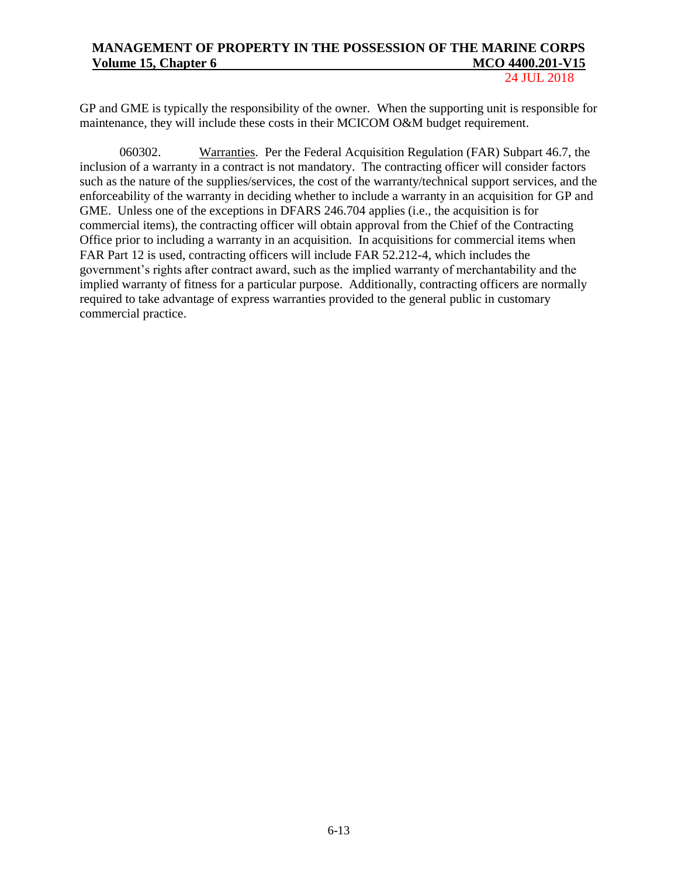GP and GME is typically the responsibility of the owner. When the supporting unit is responsible for maintenance, they will include these costs in their MCICOM O&M budget requirement.

060302. Warranties. Per the Federal Acquisition Regulation (FAR) Subpart 46.7, the inclusion of a warranty in a contract is not mandatory. The contracting officer will consider factors such as the nature of the supplies/services, the cost of the warranty/technical support services, and the enforceability of the warranty in deciding whether to include a warranty in an acquisition for GP and GME. Unless one of the exceptions in DFARS 246.704 applies (i.e., the acquisition is for commercial items), the contracting officer will obtain approval from the Chief of the Contracting Office prior to including a warranty in an acquisition. In acquisitions for commercial items when FAR Part 12 is used, contracting officers will include FAR 52.212-4, which includes the government's rights after contract award, such as the implied warranty of merchantability and the implied warranty of fitness for a particular purpose. Additionally, contracting officers are normally required to take advantage of express warranties provided to the general public in customary commercial practice.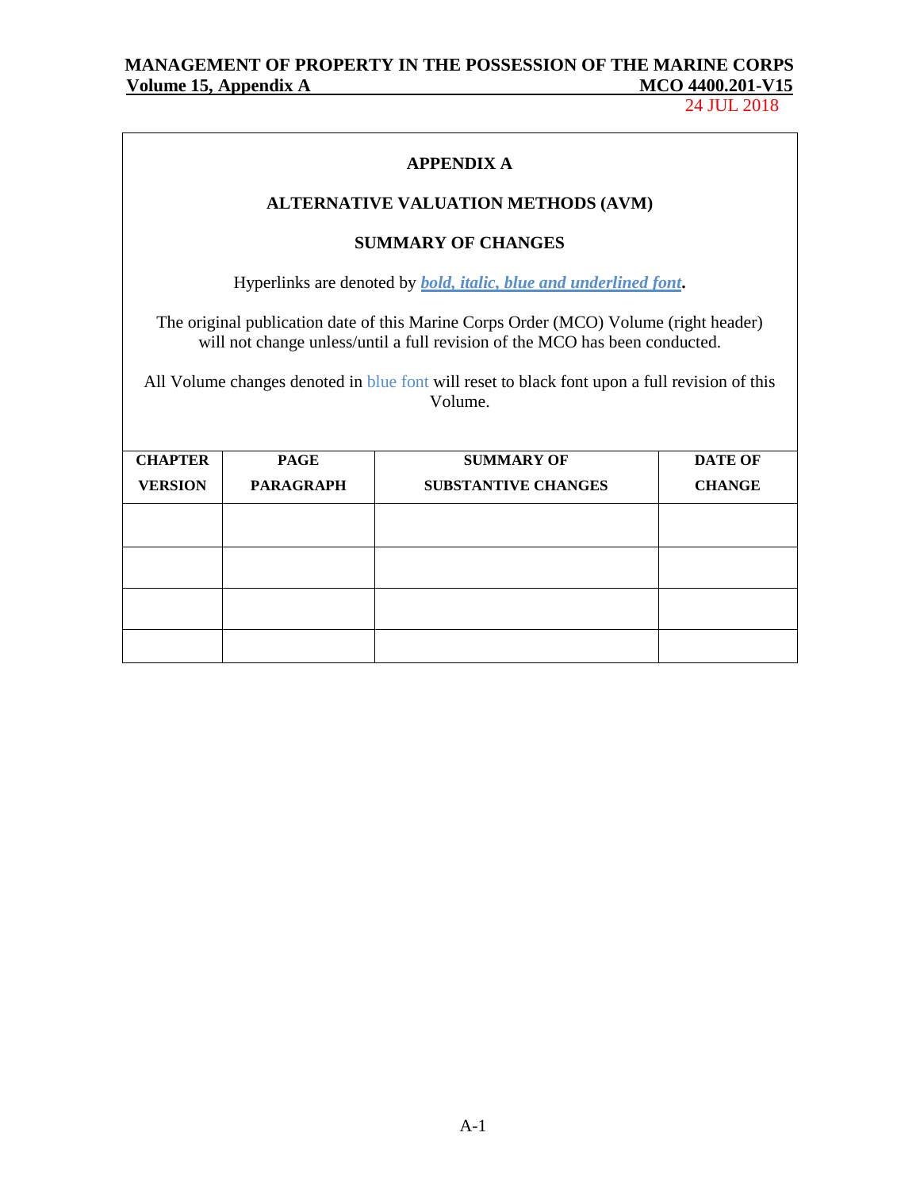## APPENDIX A

## ALTERNATIVE VALUATION METHODS (AVM)

## SUMMARY OF CHANGES

Hyperlinks are denoted by ***bold, italic, blue and underlined font***.

The original publication date of this Marine Corps Order (MCO) Volume (right header) will not change unless/until a full revision of the MCO has been conducted.

All Volume changes denoted in blue font will reset to black font upon a full revision of this Volume.

| CHAPTER VERSION | PAGE PARAGRAPH | SUMMARY OF SUBSTANTIVE CHANGES | DATE OF CHANGE |
|---|---|---|---|
| | | | |
| | | | |
| | | | |
| | | | |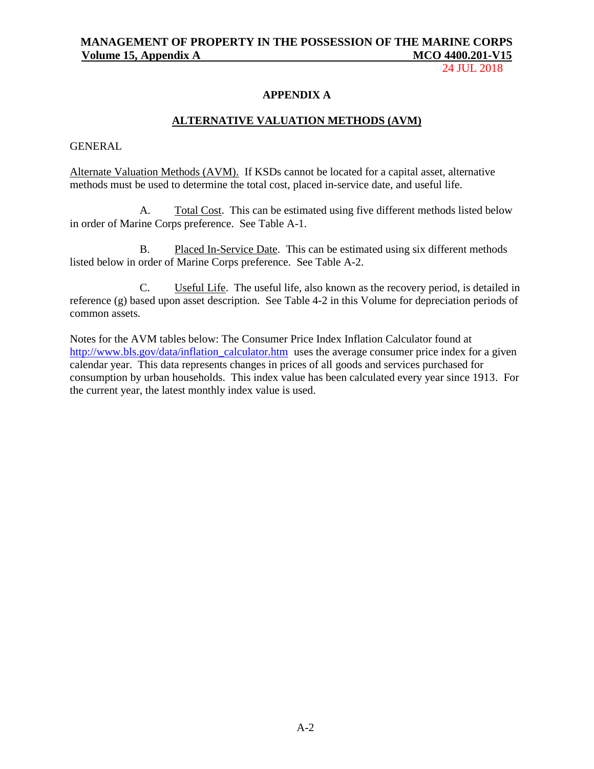# APPENDIX A

## ALTERNATIVE VALUATION METHODS (AVM)

GENERAL

Alternate Valuation Methods (AVM). If KSDs cannot be located for a capital asset, alternative methods must be used to determine the total cost, placed in-service date, and useful life.

A. Total Cost. This can be estimated using five different methods listed below in order of Marine Corps preference. See Table A-1.

B. Placed In-Service Date. This can be estimated using six different methods listed below in order of Marine Corps preference. See Table A-2.

C. Useful Life. The useful life, also known as the recovery period, is detailed in reference (g) based upon asset description. See Table 4-2 in this Volume for depreciation periods of common assets.

Notes for the AVM tables below: The Consumer Price Index Inflation Calculator found at http://www.bls.gov/data/inflation_calculator.htm uses the average consumer price index for a given calendar year. This data represents changes in prices of all goods and services purchased for consumption by urban households. This index value has been calculated every year since 1913. For the current year, the latest monthly index value is used.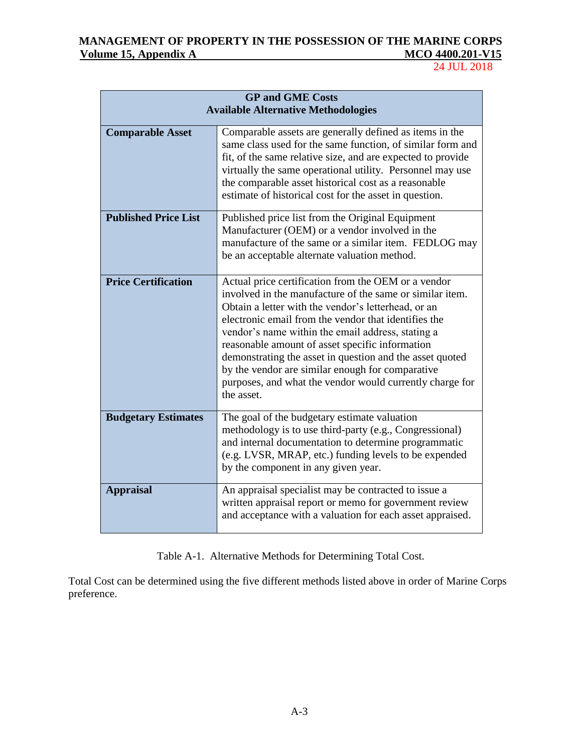| GP and GME Costs<br>Available Alternative Methodologies | |
|---|---|
| **Comparable Asset** | Comparable assets are generally defined as items in the same class used for the same function, of similar form and fit, of the same relative size, and are expected to provide virtually the same operational utility. Personnel may use the comparable asset historical cost as a reasonable estimate of historical cost for the asset in question. |
| **Published Price List** | Published price list from the Original Equipment Manufacturer (OEM) or a vendor involved in the manufacture of the same or a similar item. FEDLOG may be an acceptable alternate valuation method. |
| **Price Certification** | Actual price certification from the OEM or a vendor involved in the manufacture of the same or similar item. Obtain a letter with the vendor's letterhead, or an electronic email from the vendor that identifies the vendor's name within the email address, stating a reasonable amount of asset specific information demonstrating the asset in question and the asset quoted by the vendor are similar enough for comparative purposes, and what the vendor would currently charge for the asset. |
| **Budgetary Estimates** | The goal of the budgetary estimate valuation methodology is to use third-party (e.g., Congressional) and internal documentation to determine programmatic (e.g. LVSR, MRAP, etc.) funding levels to be expended by the component in any given year. |
| **Appraisal** | An appraisal specialist may be contracted to issue a written appraisal report or memo for government review and acceptance with a valuation for each asset appraised. |

Table A-1. Alternative Methods for Determining Total Cost.

Total Cost can be determined using the five different methods listed above in order of Marine Corps preference.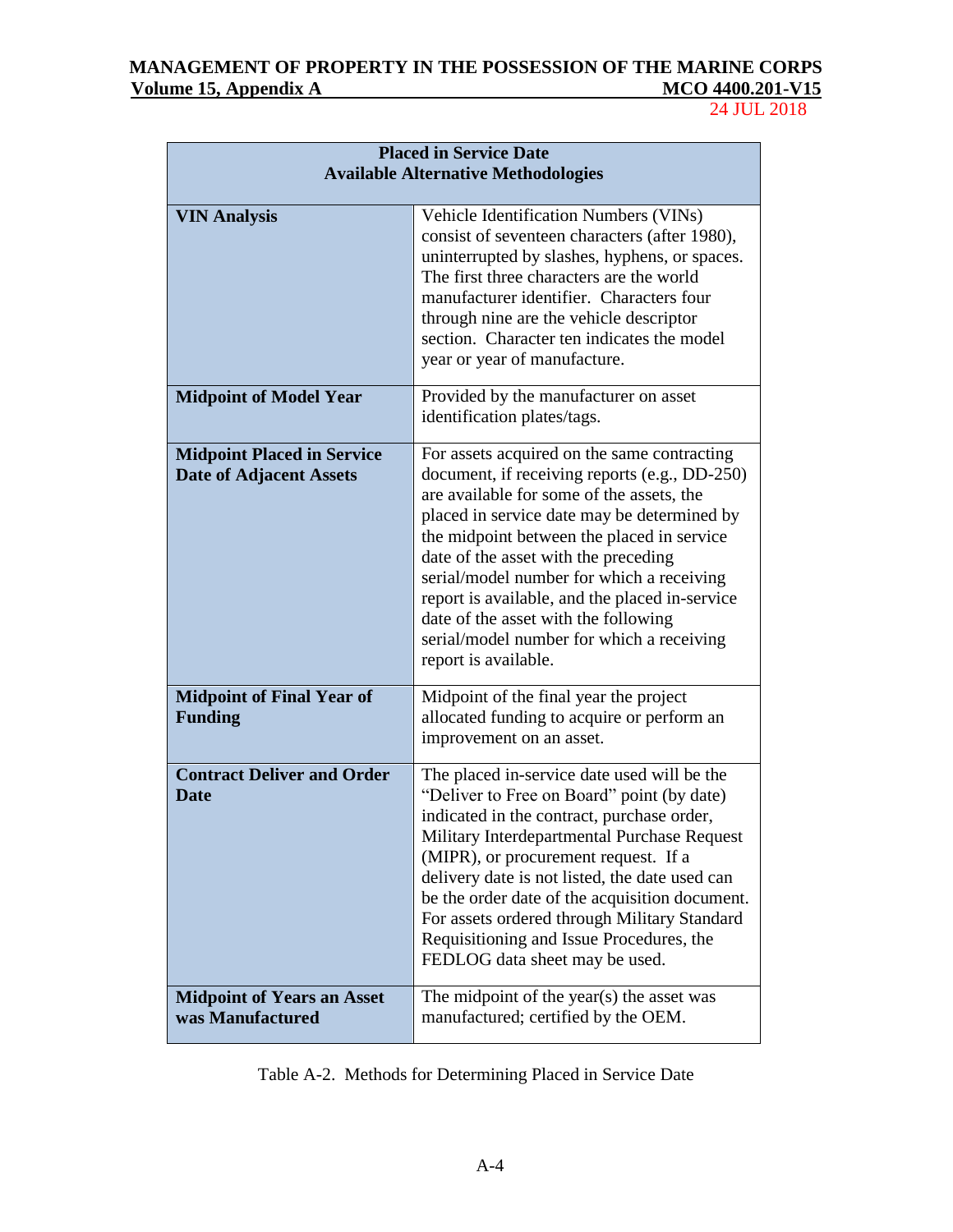| Placed in Service Date<br>Available Alternative Methodologies | |
|---|---|
| **VIN Analysis** | Vehicle Identification Numbers (VINs) consist of seventeen characters (after 1980), uninterrupted by slashes, hyphens, or spaces. The first three characters are the world manufacturer identifier. Characters four through nine are the vehicle descriptor section. Character ten indicates the model year or year of manufacture. |
| **Midpoint of Model Year** | Provided by the manufacturer on asset identification plates/tags. |
| **Midpoint Placed in Service Date of Adjacent Assets** | For assets acquired on the same contracting document, if receiving reports (e.g., DD-250) are available for some of the assets, the placed in service date may be determined by the midpoint between the placed in service date of the asset with the preceding serial/model number for which a receiving report is available, and the placed in-service date of the asset with the following serial/model number for which a receiving report is available. |
| **Midpoint of Final Year of Funding** | Midpoint of the final year the project allocated funding to acquire or perform an improvement on an asset. |
| **Contract Deliver and Order Date** | The placed in-service date used will be the "Deliver to Free on Board" point (by date) indicated in the contract, purchase order, Military Interdepartmental Purchase Request (MIPR), or procurement request. If a delivery date is not listed, the date used can be the order date of the acquisition document. For assets ordered through Military Standard Requisitioning and Issue Procedures, the FEDLOG data sheet may be used. |
| **Midpoint of Years an Asset was Manufactured** | The midpoint of the year(s) the asset was manufactured; certified by the OEM. |

Table A-2. Methods for Determining Placed in Service Date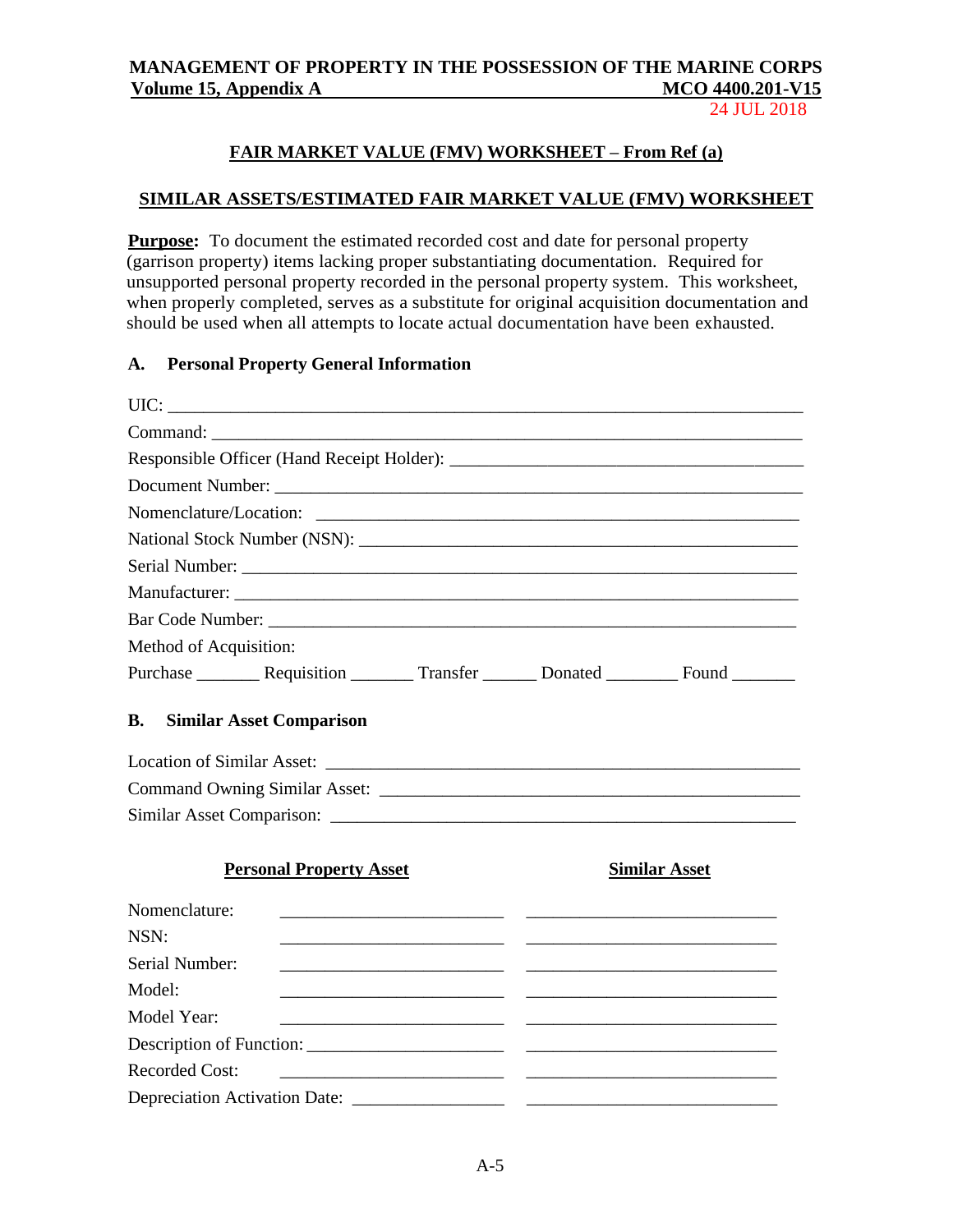## FAIR MARKET VALUE (FMV) WORKSHEET – From Ref (a)

## SIMILAR ASSETS/ESTIMATED FAIR MARKET VALUE (FMV) WORKSHEET

**Purpose:** To document the estimated recorded cost and date for personal property (garrison property) items lacking proper substantiating documentation. Required for unsupported personal property recorded in the personal property system. This worksheet, when properly completed, serves as a substitute for original acquisition documentation and should be used when all attempts to locate actual documentation have been exhausted.

### A. Personal Property General Information

UIC: ______________________________________________________________________

Command: __________________________________________________________________

Responsible Officer (Hand Receipt Holder): _______________________________________

Document Number: ___________________________________________________________

Nomenclature/Location: _______________________________________________________

National Stock Number (NSN): __________________________________________________

Serial Number: _______________________________________________________________

Manufacturer: ________________________________________________________________

Bar Code Number: ____________________________________________________________

Method of Acquisition:

Purchase _______ Requisition _______ Transfer ______ Donated ________ Found _______

### B. Similar Asset Comparison

Location of Similar Asset: _____________________________________________________

Command Owning Similar Asset: ________________________________________________

Similar Asset Comparison: _____________________________________________________

| | Personal Property Asset | Similar Asset |
|---|---|---|
| Nomenclature: | ________________________ | ___________________________ |
| NSN: | ________________________ | ___________________________ |
| Serial Number: | ________________________ | ___________________________ |
| Model: | ________________________ | ___________________________ |
| Model Year: | ________________________ | ___________________________ |
| Description of Function: | ________________________ | ___________________________ |
| Recorded Cost: | ________________________ | ___________________________ |
| Depreciation Activation Date: | ________________________ | ___________________________ |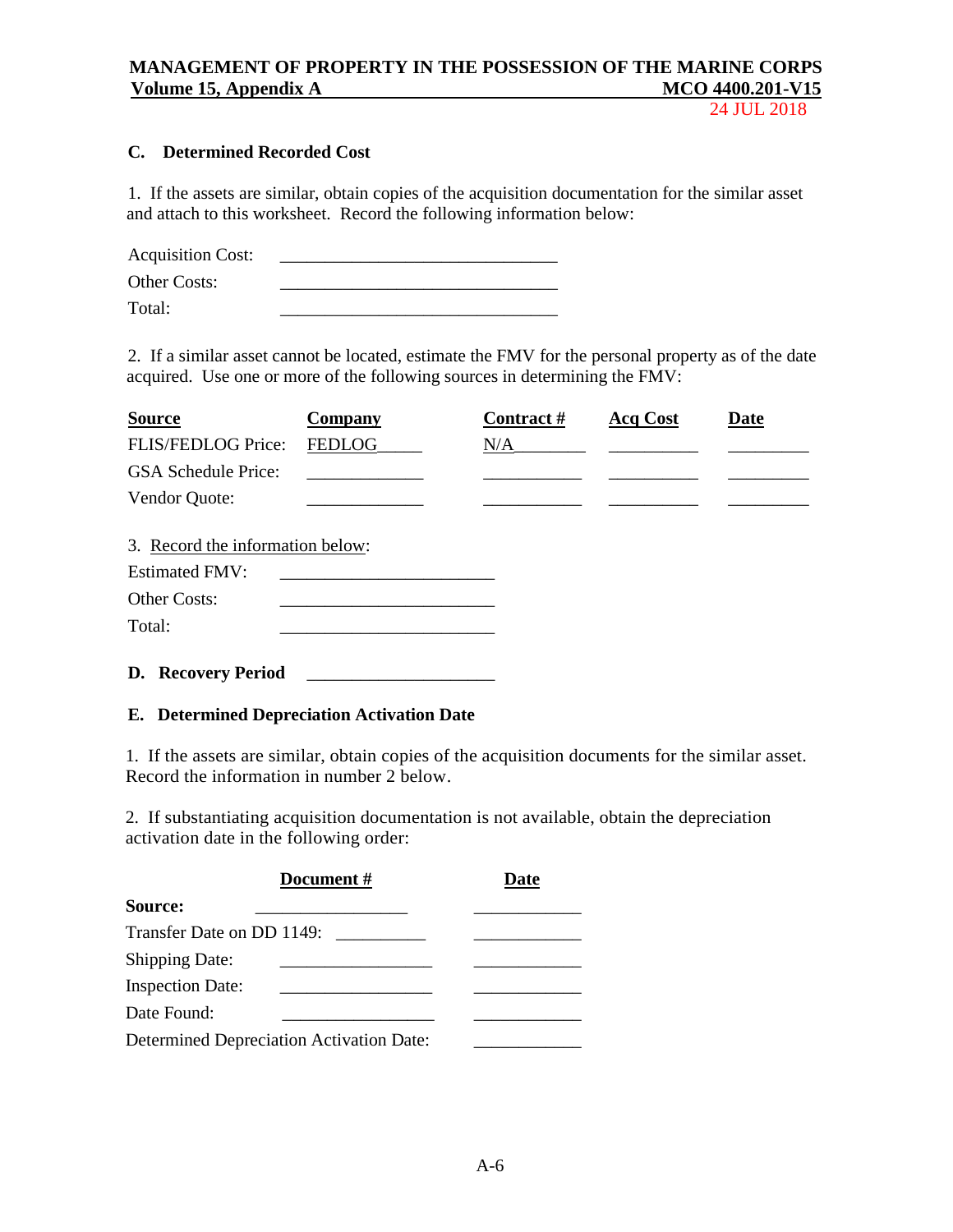### C. Determined Recorded Cost

1. If the assets are similar, obtain copies of the acquisition documentation for the similar asset and attach to this worksheet. Record the following information below:

Acquisition Cost: ______________________________

Other Costs: ______________________________

Total: ______________________________

2. If a similar asset cannot be located, estimate the FMV for the personal property as of the date acquired. Use one or more of the following sources in determining the FMV:

| Source | Company | Contract # | Acq Cost | Date |
|---|---|---|---|---|
| FLIS/FEDLOG Price: | FEDLOG_____ | N/A________ | __________ | _________ |
| GSA Schedule Price: | _____________ | ___________ | __________ | _________ |
| Vendor Quote: | _____________ | ___________ | __________ | _________ |

3. Record the information below:

Estimated FMV: ________________________

Other Costs: ________________________

Total: ________________________

### D. Recovery Period ____________________

### E. Determined Depreciation Activation Date

1. If the assets are similar, obtain copies of the acquisition documents for the similar asset. Record the information in number 2 below.

2. If substantiating acquisition documentation is not available, obtain the depreciation activation date in the following order:

| | Document # | Date |
|---|---|---|
| **Source:** | _________________ | ___________ |
| Transfer Date on DD 1149: | __________ | ____________ |
| Shipping Date: | _________________ | ____________ |
| Inspection Date: | _________________ | ____________ |
| Date Found: | _________________ | ____________ |
| Determined Depreciation Activation Date: | | ____________ |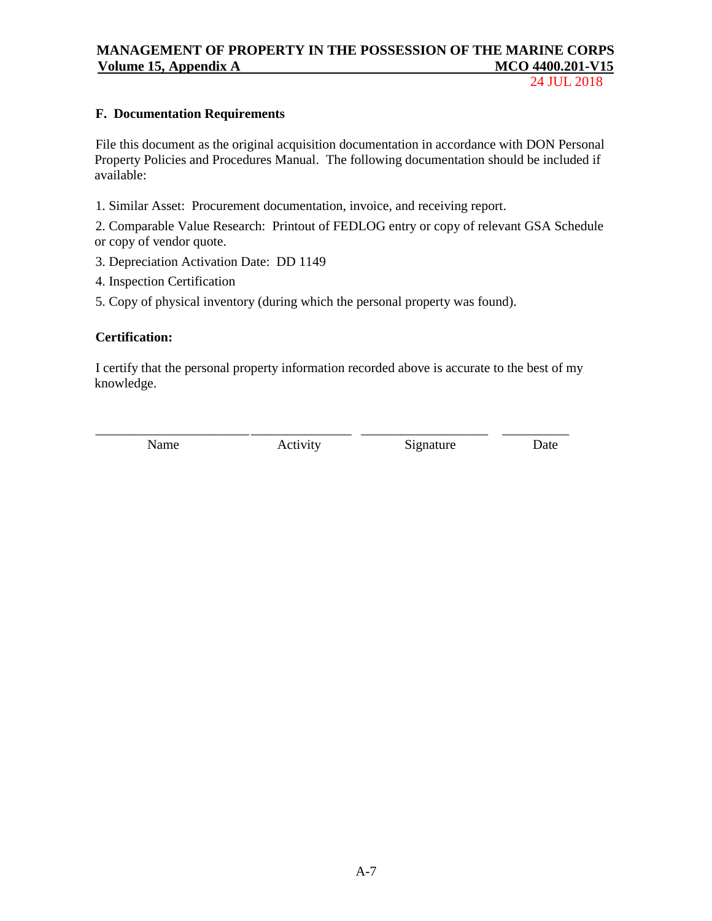### F. Documentation Requirements

File this document as the original acquisition documentation in accordance with DON Personal Property Policies and Procedures Manual. The following documentation should be included if available:

1. Similar Asset: Procurement documentation, invoice, and receiving report.
2. Comparable Value Research: Printout of FEDLOG entry or copy of relevant GSA Schedule or copy of vendor quote.
3. Depreciation Activation Date: DD 1149
4. Inspection Certification
5. Copy of physical inventory (during which the personal property was found).

**Certification:**

I certify that the personal property information recorded above is accurate to the best of my knowledge.

| ______________________ | ______________ | __________________ | __________ |
|---|---|---|---|
| Name | Activity | Signature | Date |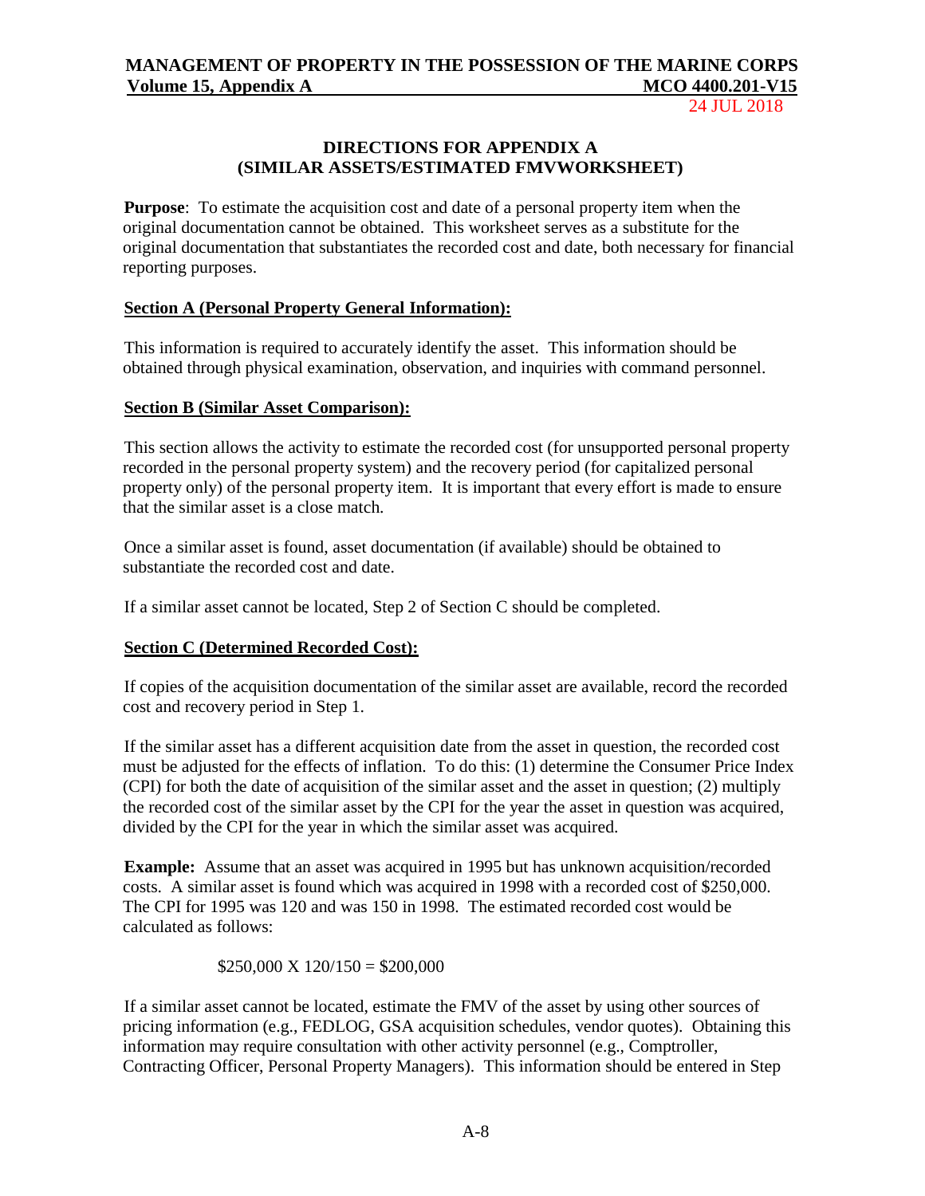## DIRECTIONS FOR APPENDIX A (SIMILAR ASSETS/ESTIMATED FMVWORKSHEET)

**Purpose**: To estimate the acquisition cost and date of a personal property item when the original documentation cannot be obtained. This worksheet serves as a substitute for the original documentation that substantiates the recorded cost and date, both necessary for financial reporting purposes.

**Section A (Personal Property General Information):**

This information is required to accurately identify the asset. This information should be obtained through physical examination, observation, and inquiries with command personnel.

**Section B (Similar Asset Comparison):**

This section allows the activity to estimate the recorded cost (for unsupported personal property recorded in the personal property system) and the recovery period (for capitalized personal property only) of the personal property item. It is important that every effort is made to ensure that the similar asset is a close match.

Once a similar asset is found, asset documentation (if available) should be obtained to substantiate the recorded cost and date.

If a similar asset cannot be located, Step 2 of Section C should be completed.

**Section C (Determined Recorded Cost):**

If copies of the acquisition documentation of the similar asset are available, record the recorded cost and recovery period in Step 1.

If the similar asset has a different acquisition date from the asset in question, the recorded cost must be adjusted for the effects of inflation. To do this: (1) determine the Consumer Price Index (CPI) for both the date of acquisition of the similar asset and the asset in question; (2) multiply the recorded cost of the similar asset by the CPI for the year the asset in question was acquired, divided by the CPI for the year in which the similar asset was acquired.

**Example:** Assume that an asset was acquired in 1995 but has unknown acquisition/recorded costs. A similar asset is found which was acquired in 1998 with a recorded cost of $250,000. The CPI for 1995 was 120 and was 150 in 1998. The estimated recorded cost would be calculated as follows:

$250,000 X 120/150 = $200,000

If a similar asset cannot be located, estimate the FMV of the asset by using other sources of pricing information (e.g., FEDLOG, GSA acquisition schedules, vendor quotes). Obtaining this information may require consultation with other activity personnel (e.g., Comptroller, Contracting Officer, Personal Property Managers). This information should be entered in Step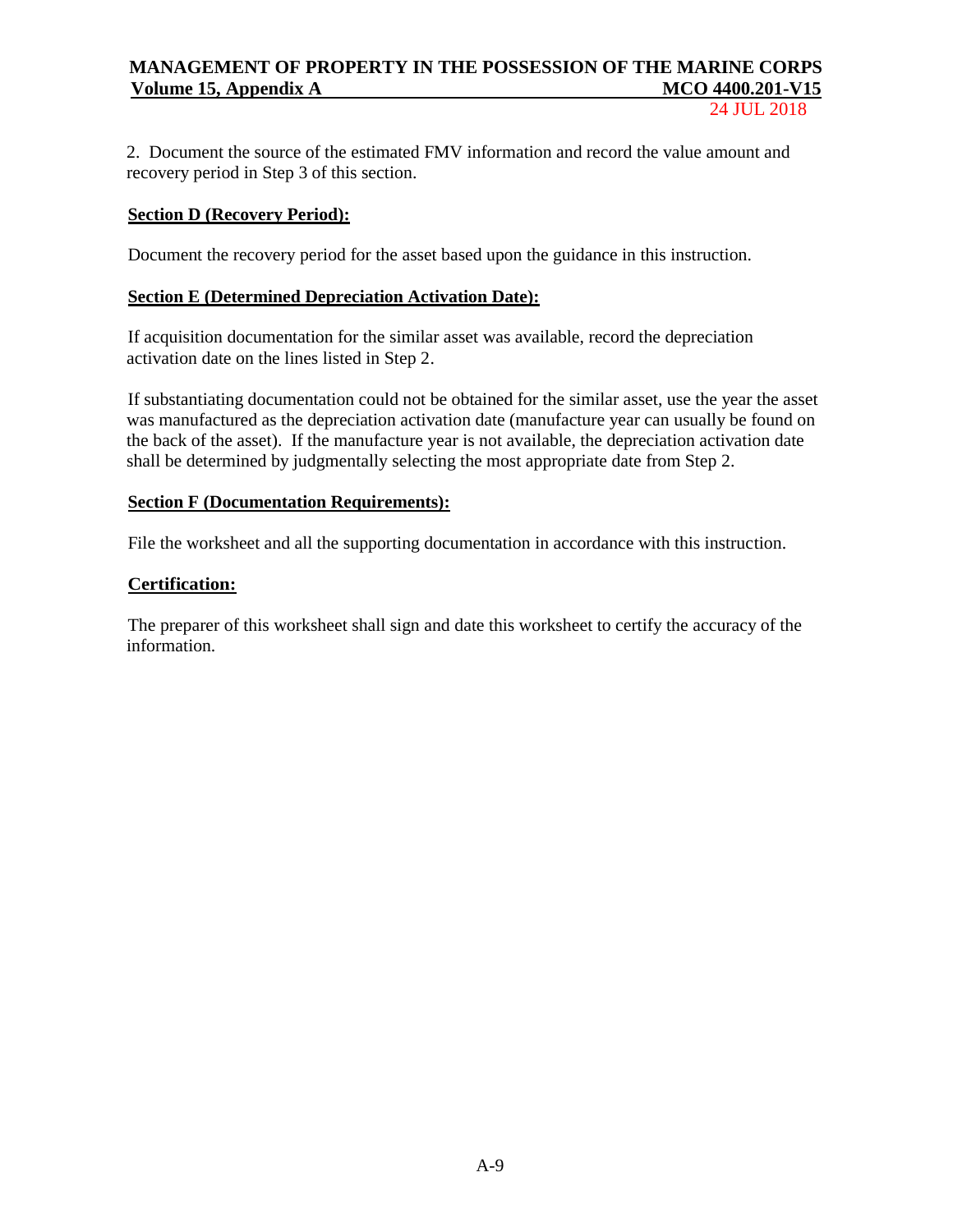2. Document the source of the estimated FMV information and record the value amount and recovery period in Step 3 of this section.

**Section D (Recovery Period):**

Document the recovery period for the asset based upon the guidance in this instruction.

**Section E (Determined Depreciation Activation Date):**

If acquisition documentation for the similar asset was available, record the depreciation activation date on the lines listed in Step 2.

If substantiating documentation could not be obtained for the similar asset, use the year the asset was manufactured as the depreciation activation date (manufacture year can usually be found on the back of the asset). If the manufacture year is not available, the depreciation activation date shall be determined by judgmentally selecting the most appropriate date from Step 2.

**Section F (Documentation Requirements):**

File the worksheet and all the supporting documentation in accordance with this instruction.

**Certification:**

The preparer of this worksheet shall sign and date this worksheet to certify the accuracy of the information.